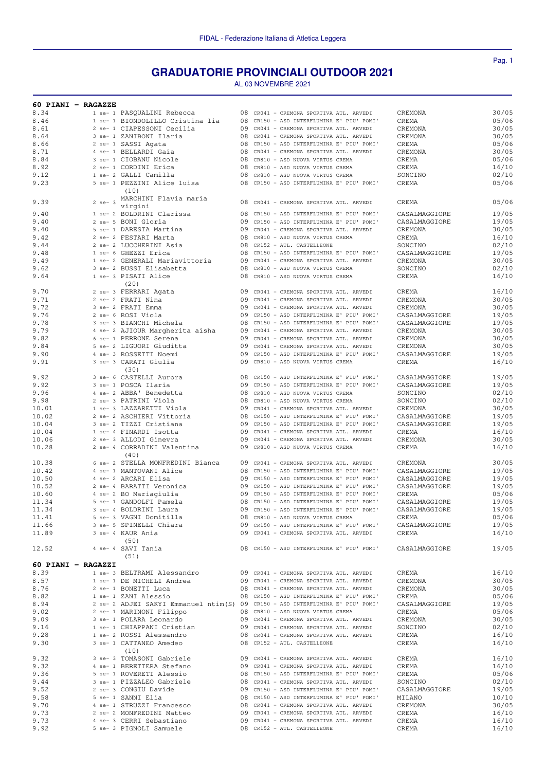FIDAL - Federazione Italiana di Atletica Leggera

# GRADUATORIE PROVINCIALI OUTDOOR 2021

AL 03 NOVEMBRE 2021

## 60 PIANI - RAGAZZE

| Tempo | Serie | Atleta | Anno | Società | Luogo | Data |
|---|---|---|---|---|---|---|
| 8.34 | 1 se- 1 | PASQUALINI Rebecca | 08 | CR041 - CREMONA SPORTIVA ATL. ARVEDI | CREMONA | 30/05 |
| 8.46 | 1 se- 1 | BIONDOLILLO Cristina lia | 08 | CR150 - ASD INTERFLUMINA E' PIU' POMI' | CREMA | 05/06 |
| 8.61 | 2 se- 1 | CIAPESSONI Cecilia | 09 | CR041 - CREMONA SPORTIVA ATL. ARVEDI | CREMONA | 30/05 |
| 8.64 | 3 se- 1 | ZANIBONI Ilaria | 08 | CR041 - CREMONA SPORTIVA ATL. ARVEDI | CREMONA | 30/05 |
| 8.66 | 2 se- 1 | SASSI Agata | 08 | CR150 - ASD INTERFLUMINA E' PIU' POMI' | CREMA | 05/06 |
| 8.71 | 4 se- 1 | BELLARDI Gaia | 08 | CR041 - CREMONA SPORTIVA ATL. ARVEDI | CREMONA | 30/05 |
| 8.84 | 3 se- 1 | CIOBANU Nicole | 08 | CR810 - ASD NUOVA VIRTUS CREMA | CREMA | 05/06 |
| 8.92 | 2 se- 1 | CORDINI Erica | 08 | CR810 - ASD NUOVA VIRTUS CREMA | CREMA | 16/10 |
| 9.12 | 1 se- 2 | GALLI Camilla | 08 | CR810 - ASD NUOVA VIRTUS CREMA | SONCINO | 02/10 |
| 9.23 | 5 se- 1 | PEZZINI Alice luisa (10) | 08 | CR150 - ASD INTERFLUMINA E' PIU' POMI' | CREMA | 05/06 |
| 9.39 | 2 se- 3 | MARCHINI Flavia maria virgini | 08 | CR041 - CREMONA SPORTIVA ATL. ARVEDI | CREMA | 05/06 |
| 9.40 | 1 se- 2 | BOLDRINI Clarissa | 08 | CR150 - ASD INTERFLUMINA E' PIU' POMI' | CASALMAGGIORE | 19/05 |
| 9.40 | 2 se- 5 | BONI Gloria | 09 | CR150 - ASD INTERFLUMINA E' PIU' POMI' | CASALMAGGIORE | 19/05 |
| 9.40 | 5 se- 1 | DARESTA Martina | 09 | CR041 - CREMONA SPORTIVA ATL. ARVEDI | CREMONA | 30/05 |
| 9.42 | 2 se- 2 | FESTARI Marta | 08 | CR810 - ASD NUOVA VIRTUS CREMA | CREMA | 16/10 |
| 9.44 | 2 se- 2 | LUCCHERINI Asia | 08 | CR152 - ATL. CASTELLEONE | SONCINO | 02/10 |
| 9.48 | 1 se- 6 | GHEZZI Erica | 08 | CR150 - ASD INTERFLUMINA E' PIU' POMI' | CASALMAGGIORE | 19/05 |
| 9.49 | 1 se- 2 | GENERALI Mariavittoria | 09 | CR041 - CREMONA SPORTIVA ATL. ARVEDI | CREMONA | 30/05 |
| 9.62 | 3 se- 2 | BUSSI Elisabetta | 08 | CR810 - ASD NUOVA VIRTUS CREMA | SONCINO | 02/10 |
| 9.64 | 1 se- 3 | PISATI Alice (20) | 08 | CR810 - ASD NUOVA VIRTUS CREMA | CREMA | 16/10 |
| 9.70 | 2 se- 3 | FERRARI Agata | 09 | CR041 - CREMONA SPORTIVA ATL. ARVEDI | CREMA | 16/10 |
| 9.71 | 2 se- 2 | FRATI Nina | 09 | CR041 - CREMONA SPORTIVA ATL. ARVEDI | CREMONA | 30/05 |
| 9.72 | 3 se- 2 | FRATI Emma | 09 | CR041 - CREMONA SPORTIVA ATL. ARVEDI | CREMONA | 30/05 |
| 9.76 | 2 se- 6 | ROSI Viola | 09 | CR150 - ASD INTERFLUMINA E' PIU' POMI' | CASALMAGGIORE | 19/05 |
| 9.78 | 3 se- 3 | BIANCHI Michela | 08 | CR150 - ASD INTERFLUMINA E' PIU' POMI' | CASALMAGGIORE | 19/05 |
| 9.79 | 4 se- 2 | AJIOUR Margherita aisha | 09 | CR041 - CREMONA SPORTIVA ATL. ARVEDI | CREMONA | 30/05 |
| 9.82 | 6 se- 1 | PERRONE Serena | 09 | CR041 - CREMONA SPORTIVA ATL. ARVEDI | CREMONA | 30/05 |
| 9.84 | 5 se- 2 | LIGUORI Giuditta | 09 | CR041 - CREMONA SPORTIVA ATL. ARVEDI | CREMONA | 30/05 |
| 9.90 | 4 se- 3 | ROSSETTI Noemi | 09 | CR150 - ASD INTERFLUMINA E' PIU' POMI' | CASALMAGGIORE | 19/05 |
| 9.91 | 3 se- 3 | CARATI Giulia (30) | 09 | CR810 - ASD NUOVA VIRTUS CREMA | CREMA | 16/10 |
| 9.92 | 3 se- 6 | CASTELLI Aurora | 08 | CR150 - ASD INTERFLUMINA E' PIU' POMI' | CASALMAGGIORE | 19/05 |
| 9.92 | 3 se- 1 | POSCA Ilaria | 09 | CR150 - ASD INTERFLUMINA E' PIU' POMI' | CASALMAGGIORE | 19/05 |
| 9.96 | 4 se- 2 | ABBA' Benedetta | 08 | CR810 - ASD NUOVA VIRTUS CREMA | SONCINO | 02/10 |
| 9.98 | 2 se- 3 | PATRINI Viola | 08 | CR810 - ASD NUOVA VIRTUS CREMA | SONCINO | 02/10 |
| 10.01 | 1 se- 3 | LAZZARETTI Viola | 09 | CR041 - CREMONA SPORTIVA ATL. ARVEDI | CREMONA | 30/05 |
| 10.02 | 2 se- 2 | ASCHIERI Vittoria | 08 | CR150 - ASD INTERFLUMINA E' PIU' POMI' | CASALMAGGIORE | 19/05 |
| 10.04 | 3 se- 2 | TIZZI Cristiana | 09 | CR150 - ASD INTERFLUMINA E' PIU' POMI' | CASALMAGGIORE | 19/05 |
| 10.04 | 1 se- 4 | FINARDI Isotta | 09 | CR041 - CREMONA SPORTIVA ATL. ARVEDI | CREMA | 16/10 |
| 10.06 | 2 se- 3 | ALLODI Ginevra | 09 | CR041 - CREMONA SPORTIVA ATL. ARVEDI | CREMONA | 30/05 |
| 10.28 | 2 se- 4 | CORRADINI Valentina (40) | 09 | CR810 - ASD NUOVA VIRTUS CREMA | CREMA | 16/10 |
| 10.38 | 6 se- 2 | STELLA MONFREDINI Bianca | 09 | CR041 - CREMONA SPORTIVA ATL. ARVEDI | CREMONA | 30/05 |
| 10.42 | 4 se- 1 | MANTOVANI Alice | 08 | CR150 - ASD INTERFLUMINA E' PIU' POMI' | CASALMAGGIORE | 19/05 |
| 10.50 | 4 se- 2 | ARCARI Elisa | 09 | CR150 - ASD INTERFLUMINA E' PIU' POMI' | CASALMAGGIORE | 19/05 |
| 10.52 | 2 se- 4 | BARATTI Veronica | 09 | CR150 - ASD INTERFLUMINA E' PIU' POMI' | CASALMAGGIORE | 19/05 |
| 10.60 | 4 se- 2 | BO Mariagiulia | 09 | CR150 - ASD INTERFLUMINA E' PIU' POMI' | CREMA | 05/06 |
| 11.34 | 5 se- 1 | GANDOLFI Pamela | 08 | CR150 - ASD INTERFLUMINA E' PIU' POMI' | CASALMAGGIORE | 19/05 |
| 11.34 | 3 se- 4 | BOLDRINI Laura | 09 | CR150 - ASD INTERFLUMINA E' PIU' POMI' | CASALMAGGIORE | 19/05 |
| 11.41 | 5 se- 3 | VAGNI Domitilla | 08 | CR810 - ASD NUOVA VIRTUS CREMA | CREMA | 05/06 |
| 11.66 | 3 se- 5 | SPINELLI Chiara | 09 | CR150 - ASD INTERFLUMINA E' PIU' POMI' | CASALMAGGIORE | 19/05 |
| 11.89 | 3 se- 4 | KAUR Ania (50) | 09 | CR041 - CREMONA SPORTIVA ATL. ARVEDI | CREMA | 16/10 |
| 12.52 | 4 se- 4 | SAVI Tania (51) | 08 | CR150 - ASD INTERFLUMINA E' PIU' POMI' | CASALMAGGIORE | 19/05 |

## 60 PIANI - RAGAZZI

| Tempo | Serie | Atleta | Anno | Società | Luogo | Data |
|---|---|---|---|---|---|---|
| 8.39 | 1 se- 3 | BELTRAMI Alessandro | 09 | CR041 - CREMONA SPORTIVA ATL. ARVEDI | CREMA | 16/10 |
| 8.57 | 1 se- 1 | DE MICHELI Andrea | 09 | CR041 - CREMONA SPORTIVA ATL. ARVEDI | CREMONA | 30/05 |
| 8.76 | 2 se- 1 | BONETTI Luca | 08 | CR041 - CREMONA SPORTIVA ATL. ARVEDI | CREMONA | 30/05 |
| 8.82 | 1 se- 1 | ZANI Alessio | 08 | CR150 - ASD INTERFLUMINA E' PIU' POMI' | CREMA | 05/06 |
| 8.94 | 2 se- 2 | ADJEI SAKYI Emmanuel ntim(S) | 09 | CR150 - ASD INTERFLUMINA E' PIU' POMI' | CASALMAGGIORE | 19/05 |
| 9.02 | 2 se- 1 | MARINONI Filippo | 08 | CR810 - ASD NUOVA VIRTUS CREMA | CREMA | 05/06 |
| 9.09 | 3 se- 1 | POLARA Leonardo | 09 | CR041 - CREMONA SPORTIVA ATL. ARVEDI | CREMONA | 30/05 |
| 9.16 | 1 se- 1 | CHIAPPANI Cristian | 09 | CR041 - CREMONA SPORTIVA ATL. ARVEDI | SONCINO | 02/10 |
| 9.28 | 1 se- 2 | ROSSI Alessandro | 08 | CR041 - CREMONA SPORTIVA ATL. ARVEDI | CREMA | 16/10 |
| 9.30 | 3 se- 1 | CATTANEO Amedeo (10) | 08 | CR152 - ATL. CASTELLEONE | CREMA | 16/10 |
| 9.32 | 3 se- 3 | TOMASONI Gabriele | 09 | CR041 - CREMONA SPORTIVA ATL. ARVEDI | CREMA | 16/10 |
| 9.32 | 4 se- 1 | BERETTERA Stefano | 09 | CR041 - CREMONA SPORTIVA ATL. ARVEDI | CREMA | 16/10 |
| 9.36 | 5 se- 1 | ROVERETI Alessio | 08 | CR150 - ASD INTERFLUMINA E' PIU' POMI' | CREMA | 05/06 |
| 9.44 | 3 se- 1 | PIZZALEO Gabriele | 08 | CR041 - CREMONA SPORTIVA ATL. ARVEDI | SONCINO | 02/10 |
| 9.52 | 2 se- 3 | CONGIU Davide | 09 | CR150 - ASD INTERFLUMINA E' PIU' POMI' | CASALMAGGIORE | 19/05 |
| 9.58 | 5 se- 1 | SANNI Elia | 08 | CR150 - ASD INTERFLUMINA E' PIU' POMI' | MILANO | 10/10 |
| 9.70 | 4 se- 1 | STRUZZI Francesco | 08 | CR041 - CREMONA SPORTIVA ATL. ARVEDI | CREMONA | 30/05 |
| 9.73 | 2 se- 2 | MONFREDINI Matteo | 09 | CR041 - CREMONA SPORTIVA ATL. ARVEDI | CREMA | 16/10 |
| 9.73 | 4 se- 3 | CERRI Sebastiano | 09 | CR041 - CREMONA SPORTIVA ATL. ARVEDI | CREMA | 16/10 |
| 9.92 | 5 se- 3 | PIGNOLI Samuele | 08 | CR152 - ATL. CASTELLEONE | CREMA | 16/10 |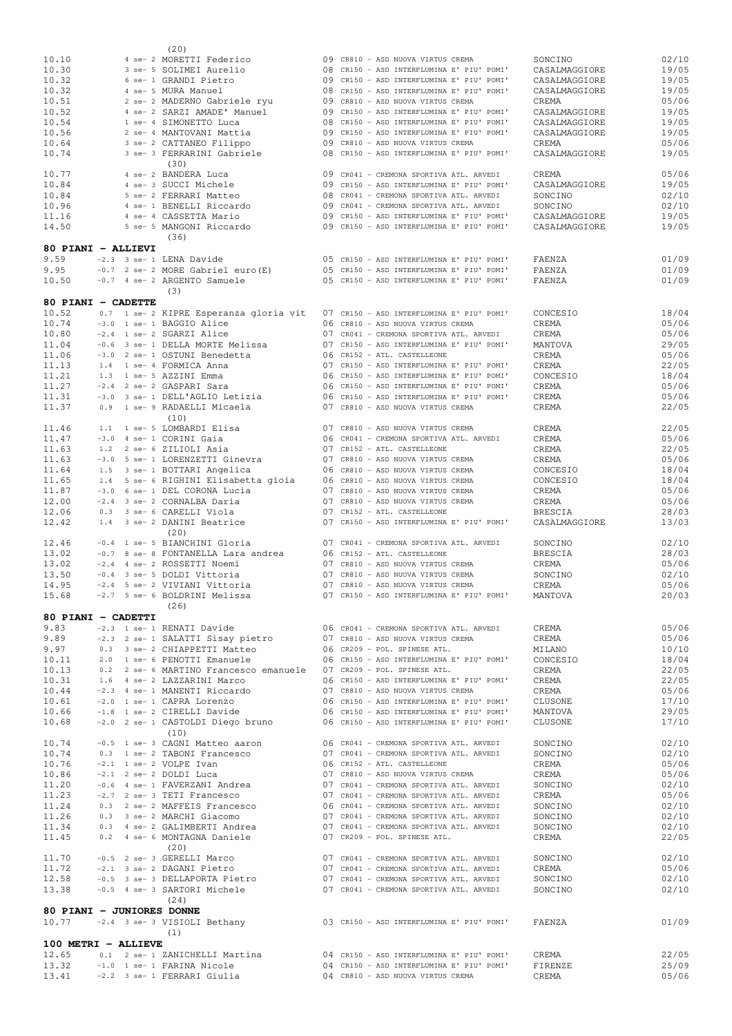(20)

| | | | | | |
|---|---|---|---|---|---|
| 10.10 | 4 se- 2 MORETTI Federico | 09 CR810 - ASD NUOVA VIRTUS CREMA | SONCINO | 02/10 |
| 10.30 | 3 se- 5 SOLIMEI Aurelio | 08 CR150 - ASD INTERFLUMINA E' PIU' POMI' | CASALMAGGIORE | 19/05 |
| 10.32 | 6 se- 1 GRANDI Pietro | 09 CR150 - ASD INTERFLUMINA E' PIU' POMI' | CASALMAGGIORE | 19/05 |
| 10.32 | 4 se- 5 MURA Manuel | 08 CR150 - ASD INTERFLUMINA E' PIU' POMI' | CASALMAGGIORE | 19/05 |
| 10.51 | 2 se- 2 MADERNO Gabriele ryu | 09 CR810 - ASD NUOVA VIRTUS CREMA | CREMA | 05/06 |
| 10.52 | 4 se- 2 SARZI AMADE' Manuel | 09 CR150 - ASD INTERFLUMINA E' PIU' POMI' | CASALMAGGIORE | 19/05 |
| 10.54 | 1 se- 4 SIMONETTO Luca | 08 CR150 - ASD INTERFLUMINA E' PIU' POMI' | CASALMAGGIORE | 19/05 |
| 10.56 | 2 se- 4 MANTOVANI Mattia | 09 CR150 - ASD INTERFLUMINA E' PIU' POMI' | CASALMAGGIORE | 19/05 |
| 10.64 | 3 se- 2 CATTANEO Filippo | 09 CR810 - ASD NUOVA VIRTUS CREMA | CREMA | 05/06 |
| 10.74 | 3 se- 3 FERRARINI Gabriele | 08 CR150 - ASD INTERFLUMINA E' PIU' POMI' | CASALMAGGIORE | 19/05 |

(30)

| | | | | |
|---|---|---|---|---|
| 10.77 | 4 se- 2 BANDERA Luca | 09 CR041 - CREMONA SPORTIVA ATL. ARVEDI | CREMA | 05/06 |
| 10.84 | 4 se- 3 SUCCI Michele | 09 CR150 - ASD INTERFLUMINA E' PIU' POMI' | CASALMAGGIORE | 19/05 |
| 10.84 | 5 se- 2 FERRARI Matteo | 08 CR041 - CREMONA SPORTIVA ATL. ARVEDI | SONCINO | 02/10 |
| 10.96 | 4 se- 1 BENELLI Riccardo | 09 CR041 - CREMONA SPORTIVA ATL. ARVEDI | SONCINO | 02/10 |
| 11.16 | 4 se- 4 CASSETTA Mario | 09 CR150 - ASD INTERFLUMINA E' PIU' POMI' | CASALMAGGIORE | 19/05 |
| 14.50 | 5 se- 5 MANGONI Riccardo | 09 CR150 - ASD INTERFLUMINA E' PIU' POMI' | CASALMAGGIORE | 19/05 |

(36)

## 80 PIANI - ALLIEVI

| | | | | | |
|---|---|---|---|---|---|
| 9.59 | -2.3 | 3 se- 1 LENA Davide | 05 CR150 - ASD INTERFLUMINA E' PIU' POMI' | FAENZA | 01/09 |
| 9.95 | -0.7 | 2 se- 2 MORE Gabriel euro(E) | 05 CR150 - ASD INTERFLUMINA E' PIU' POMI' | FAENZA | 01/09 |
| 10.50 | -0.7 | 4 se- 2 ARGENTO Samuele | 05 CR150 - ASD INTERFLUMINA E' PIU' POMI' | FAENZA | 01/09 |

(3)

## 80 PIANI - CADETTE

| | | | | | |
|---|---|---|---|---|---|
| 10.52 | 0.7 | 1 se- 2 KIPRE Esperanza gloria vit | 07 CR150 - ASD INTERFLUMINA E' PIU' POMI' | CONCESIO | 18/04 |
| 10.74 | -3.0 | 1 se- 1 BAGGIO Alice | 06 CR810 - ASD NUOVA VIRTUS CREMA | CREMA | 05/06 |
| 10.80 | -2.4 | 1 se- 2 SGARZI Alice | 07 CR041 - CREMONA SPORTIVA ATL. ARVEDI | CREMA | 05/06 |
| 11.04 | -0.6 | 3 se- 1 DELLA MORTE Melissa | 07 CR150 - ASD INTERFLUMINA E' PIU' POMI' | MANTOVA | 29/05 |
| 11.06 | -3.0 | 2 se- 1 OSTUNI Benedetta | 06 CR152 - ATL. CASTELLEONE | CREMA | 05/06 |
| 11.13 | 1.4 | 1 se- 4 FORMICA Anna | 07 CR150 - ASD INTERFLUMINA E' PIU' POMI' | CREMA | 22/05 |
| 11.21 | 1.3 | 1 se- 5 AZZINI Emma | 06 CR150 - ASD INTERFLUMINA E' PIU' POMI' | CONCESIO | 18/04 |
| 11.27 | -2.4 | 2 se- 2 GASPARI Sara | 06 CR150 - ASD INTERFLUMINA E' PIU' POMI' | CREMA | 05/06 |
| 11.31 | -3.0 | 3 se- 1 DELL'AGLIO Letizia | 06 CR150 - ASD INTERFLUMINA E' PIU' POMI' | CREMA | 05/06 |
| 11.37 | 0.9 | 1 se- 9 RADAELLI Micaela | 07 CR810 - ASD NUOVA VIRTUS CREMA | CREMA | 22/05 |

(10)

| | | | | | |
|---|---|---|---|---|---|
| 11.46 | 1.1 | 1 se- 5 LOMBARDI Elisa | 07 CR810 - ASD NUOVA VIRTUS CREMA | CREMA | 22/05 |
| 11.47 | -3.0 | 4 se- 1 CORINI Gaia | 06 CR041 - CREMONA SPORTIVA ATL. ARVEDI | CREMA | 05/06 |
| 11.63 | 1.2 | 2 se- 6 ZILIOLI Asia | 07 CR152 - ATL. CASTELLEONE | CREMA | 22/05 |
| 11.63 | -3.0 | 5 se- 1 LORENZETTI Ginevra | 07 CR810 - ASD NUOVA VIRTUS CREMA | CREMA | 05/06 |
| 11.64 | 1.5 | 3 se- 1 BOTTARI Angelica | 06 CR810 - ASD NUOVA VIRTUS CREMA | CONCESIO | 18/04 |
| 11.65 | 1.4 | 5 se- 6 RIGHINI Elisabetta gioia | 06 CR810 - ASD NUOVA VIRTUS CREMA | CONCESIO | 18/04 |
| 11.87 | -3.0 | 6 se- 1 DEL CORONA Lucia | 07 CR810 - ASD NUOVA VIRTUS CREMA | CREMA | 05/06 |
| 12.00 | -2.4 | 3 se- 2 CORNALBA Daria | 07 CR810 - ASD NUOVA VIRTUS CREMA | CREMA | 05/06 |
| 12.06 | 0.3 | 3 se- 6 CARELLI Viola | 07 CR152 - ATL. CASTELLEONE | BRESCIA | 28/03 |
| 12.42 | 1.4 | 3 se- 2 DANINI Beatrice | 07 CR150 - ASD INTERFLUMINA E' PIU' POMI' | CASALMAGGIORE | 13/03 |

(20)

| | | | | | |
|---|---|---|---|---|---|
| 12.46 | -0.4 | 1 se- 5 BIANCHINI Gloria | 07 CR041 - CREMONA SPORTIVA ATL. ARVEDI | SONCINO | 02/10 |
| 13.02 | -0.7 | 8 se- 8 FONTANELLA Lara andrea | 06 CR152 - ATL. CASTELLEONE | BRESCIA | 28/03 |
| 13.02 | -2.4 | 4 se- 2 ROSSETTI Noemi | 07 CR810 - ASD NUOVA VIRTUS CREMA | CREMA | 05/06 |
| 13.50 | -0.4 | 3 se- 5 DOLDI Vittoria | 07 CR810 - ASD NUOVA VIRTUS CREMA | SONCINO | 02/10 |
| 14.95 | -2.4 | 5 se- 2 VIVIANI Vittoria | 07 CR810 - ASD NUOVA VIRTUS CREMA | CREMA | 05/06 |
| 15.68 | -2.7 | 5 se- 6 BOLDRINI Melissa | 07 CR150 - ASD INTERFLUMINA E' PIU' POMI' | MANTOVA | 20/03 |

(26)

## 80 PIANI - CADETTI

| | | | | | |
|---|---|---|---|---|---|
| 9.83 | -2.3 | 1 se- 1 RENATI Davide | 06 CR041 - CREMONA SPORTIVA ATL. ARVEDI | CREMA | 05/06 |
| 9.89 | -2.3 | 2 se- 1 SALATTI Sisay pietro | 07 CR810 - ASD NUOVA VIRTUS CREMA | CREMA | 05/06 |
| 9.97 | 0.3 | 3 se- 2 CHIAPPETTI Matteo | 06 CR209 - POL. SPINESE ATL. | MILANO | 10/10 |
| 10.11 | 2.0 | 1 se- 6 PENOTTI Emanuele | 06 CR150 - ASD INTERFLUMINA E' PIU' POMI' | CONCESIO | 18/04 |
| 10.13 | 0.2 | 2 se- 6 MARTINO Francesco emanuele | 07 CR209 - POL. SPINESE ATL. | CREMA | 22/05 |
| 10.31 | 1.6 | 4 se- 2 LAZZARINI Marco | 06 CR150 - ASD INTERFLUMINA E' PIU' POMI' | CREMA | 22/05 |
| 10.44 | -2.3 | 4 se- 1 MANENTI Riccardo | 07 CR810 - ASD NUOVA VIRTUS CREMA | CREMA | 05/06 |
| 10.61 | -2.0 | 1 se- 1 CAPRA Lorenzo | 06 CR150 - ASD INTERFLUMINA E' PIU' POMI' | CLUSONE | 17/10 |
| 10.66 | -1.8 | 1 se- 2 CIRELLI Davide | 06 CR150 - ASD INTERFLUMINA E' PIU' POMI' | MANTOVA | 29/05 |
| 10.68 | -2.0 | 2 se- 1 CASTOLDI Diego bruno | 06 CR150 - ASD INTERFLUMINA E' PIU' POMI' | CLUSONE | 17/10 |

(10)

| | | | | | |
|---|---|---|---|---|---|
| 10.74 | -0.5 | 1 se- 3 CAGNI Matteo aaron | 06 CR041 - CREMONA SPORTIVA ATL. ARVEDI | SONCINO | 02/10 |
| 10.74 | 0.3 | 1 se- 2 TABONI Francesco | 07 CR041 - CREMONA SPORTIVA ATL. ARVEDI | SONCINO | 02/10 |
| 10.76 | -2.1 | 1 se- 2 VOLPE Ivan | 06 CR152 - ATL. CASTELLEONE | CREMA | 05/06 |
| 10.86 | -2.1 | 2 se- 2 DOLDI Luca | 07 CR810 - ASD NUOVA VIRTUS CREMA | CREMA | 05/06 |
| 11.20 | -0.6 | 4 se- 1 FAVERZANI Andrea | 07 CR041 - CREMONA SPORTIVA ATL. ARVEDI | SONCINO | 02/10 |
| 11.23 | -2.7 | 2 se- 3 TETI Francesco | 07 CR041 - CREMONA SPORTIVA ATL. ARVEDI | CREMA | 05/06 |
| 11.24 | 0.3 | 2 se- 2 MAFFEIS Francesco | 06 CR041 - CREMONA SPORTIVA ATL. ARVEDI | SONCINO | 02/10 |
| 11.26 | 0.3 | 3 se- 2 MARCHI Giacomo | 07 CR041 - CREMONA SPORTIVA ATL. ARVEDI | SONCINO | 02/10 |
| 11.34 | 0.3 | 4 se- 2 GALIMBERTI Andrea | 07 CR041 - CREMONA SPORTIVA ATL. ARVEDI | SONCINO | 02/10 |
| 11.45 | 0.2 | 4 se- 6 MONTAGNA Daniele | 07 CR209 - POL. SPINESE ATL. | CREMA | 22/05 |

(20)

| | | | | | |
|---|---|---|---|---|---|
| 11.70 | -0.5 | 2 se- 3 GERELLI Marco | 07 CR041 - CREMONA SPORTIVA ATL. ARVEDI | SONCINO | 02/10 |
| 11.72 | -2.1 | 3 se- 2 DAGANI Pietro | 07 CR041 - CREMONA SPORTIVA ATL. ARVEDI | CREMA | 05/06 |
| 12.58 | -0.5 | 3 se- 3 DELLAPORTA Pietro | 07 CR041 - CREMONA SPORTIVA ATL. ARVEDI | SONCINO | 02/10 |
| 13.38 | -0.5 | 4 se- 3 SARTORI Michele | 07 CR041 - CREMONA SPORTIVA ATL. ARVEDI | SONCINO | 02/10 |

(24)

## 80 PIANI - JUNIORES DONNE

| | | | | | |
|---|---|---|---|---|---|
| 10.77 | -2.4 | 3 se- 3 VISIOLI Bethany | 03 CR150 - ASD INTERFLUMINA E' PIU' POMI' | FAENZA | 01/09 |

(1)

## 100 METRI - ALLIEVE

| | | | | | |
|---|---|---|---|---|---|
| 12.65 | 0.1 | 2 se- 1 ZANICHELLI Martina | 04 CR150 - ASD INTERFLUMINA E' PIU' POMI' | CREMA | 22/05 |
| 13.32 | -1.0 | 1 se- 1 FARINA Nicole | 04 CR150 - ASD INTERFLUMINA E' PIU' POMI' | FIRENZE | 25/09 |
| 13.41 | -2.2 | 3 se- 1 FERRARI Giulia | 04 CR810 - ASD NUOVA VIRTUS CREMA | CREMA | 05/06 |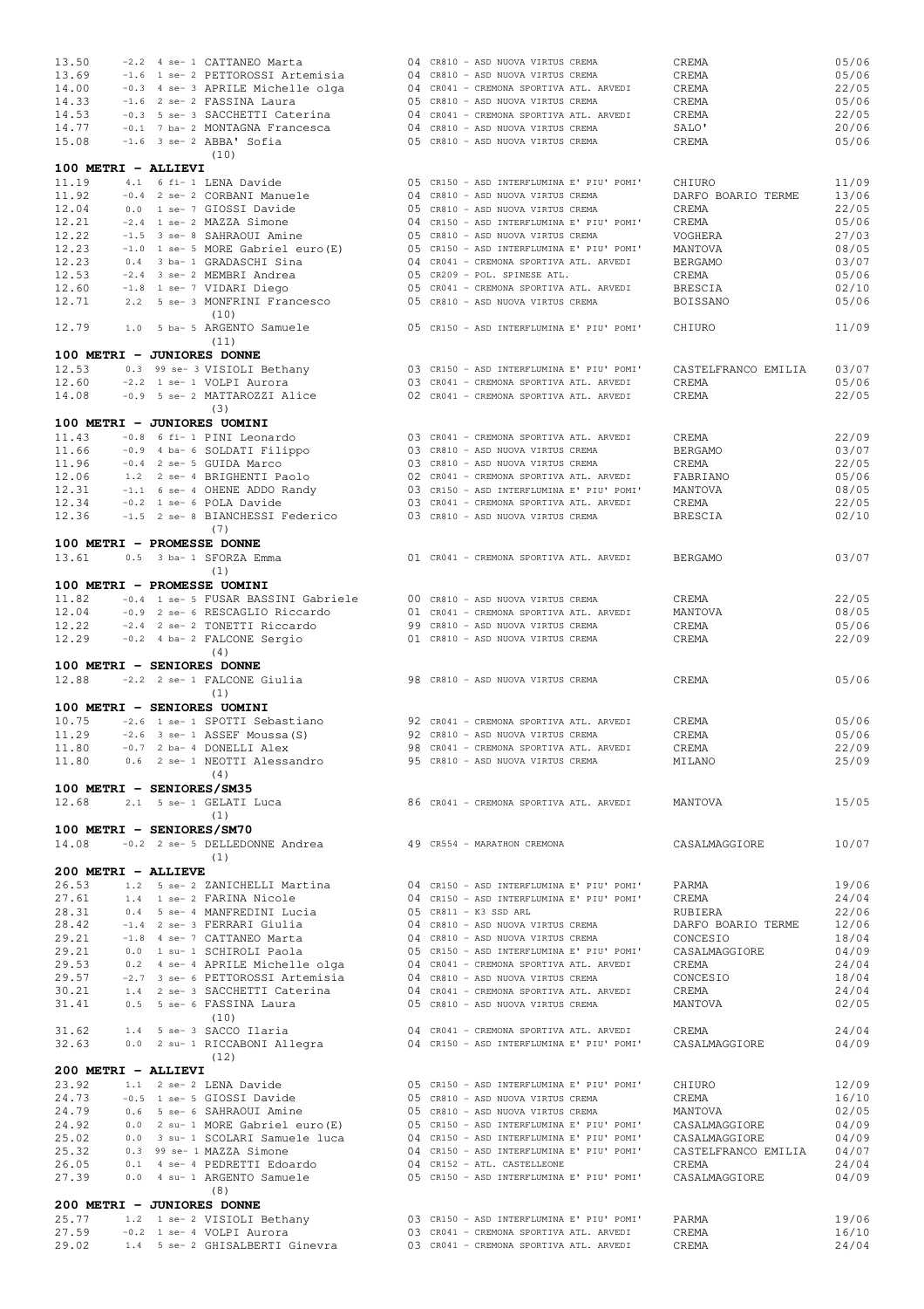```
13.50    -2.2  4 se- 1 CATTANEO Marta              04 CR810 - ASD NUOVA VIRTUS CREMA             CREMA                05/06
13.69    -1.6  1 se- 2 PETTOROSSI Artemisia        04 CR810 - ASD NUOVA VIRTUS CREMA             CREMA                05/06
14.00    -0.3  4 se- 3 APRILE Michelle olga        04 CR041 - CREMONA SPORTIVA ATL. ARVEDI       CREMA                22/05
14.33    -1.6  2 se- 2 FASSINA Laura               05 CR810 - ASD NUOVA VIRTUS CREMA             CREMA                05/06
14.53    -0.3  5 se- 3 SACCHETTI Caterina          04 CR041 - CREMONA SPORTIVA ATL. ARVEDI       CREMA                22/05
14.77    -0.1  7 ba- 2 MONTAGNA Francesca          04 CR810 - ASD NUOVA VIRTUS CREMA             SALO'                20/06
15.08    -1.6  3 se- 2 ABBA' Sofia                 05 CR810 - ASD NUOVA VIRTUS CREMA             CREMA                05/06
                       (10)
```

**100 METRI - ALLIEVI**

```
11.19     4.1  6 fi- 1 LENA Davide                 05 CR150 - ASD INTERFLUMINA E' PIU' POMI'    CHIURO               11/09
11.92    -0.4  2 se- 2 CORBANI Manuele             04 CR810 - ASD NUOVA VIRTUS CREMA             DARFO BOARIO TERME   13/06
12.04     0.0  1 se- 7 GIOSSI Davide               05 CR810 - ASD NUOVA VIRTUS CREMA             CREMA                22/05
12.21    -2.4  1 se- 2 MAZZA Simone                04 CR150 - ASD INTERFLUMINA E' PIU' POMI'    CREMA                05/06
12.22    -1.5  3 se- 8 SAHRAOUI Amine              05 CR810 - ASD NUOVA VIRTUS CREMA             VOGHERA              27/03
12.23    -1.0  1 se- 5 MORE Gabriel euro(E)        05 CR150 - ASD INTERFLUMINA E' PIU' POMI'    MANTOVA              08/05
12.23     0.4  3 ba- 1 GRADASCHI Sina              04 CR041 - CREMONA SPORTIVA ATL. ARVEDI       BERGAMO              03/07
12.53    -2.4  3 se- 2 MEMBRI Andrea               05 CR209 - POL. SPINESE ATL.                  CREMA                05/06
12.60    -1.8  1 se- 7 VIDARI Diego                05 CR041 - CREMONA SPORTIVA ATL. ARVEDI       BRESCIA              02/10
12.71     2.2  5 se- 3 MONFRINI Francesco          05 CR810 - ASD NUOVA VIRTUS CREMA             BOISSANO             05/06
                       (10)
12.79     1.0  5 ba- 5 ARGENTO Samuele             05 CR150 - ASD INTERFLUMINA E' PIU' POMI'    CHIURO               11/09
                       (11)
```

**100 METRI - JUNIORES DONNE**

```
12.53     0.3 99 se- 3 VISIOLI Bethany             03 CR150 - ASD INTERFLUMINA E' PIU' POMI'    CASTELFRANCO EMILIA  03/07
12.60    -2.2  1 se- 1 VOLPI Aurora                03 CR041 - CREMONA SPORTIVA ATL. ARVEDI       CREMA                05/06
14.08    -0.9  5 se- 2 MATTAROZZI Alice            02 CR041 - CREMONA SPORTIVA ATL. ARVEDI       CREMA                22/05
                       (3)
```

**100 METRI - JUNIORES UOMINI**

```
11.43    -0.8  6 fi- 1 PINI Leonardo               03 CR041 - CREMONA SPORTIVA ATL. ARVEDI       CREMA                22/09
11.66    -0.9  4 ba- 6 SOLDATI Filippo             03 CR810 - ASD NUOVA VIRTUS CREMA             BERGAMO              03/07
11.96    -0.4  2 se- 5 GUIDA Marco                 03 CR810 - ASD NUOVA VIRTUS CREMA             CREMA                22/05
12.06     1.2  2 se- 4 BRIGHENTI Paolo             02 CR041 - CREMONA SPORTIVA ATL. ARVEDI       FABRIANO             05/06
12.31    -1.1  6 se- 4 OHENE ADDO Randy            03 CR150 - ASD INTERFLUMINA E' PIU' POMI'    MANTOVA              08/05
12.34    -0.2  1 se- 6 POLA Davide                 03 CR041 - CREMONA SPORTIVA ATL. ARVEDI       CREMA                22/05
12.36    -1.5  2 se- 8 BIANCHESSI Federico         03 CR810 - ASD NUOVA VIRTUS CREMA             BRESCIA              02/10
                       (7)
```

**100 METRI - PROMESSE DONNE**

```
13.61     0.5  3 ba- 1 SFORZA Emma                 01 CR041 - CREMONA SPORTIVA ATL. ARVEDI       BERGAMO              03/07
                       (1)
```

**100 METRI - PROMESSE UOMINI**

```
11.82    -0.4  1 se- 5 FUSAR BASSINI Gabriele      00 CR810 - ASD NUOVA VIRTUS CREMA             CREMA                22/05
12.04    -0.9  2 se- 6 RESCAGLIO Riccardo          01 CR041 - CREMONA SPORTIVA ATL. ARVEDI       MANTOVA              08/05
12.22    -2.4  2 se- 2 TONETTI Riccardo            99 CR810 - ASD NUOVA VIRTUS CREMA             CREMA                05/06
12.29    -0.2  4 ba- 2 FALCONE Sergio              01 CR810 - ASD NUOVA VIRTUS CREMA             CREMA                22/09
                       (4)
```

**100 METRI - SENIORES DONNE**

```
12.88    -2.2  2 se- 1 FALCONE Giulia              98 CR810 - ASD NUOVA VIRTUS CREMA             CREMA                05/06
                       (1)
```

**100 METRI - SENIORES UOMINI**

```
10.75    -2.6  1 se- 1 SPOTTI Sebastiano           92 CR041 - CREMONA SPORTIVA ATL. ARVEDI       CREMA                05/06
11.29    -2.6  3 se- 1 ASSEF Moussa(S)             92 CR810 - ASD NUOVA VIRTUS CREMA             CREMA                05/06
11.80    -0.7  2 ba- 4 DONELLI Alex                98 CR041 - CREMONA SPORTIVA ATL. ARVEDI       CREMA                22/09
11.80     0.6  2 se- 1 NEOTTI Alessandro           95 CR810 - ASD NUOVA VIRTUS CREMA             MILANO               25/09
                       (4)
```

**100 METRI - SENIORES/SM35**

```
12.68     2.1  5 se- 1 GELATI Luca                 86 CR041 - CREMONA SPORTIVA ATL. ARVEDI       MANTOVA              15/05
                       (1)
```

**100 METRI - SENIORES/SM70**

```
14.08    -0.2  2 se- 5 DELLEDONNE Andrea           49 CR554 - MARATHON CREMONA                   CASALMAGGIORE        10/07
                       (1)
```

**200 METRI - ALLIEVE**

```
26.53     1.2  5 se- 2 ZANICHELLI Martina          04 CR150 - ASD INTERFLUMINA E' PIU' POMI'    PARMA                19/06
27.61     1.4  1 se- 2 FARINA Nicole               04 CR150 - ASD INTERFLUMINA E' PIU' POMI'    CREMA                24/04
28.31     0.4  5 se- 4 MANFREDINI Lucia            05 CR811 - K3 SSD ARL                         RUBIERA              22/06
28.42    -1.4  2 se- 3 FERRARI Giulia              04 CR810 - ASD NUOVA VIRTUS CREMA             DARFO BOARIO TERME   12/06
29.21    -1.8  4 se- 7 CATTANEO Marta              04 CR810 - ASD NUOVA VIRTUS CREMA             CONCESIO             18/04
29.21     0.0  1 su- 1 SCHIROLI Paola              05 CR150 - ASD INTERFLUMINA E' PIU' POMI'    CASALMAGGIORE        04/09
29.53     0.2  4 se- 4 APRILE Michelle olga        04 CR041 - CREMONA SPORTIVA ATL. ARVEDI       CREMA                24/04
29.57    -2.7  3 se- 6 PETTOROSSI Artemisia        04 CR810 - ASD NUOVA VIRTUS CREMA             CONCESIO             18/04
30.21     1.4  2 se- 3 SACCHETTI Caterina          04 CR041 - CREMONA SPORTIVA ATL. ARVEDI       CREMA                24/04
31.41     0.5  5 se- 6 FASSINA Laura               05 CR810 - ASD NUOVA VIRTUS CREMA             MANTOVA              02/05
                       (10)
31.62     1.4  5 se- 3 SACCO Ilaria                04 CR041 - CREMONA SPORTIVA ATL. ARVEDI       CREMA                24/04
32.63     0.0  2 su- 1 RICCABONI Allegra           04 CR150 - ASD INTERFLUMINA E' PIU' POMI'    CASALMAGGIORE        04/09
                       (12)
```

**200 METRI - ALLIEVI**

```
23.92     1.1  2 se- 2 LENA Davide                 05 CR150 - ASD INTERFLUMINA E' PIU' POMI'    CHIURO               12/09
24.73    -0.5  1 se- 5 GIOSSI Davide               05 CR810 - ASD NUOVA VIRTUS CREMA             CREMA                16/10
24.79     0.6  5 se- 6 SAHRAOUI Amine              05 CR810 - ASD NUOVA VIRTUS CREMA             MANTOVA              02/05
24.92     0.0  2 su- 1 MORE Gabriel euro(E)        05 CR150 - ASD INTERFLUMINA E' PIU' POMI'    CASALMAGGIORE        04/09
25.02     0.0  3 su- 1 SCOLARI Samuele luca        04 CR150 - ASD INTERFLUMINA E' PIU' POMI'    CASALMAGGIORE        04/09
25.32     0.3 99 se- 1 MAZZA Simone                04 CR150 - ASD INTERFLUMINA E' PIU' POMI'    CASTELFRANCO EMILIA  04/07
26.05     0.1  4 se- 4 PEDRETTI Edoardo            04 CR152 - ATL. CASTELLEONE                   CREMA                24/04
27.39     0.0  4 su- 1 ARGENTO Samuele             05 CR150 - ASD INTERFLUMINA E' PIU' POMI'    CASALMAGGIORE        04/09
                       (8)
```

**200 METRI - JUNIORES DONNE**

```
25.77     1.2  1 se- 2 VISIOLI Bethany             03 CR150 - ASD INTERFLUMINA E' PIU' POMI'    PARMA                19/06
27.59    -0.2  1 se- 4 VOLPI Aurora                03 CR041 - CREMONA SPORTIVA ATL. ARVEDI       CREMA                16/10
29.02     1.4  5 se- 2 GHISALBERTI Ginevra         03 CR041 - CREMONA SPORTIVA ATL. ARVEDI       CREMA                24/04
```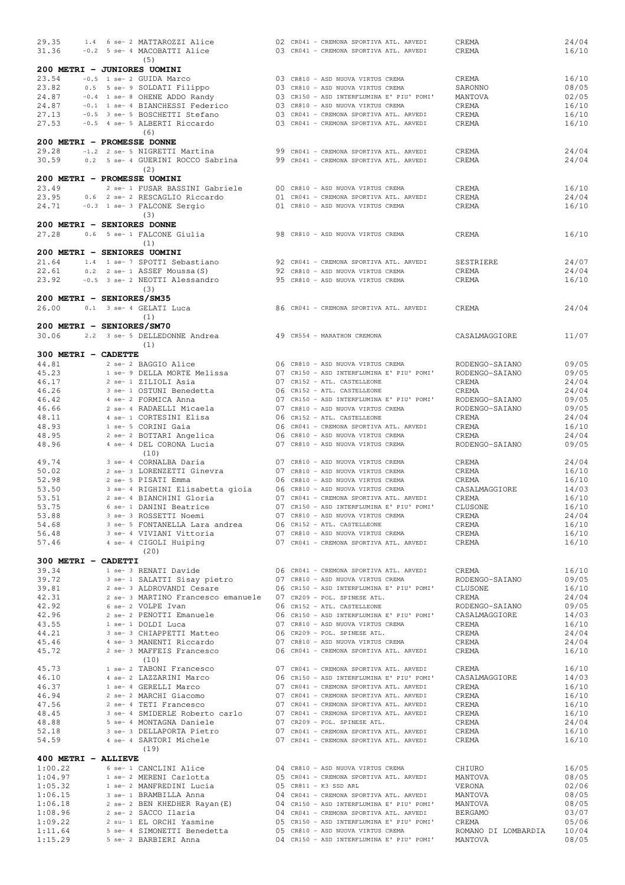| | | | | | | |
|---|---|---|---|---|---|---|
| 29.35 | 1.4 | 6 se- 2 MATTAROZZI Alice | 02 | CR041 - CREMONA SPORTIVA ATL. ARVEDI | CREMA | 24/04 |
| 31.36 | -0.2 | 5 se- 4 MACOBATTI Alice | 03 | CR041 - CREMONA SPORTIVA ATL. ARVEDI | CREMA | 16/10 |
| | | (5) | | | | |

**200 METRI - JUNIORES UOMINI**

| | | | | | | |
|---|---|---|---|---|---|---|
| 23.54 | -0.5 | 1 se- 2 GUIDA Marco | 03 | CR810 - ASD NUOVA VIRTUS CREMA | CREMA | 16/10 |
| 23.82 | 0.5 | 5 se- 9 SOLDATI Filippo | 03 | CR810 - ASD NUOVA VIRTUS CREMA | SARONNO | 08/05 |
| 24.87 | -0.4 | 1 se- 8 OHENE ADDO Randy | 03 | CR150 - ASD INTERFLUMINA E' PIU' POMI' | MANTOVA | 02/05 |
| 24.87 | -0.1 | 1 se- 4 BIANCHESSI Federico | 03 | CR810 - ASD NUOVA VIRTUS CREMA | CREMA | 16/10 |
| 27.13 | -0.5 | 3 se- 5 BOSCHETTI Stefano | 03 | CR041 - CREMONA SPORTIVA ATL. ARVEDI | CREMA | 16/10 |
| 27.53 | -0.5 | 4 se- 5 ALBERTI Riccardo | 03 | CR041 - CREMONA SPORTIVA ATL. ARVEDI | CREMA | 16/10 |
| | | (6) | | | | |

**200 METRI - PROMESSE DONNE**

| | | | | | | |
|---|---|---|---|---|---|---|
| 29.28 | -1.2 | 2 se- 5 NIGRETTI Martina | 99 | CR041 - CREMONA SPORTIVA ATL. ARVEDI | CREMA | 24/04 |
| 30.59 | 0.2 | 5 se- 4 GUERINI ROCCO Sabrina | 99 | CR041 - CREMONA SPORTIVA ATL. ARVEDI | CREMA | 24/04 |
| | | (2) | | | | |

**200 METRI - PROMESSE UOMINI**

| | | | | | | |
|---|---|---|---|---|---|---|
| 23.49 | | 2 se- 1 FUSAR BASSINI Gabriele | 00 | CR810 - ASD NUOVA VIRTUS CREMA | CREMA | 16/10 |
| 23.95 | 0.6 | 2 se- 2 RESCAGLIO Riccardo | 01 | CR041 - CREMONA SPORTIVA ATL. ARVEDI | CREMA | 24/04 |
| 24.71 | -0.3 | 1 se- 3 FALCONE Sergio | 01 | CR810 - ASD NUOVA VIRTUS CREMA | CREMA | 16/10 |
| | | (3) | | | | |

**200 METRI - SENIORES DONNE**

| | | | | | | |
|---|---|---|---|---|---|---|
| 27.28 | 0.6 | 5 se- 1 FALCONE Giulia | 98 | CR810 - ASD NUOVA VIRTUS CREMA | CREMA | 16/10 |
| | | (1) | | | | |

**200 METRI - SENIORES UOMINI**

| | | | | | | |
|---|---|---|---|---|---|---|
| 21.64 | 1.4 | 1 se- 7 SPOTTI Sebastiano | 92 | CR041 - CREMONA SPORTIVA ATL. ARVEDI | SESTRIERE | 24/07 |
| 22.61 | 0.2 | 2 se- 1 ASSEF Moussa(S) | 92 | CR810 - ASD NUOVA VIRTUS CREMA | CREMA | 24/04 |
| 23.92 | -0.5 | 3 se- 2 NEOTTI Alessandro | 95 | CR810 - ASD NUOVA VIRTUS CREMA | CREMA | 16/10 |
| | | (3) | | | | |

**200 METRI - SENIORES/SM35**

| | | | | | | |
|---|---|---|---|---|---|---|
| 26.00 | 0.1 | 3 se- 4 GELATI Luca | 86 | CR041 - CREMONA SPORTIVA ATL. ARVEDI | CREMA | 24/04 |
| | | (1) | | | | |

**200 METRI - SENIORES/SM70**

| | | | | | | |
|---|---|---|---|---|---|---|
| 30.06 | 2.2 | 3 se- 5 DELLEDONNE Andrea | 49 | CR554 - MARATHON CREMONA | CASALMAGGIORE | 11/07 |
| | | (1) | | | | |

**300 METRI - CADETTE**

| | | | | | |
|---|---|---|---|---|---|
| 44.81 | 2 se- 2 BAGGIO Alice | 06 | CR810 - ASD NUOVA VIRTUS CREMA | RODENGO-SAIANO | 09/05 |
| 45.23 | 1 se- 9 DELLA MORTE Melissa | 07 | CR150 - ASD INTERFLUMINA E' PIU' POMI' | RODENGO-SAIANO | 09/05 |
| 46.17 | 2 se- 1 ZILIOLI Asia | 07 | CR152 - ATL. CASTELLEONE | CREMA | 24/04 |
| 46.26 | 3 se- 1 OSTUNI Benedetta | 06 | CR152 - ATL. CASTELLEONE | CREMA | 24/04 |
| 46.42 | 4 se- 2 FORMICA Anna | 07 | CR150 - ASD INTERFLUMINA E' PIU' POMI' | RODENGO-SAIANO | 09/05 |
| 46.66 | 2 se- 4 RADAELLI Micaela | 07 | CR810 - ASD NUOVA VIRTUS CREMA | RODENGO-SAIANO | 09/05 |
| 48.11 | 4 se- 1 CORTESINI Elisa | 06 | CR152 - ATL. CASTELLEONE | CREMA | 24/04 |
| 48.93 | 1 se- 5 CORINI Gaia | 06 | CR041 - CREMONA SPORTIVA ATL. ARVEDI | CREMA | 16/10 |
| 48.95 | 2 se- 2 BOTTARI Angelica | 06 | CR810 - ASD NUOVA VIRTUS CREMA | CREMA | 24/04 |
| 48.96 | 4 se- 4 DEL CORONA Lucia | 07 | CR810 - ASD NUOVA VIRTUS CREMA | RODENGO-SAIANO | 09/05 |
| | (10) | | | | |
| 49.74 | 3 se- 4 CORNALBA Daria | 07 | CR810 - ASD NUOVA VIRTUS CREMA | CREMA | 24/04 |
| 50.02 | 2 se- 3 LORENZETTI Ginevra | 07 | CR810 - ASD NUOVA VIRTUS CREMA | CREMA | 16/10 |
| 52.98 | 2 se- 5 PISATI Emma | 06 | CR810 - ASD NUOVA VIRTUS CREMA | CREMA | 16/10 |
| 53.50 | 3 se- 4 RIGHINI Elisabetta gioia | 06 | CR810 - ASD NUOVA VIRTUS CREMA | CASALMAGGIORE | 14/03 |
| 53.51 | 2 se- 4 BIANCHINI Gloria | 07 | CR041 - CREMONA SPORTIVA ATL. ARVEDI | CREMA | 16/10 |
| 53.75 | 6 se- 1 DANINI Beatrice | 07 | CR150 - ASD INTERFLUMINA E' PIU' POMI' | CLUSONE | 16/10 |
| 53.88 | 3 se- 3 ROSSETTI Noemi | 07 | CR810 - ASD NUOVA VIRTUS CREMA | CREMA | 24/04 |
| 54.68 | 3 se- 5 FONTANELLA Lara andrea | 06 | CR152 - ATL. CASTELLEONE | CREMA | 16/10 |
| 56.48 | 3 se- 4 VIVIANI Vittoria | 07 | CR810 - ASD NUOVA VIRTUS CREMA | CREMA | 16/10 |
| 57.46 | 4 se- 4 CIGOLI Huiping | 07 | CR041 - CREMONA SPORTIVA ATL. ARVEDI | CREMA | 16/10 |
| | (20) | | | | |

**300 METRI - CADETTI**

| | | | | | |
|---|---|---|---|---|---|
| 39.34 | 1 se- 3 RENATI Davide | 06 | CR041 - CREMONA SPORTIVA ATL. ARVEDI | CREMA | 16/10 |
| 39.72 | 3 se- 1 SALATTI Sisay pietro | 07 | CR810 - ASD NUOVA VIRTUS CREMA | RODENGO-SAIANO | 09/05 |
| 39.81 | 2 se- 3 ALDROVANDI Cesare | 06 | CR150 - ASD INTERFLUMINA E' PIU' POMI' | CLUSONE | 16/10 |
| 42.31 | 2 se- 3 MARTINO Francesco emanuele | 07 | CR209 - POL. SPINESE ATL. | CREMA | 24/04 |
| 42.92 | 6 se- 2 VOLPE Ivan | 06 | CR152 - ATL. CASTELLEONE | RODENGO-SAIANO | 09/05 |
| 42.96 | 2 se- 2 PENOTTI Emanuele | 06 | CR150 - ASD INTERFLUMINA E' PIU' POMI' | CASALMAGGIORE | 14/03 |
| 43.55 | 1 se- 1 DOLDI Luca | 07 | CR810 - ASD NUOVA VIRTUS CREMA | CREMA | 16/10 |
| 44.21 | 3 se- 3 CHIAPPETTI Matteo | 06 | CR209 - POL. SPINESE ATL. | CREMA | 24/04 |
| 45.46 | 4 se- 3 MANENTI Riccardo | 07 | CR810 - ASD NUOVA VIRTUS CREMA | CREMA | 24/04 |
| 45.72 | 2 se- 3 MAFFEIS Francesco | 06 | CR041 - CREMONA SPORTIVA ATL. ARVEDI | CREMA | 16/10 |
| | (10) | | | | |
| 45.73 | 1 se- 2 TABONI Francesco | 07 | CR041 - CREMONA SPORTIVA ATL. ARVEDI | CREMA | 16/10 |
| 46.10 | 4 se- 2 LAZZARINI Marco | 06 | CR150 - ASD INTERFLUMINA E' PIU' POMI' | CASALMAGGIORE | 14/03 |
| 46.37 | 1 se- 4 GERELLI Marco | 07 | CR041 - CREMONA SPORTIVA ATL. ARVEDI | CREMA | 16/10 |
| 46.94 | 2 se- 2 MARCHI Giacomo | 07 | CR041 - CREMONA SPORTIVA ATL. ARVEDI | CREMA | 16/10 |
| 47.56 | 2 se- 4 TETI Francesco | 07 | CR041 - CREMONA SPORTIVA ATL. ARVEDI | CREMA | 16/10 |
| 48.45 | 3 se- 4 SMIDERLE Roberto carlo | 07 | CR041 - CREMONA SPORTIVA ATL. ARVEDI | CREMA | 16/10 |
| 48.88 | 5 se- 4 MONTAGNA Daniele | 07 | CR209 - POL. SPINESE ATL. | CREMA | 24/04 |
| 52.18 | 3 se- 3 DELLAPORTA Pietro | 07 | CR041 - CREMONA SPORTIVA ATL. ARVEDI | CREMA | 16/10 |
| 54.59 | 4 se- 4 SARTORI Michele | 07 | CR041 - CREMONA SPORTIVA ATL. ARVEDI | CREMA | 16/10 |
| | (19) | | | | |

**400 METRI - ALLIEVE**

| | | | | | |
|---|---|---|---|---|---|
| 1:00.22 | 6 se- 1 CANCLINI Alice | 04 | CR810 - ASD NUOVA VIRTUS CREMA | CHIURO | 16/05 |
| 1:04.97 | 1 se- 2 MERENI Carlotta | 05 | CR041 - CREMONA SPORTIVA ATL. ARVEDI | MANTOVA | 08/05 |
| 1:05.32 | 1 se- 2 MANFREDINI Lucia | 05 | CR811 - K3 SSD ARL | VERONA | 02/06 |
| 1:06.15 | 3 se- 1 BRAMBILLA Anna | 04 | CR041 - CREMONA SPORTIVA ATL. ARVEDI | MANTOVA | 08/05 |
| 1:06.18 | 2 se- 2 BEN KHEDHER Rayan(E) | 04 | CR150 - ASD INTERFLUMINA E' PIU' POMI' | MANTOVA | 08/05 |
| 1:08.96 | 2 se- 2 SACCO Ilaria | 04 | CR041 - CREMONA SPORTIVA ATL. ARVEDI | BERGAMO | 03/07 |
| 1:09.22 | 2 su- 1 EL ORCHI Yasmine | 05 | CR150 - ASD INTERFLUMINA E' PIU' POMI' | CREMA | 05/06 |
| 1:11.64 | 5 se- 4 SIMONETTI Benedetta | 05 | CR810 - ASD NUOVA VIRTUS CREMA | ROMANO DI LOMBARDIA | 10/04 |
| 1:15.29 | 5 se- 2 BARBIERI Anna | 04 | CR150 - ASD INTERFLUMINA E' PIU' POMI' | MANTOVA | 08/05 |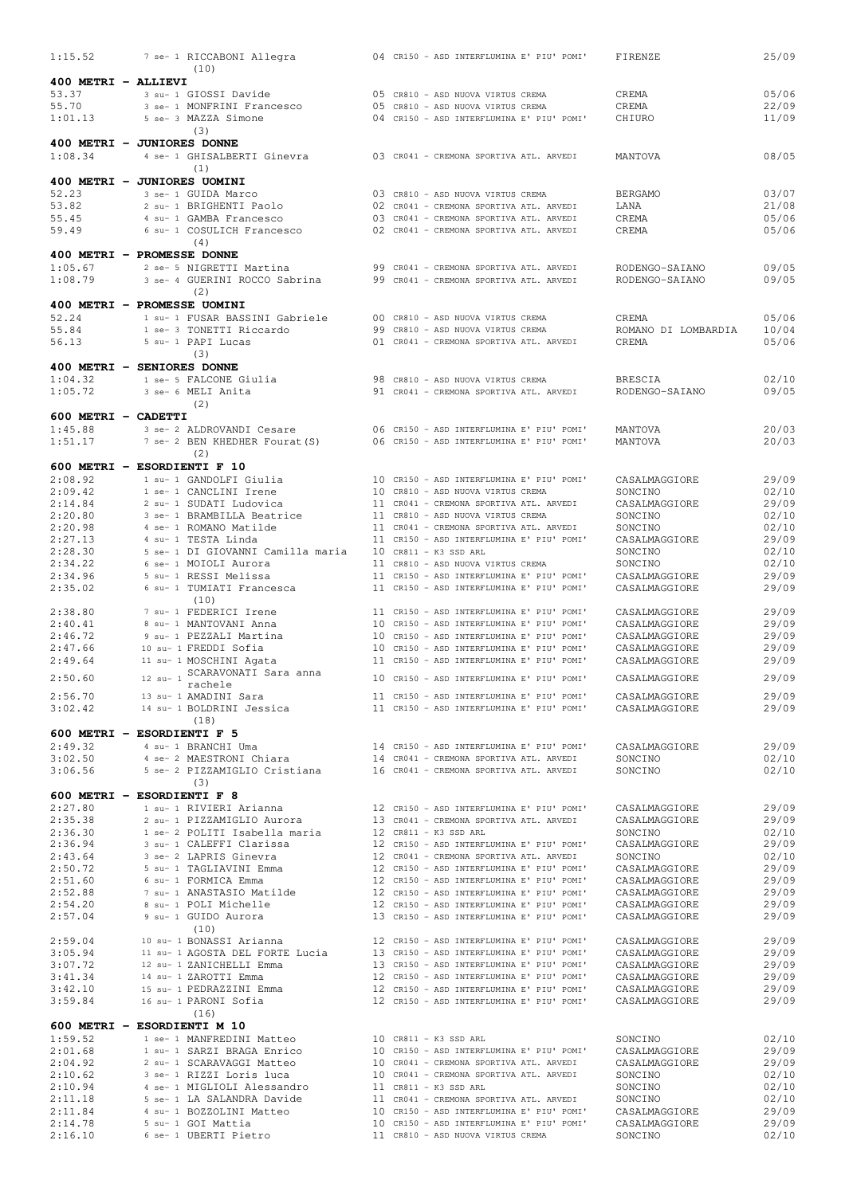| | | | | |
|---|---|---|---|---|
| 1:15.52 | 7 se- 1 RICCABONI Allegra | 04 CR150 - ASD INTERFLUMINA E' PIU' POMI' | FIRENZE | 25/09 |
| | (10) | | | |

**400 METRI - ALLIEVI**

| | | | | |
|---|---|---|---|---|
| 53.37 | 3 su- 1 GIOSSI Davide | 05 CR810 - ASD NUOVA VIRTUS CREMA | CREMA | 05/06 |
| 55.70 | 3 se- 1 MONFRINI Francesco | 05 CR810 - ASD NUOVA VIRTUS CREMA | CREMA | 22/09 |
| 1:01.13 | 5 se- 3 MAZZA Simone | 04 CR150 - ASD INTERFLUMINA E' PIU' POMI' | CHIURO | 11/09 |
| | (3) | | | |

**400 METRI - JUNIORES DONNE**

| | | | | |
|---|---|---|---|---|
| 1:08.34 | 4 se- 1 GHISALBERTI Ginevra | 03 CR041 - CREMONA SPORTIVA ATL. ARVEDI | MANTOVA | 08/05 |
| | (1) | | | |

**400 METRI - JUNIORES UOMINI**

| | | | | |
|---|---|---|---|---|
| 52.23 | 3 se- 1 GUIDA Marco | 03 CR810 - ASD NUOVA VIRTUS CREMA | BERGAMO | 03/07 |
| 53.82 | 2 su- 1 BRIGHENTI Paolo | 02 CR041 - CREMONA SPORTIVA ATL. ARVEDI | LANA | 21/08 |
| 55.45 | 4 su- 1 GAMBA Francesco | 03 CR041 - CREMONA SPORTIVA ATL. ARVEDI | CREMA | 05/06 |
| 59.49 | 6 su- 1 COSULICH Francesco | 02 CR041 - CREMONA SPORTIVA ATL. ARVEDI | CREMA | 05/06 |
| | (4) | | | |

**400 METRI - PROMESSE DONNE**

| | | | | |
|---|---|---|---|---|
| 1:05.67 | 2 se- 5 NIGRETTI Martina | 99 CR041 - CREMONA SPORTIVA ATL. ARVEDI | RODENGO-SAIANO | 09/05 |
| 1:08.79 | 3 se- 4 GUERINI ROCCO Sabrina | 99 CR041 - CREMONA SPORTIVA ATL. ARVEDI | RODENGO-SAIANO | 09/05 |
| | (2) | | | |

**400 METRI - PROMESSE UOMINI**

| | | | | |
|---|---|---|---|---|
| 52.24 | 1 su- 1 FUSAR BASSINI Gabriele | 00 CR810 - ASD NUOVA VIRTUS CREMA | CREMA | 05/06 |
| 55.84 | 1 se- 3 TONETTI Riccardo | 99 CR810 - ASD NUOVA VIRTUS CREMA | ROMANO DI LOMBARDIA | 10/04 |
| 56.13 | 5 su- 1 PAPI Lucas | 01 CR041 - CREMONA SPORTIVA ATL. ARVEDI | CREMA | 05/06 |
| | (3) | | | |

**400 METRI - SENIORES DONNE**

| | | | | |
|---|---|---|---|---|
| 1:04.32 | 1 se- 5 FALCONE Giulia | 98 CR810 - ASD NUOVA VIRTUS CREMA | BRESCIA | 02/10 |
| 1:05.72 | 3 se- 6 MELI Anita | 91 CR041 - CREMONA SPORTIVA ATL. ARVEDI | RODENGO-SAIANO | 09/05 |
| | (2) | | | |

**600 METRI - CADETTI**

| | | | | |
|---|---|---|---|---|
| 1:45.88 | 3 se- 2 ALDROVANDI Cesare | 06 CR150 - ASD INTERFLUMINA E' PIU' POMI' | MANTOVA | 20/03 |
| 1:51.17 | 7 se- 2 BEN KHEDHER Fourat(S) | 06 CR150 - ASD INTERFLUMINA E' PIU' POMI' | MANTOVA | 20/03 |
| | (2) | | | |

**600 METRI - ESORDIENTI F 10**

| | | | | |
|---|---|---|---|---|
| 2:08.92 | 1 su- 1 GANDOLFI Giulia | 10 CR150 - ASD INTERFLUMINA E' PIU' POMI' | CASALMAGGIORE | 29/09 |
| 2:09.42 | 1 se- 1 CANCLINI Irene | 10 CR810 - ASD NUOVA VIRTUS CREMA | SONCINO | 02/10 |
| 2:14.84 | 2 su- 1 SUDATI Ludovica | 11 CR041 - CREMONA SPORTIVA ATL. ARVEDI | CASALMAGGIORE | 29/09 |
| 2:20.80 | 3 se- 1 BRAMBILLA Beatrice | 11 CR810 - ASD NUOVA VIRTUS CREMA | SONCINO | 02/10 |
| 2:20.98 | 4 se- 1 ROMANO Matilde | 11 CR041 - CREMONA SPORTIVA ATL. ARVEDI | SONCINO | 02/10 |
| 2:27.13 | 4 su- 1 TESTA Linda | 11 CR150 - ASD INTERFLUMINA E' PIU' POMI' | CASALMAGGIORE | 29/09 |
| 2:28.30 | 5 se- 1 DI GIOVANNI Camilla maria | 10 CR811 - K3 SSD ARL | SONCINO | 02/10 |
| 2:34.22 | 6 se- 1 MOIOLI Aurora | 11 CR810 - ASD NUOVA VIRTUS CREMA | SONCINO | 02/10 |
| 2:34.96 | 5 su- 1 RESSI Melissa | 11 CR150 - ASD INTERFLUMINA E' PIU' POMI' | CASALMAGGIORE | 29/09 |
| 2:35.02 | 6 su- 1 TUMIATI Francesca | 11 CR150 - ASD INTERFLUMINA E' PIU' POMI' | CASALMAGGIORE | 29/09 |
| | (10) | | | |
| 2:38.80 | 7 su- 1 FEDERICI Irene | 11 CR150 - ASD INTERFLUMINA E' PIU' POMI' | CASALMAGGIORE | 29/09 |
| 2:40.41 | 8 su- 1 MANTOVANI Anna | 10 CR150 - ASD INTERFLUMINA E' PIU' POMI' | CASALMAGGIORE | 29/09 |
| 2:46.72 | 9 su- 1 PEZZALI Martina | 10 CR150 - ASD INTERFLUMINA E' PIU' POMI' | CASALMAGGIORE | 29/09 |
| 2:47.66 | 10 su- 1 FREDDI Sofia | 10 CR150 - ASD INTERFLUMINA E' PIU' POMI' | CASALMAGGIORE | 29/09 |
| 2:49.64 | 11 su- 1 MOSCHINI Agata | 11 CR150 - ASD INTERFLUMINA E' PIU' POMI' | CASALMAGGIORE | 29/09 |
| 2:50.60 | 12 su- 1 SCARAVONATI Sara anna rachele | 10 CR150 - ASD INTERFLUMINA E' PIU' POMI' | CASALMAGGIORE | 29/09 |
| 2:56.70 | 13 su- 1 AMADINI Sara | 11 CR150 - ASD INTERFLUMINA E' PIU' POMI' | CASALMAGGIORE | 29/09 |
| 3:02.42 | 14 su- 1 BOLDRINI Jessica | 11 CR150 - ASD INTERFLUMINA E' PIU' POMI' | CASALMAGGIORE | 29/09 |
| | (18) | | | |

**600 METRI - ESORDIENTI F 5**

| | | | | |
|---|---|---|---|---|
| 2:49.32 | 4 su- 1 BRANCHI Uma | 14 CR150 - ASD INTERFLUMINA E' PIU' POMI' | CASALMAGGIORE | 29/09 |
| 3:02.50 | 4 se- 2 MAESTRONI Chiara | 14 CR041 - CREMONA SPORTIVA ATL. ARVEDI | SONCINO | 02/10 |
| 3:06.56 | 5 se- 2 PIZZAMIGLIO Cristiana | 16 CR041 - CREMONA SPORTIVA ATL. ARVEDI | SONCINO | 02/10 |
| | (3) | | | |

**600 METRI - ESORDIENTI F 8**

| | | | | |
|---|---|---|---|---|
| 2:27.80 | 1 su- 1 RIVIERI Arianna | 12 CR150 - ASD INTERFLUMINA E' PIU' POMI' | CASALMAGGIORE | 29/09 |
| 2:35.38 | 2 su- 1 PIZZAMIGLIO Aurora | 13 CR041 - CREMONA SPORTIVA ATL. ARVEDI | CASALMAGGIORE | 29/09 |
| 2:36.30 | 1 se- 2 POLITI Isabella maria | 12 CR811 - K3 SSD ARL | SONCINO | 02/10 |
| 2:36.94 | 3 su- 1 CALEFFI Clarissa | 12 CR150 - ASD INTERFLUMINA E' PIU' POMI' | CASALMAGGIORE | 29/09 |
| 2:43.64 | 3 se- 2 LAPRIS Ginevra | 12 CR041 - CREMONA SPORTIVA ATL. ARVEDI | SONCINO | 02/10 |
| 2:50.72 | 5 su- 1 TAGLIAVINI Emma | 12 CR150 - ASD INTERFLUMINA E' PIU' POMI' | CASALMAGGIORE | 29/09 |
| 2:51.60 | 6 su- 1 FORMICA Emma | 12 CR150 - ASD INTERFLUMINA E' PIU' POMI' | CASALMAGGIORE | 29/09 |
| 2:52.88 | 7 su- 1 ANASTASIO Matilde | 12 CR150 - ASD INTERFLUMINA E' PIU' POMI' | CASALMAGGIORE | 29/09 |
| 2:54.20 | 8 su- 1 POLI Michelle | 12 CR150 - ASD INTERFLUMINA E' PIU' POMI' | CASALMAGGIORE | 29/09 |
| 2:57.04 | 9 su- 1 GUIDO Aurora | 13 CR150 - ASD INTERFLUMINA E' PIU' POMI' | CASALMAGGIORE | 29/09 |
| | (10) | | | |
| 2:59.04 | 10 su- 1 BONASSI Arianna | 12 CR150 - ASD INTERFLUMINA E' PIU' POMI' | CASALMAGGIORE | 29/09 |
| 3:05.94 | 11 su- 1 AGOSTA DEL FORTE Lucia | 13 CR150 - ASD INTERFLUMINA E' PIU' POMI' | CASALMAGGIORE | 29/09 |
| 3:07.72 | 12 su- 1 ZANICHELLI Emma | 13 CR150 - ASD INTERFLUMINA E' PIU' POMI' | CASALMAGGIORE | 29/09 |
| 3:41.34 | 14 su- 1 ZAROTTI Emma | 12 CR150 - ASD INTERFLUMINA E' PIU' POMI' | CASALMAGGIORE | 29/09 |
| 3:42.10 | 15 su- 1 PEDRAZZINI Emma | 12 CR150 - ASD INTERFLUMINA E' PIU' POMI' | CASALMAGGIORE | 29/09 |
| 3:59.84 | 16 su- 1 PARONI Sofia | 12 CR150 - ASD INTERFLUMINA E' PIU' POMI' | CASALMAGGIORE | 29/09 |
| | (16) | | | |

**600 METRI - ESORDIENTI M 10**

| | | | | |
|---|---|---|---|---|
| 1:59.52 | 1 se- 1 MANFREDINI Matteo | 10 CR811 - K3 SSD ARL | SONCINO | 02/10 |
| 2:01.68 | 1 su- 1 SARZI BRAGA Enrico | 10 CR150 - ASD INTERFLUMINA E' PIU' POMI' | CASALMAGGIORE | 29/09 |
| 2:04.92 | 2 su- 1 SCARAVAGGI Matteo | 10 CR041 - CREMONA SPORTIVA ATL. ARVEDI | CASALMAGGIORE | 29/09 |
| 2:10.62 | 3 se- 1 RIZZI Loris luca | 10 CR041 - CREMONA SPORTIVA ATL. ARVEDI | SONCINO | 02/10 |
| 2:10.94 | 4 se- 1 MIGLIOLI Alessandro | 11 CR811 - K3 SSD ARL | SONCINO | 02/10 |
| 2:11.18 | 5 se- 1 LA SALANDRA Davide | 11 CR041 - CREMONA SPORTIVA ATL. ARVEDI | SONCINO | 02/10 |
| 2:11.84 | 4 su- 1 BOZZOLINI Matteo | 10 CR150 - ASD INTERFLUMINA E' PIU' POMI' | CASALMAGGIORE | 29/09 |
| 2:14.78 | 5 su- 1 GOI Mattia | 10 CR150 - ASD INTERFLUMINA E' PIU' POMI' | CASALMAGGIORE | 29/09 |
| 2:16.10 | 6 se- 1 UBERTI Pietro | 11 CR810 - ASD NUOVA VIRTUS CREMA | SONCINO | 02/10 |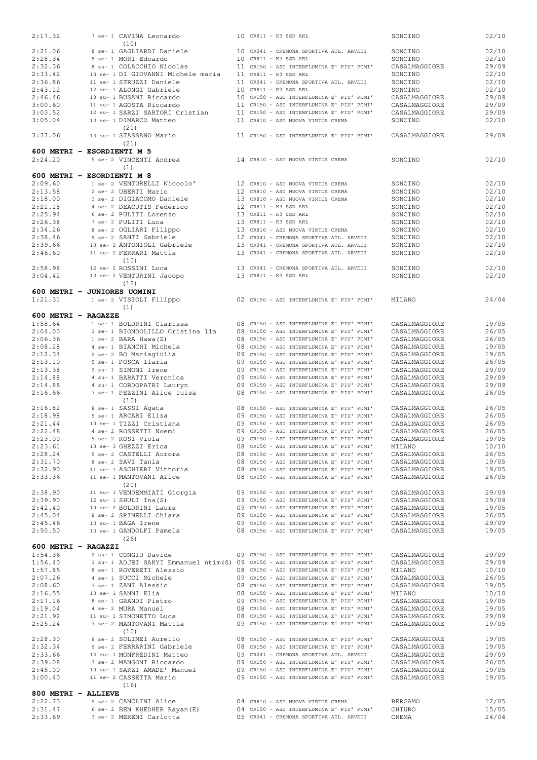| | | | | | |
|---|---|---|---|---|---|
| 2:17.32 | 7 se- 1 CAVINA Leonardo (10) | 10 | CR811 - K3 SSD ARL | SONCINO | 02/10 |
| 2:21.06 | 8 se- 1 GAGLIARDI Daniele | 10 | CR041 - CREMONA SPORTIVA ATL. ARVEDI | SONCINO | 02/10 |
| 2:28.34 | 9 se- 1 MORI Edoardo | 10 | CR811 - K3 SSD ARL | SONCINO | 02/10 |
| 2:32.36 | 8 su- 1 COLACCHIO Nicolas | 11 | CR150 - ASD INTERFLUMINA E' PIU' POMI' | CASALMAGGIORE | 29/09 |
| 2:33.42 | 10 se- 1 DI GIOVANNI Michele maria | 11 | CR811 - K3 SSD ARL | SONCINO | 02/10 |
| 2:36.86 | 11 se- 1 STRUZZI Daniele | 11 | CR041 - CREMONA SPORTIVA ATL. ARVEDI | SONCINO | 02/10 |
| 2:43.12 | 12 se- 1 ALONGI Gabriele | 10 | CR811 - K3 SSD ARL | SONCINO | 02/10 |
| 2:46.46 | 10 su- 1 BUSANI Riccardo | 10 | CR150 - ASD INTERFLUMINA E' PIU' POMI' | CASALMAGGIORE | 29/09 |
| 3:00.60 | 11 su- 1 AGOSTA Riccardo | 11 | CR150 - ASD INTERFLUMINA E' PIU' POMI' | CASALMAGGIORE | 29/09 |
| 3:03.52 | 12 su- 1 SARZI SARTORI Cristian | 11 | CR150 - ASD INTERFLUMINA E' PIU' POMI' | CASALMAGGIORE | 29/09 |
| 3:05.04 | 13 se- 1 DIMARCO Matteo (20) | 11 | CR810 - ASD NUOVA VIRTUS CREMA | SONCINO | 02/10 |
| 3:37.06 | 13 su- 1 STASSANO Mario (21) | 11 | CR150 - ASD INTERFLUMINA E' PIU' POMI' | CASALMAGGIORE | 29/09 |

**600 METRI - ESORDIENTI M 5**

| | | | | | |
|---|---|---|---|---|---|
| 2:24.20 | 5 se- 2 VINCENTI Andrea (1) | 14 | CR810 - ASD NUOVA VIRTUS CREMA | SONCINO | 02/10 |

**600 METRI - ESORDIENTI M 8**

| | | | | | |
|---|---|---|---|---|---|
| 2:09.60 | 1 se- 2 VENTURELLI Niccolo' | 12 | CR810 - ASD NUOVA VIRTUS CREMA | SONCINO | 02/10 |
| 2:13.58 | 2 se- 2 UBERTI Mario | 12 | CR810 - ASD NUOVA VIRTUS CREMA | SONCINO | 02/10 |
| 2:18.00 | 3 se- 2 DIGIACOMO Daniele | 13 | CR810 - ASD NUOVA VIRTUS CREMA | SONCINO | 02/10 |
| 2:21.18 | 4 se- 2 DEACUTIS Federico | 12 | CR811 - K3 SSD ARL | SONCINO | 02/10 |
| 2:25.94 | 6 se- 2 PULITI Lorenzo | 13 | CR811 - K3 SSD ARL | SONCINO | 02/10 |
| 2:26.38 | 7 se- 2 PULITI Luca | 13 | CR811 - K3 SSD ARL | SONCINO | 02/10 |
| 2:34.26 | 8 se- 2 OGLIARI Filippo | 13 | CR810 - ASD NUOVA VIRTUS CREMA | SONCINO | 02/10 |
| 2:38.46 | 9 se- 2 SANTI Gabriele | 12 | CR041 - CREMONA SPORTIVA ATL. ARVEDI | SONCINO | 02/10 |
| 2:39.66 | 10 se- 2 ANTONIOLI Gabriele | 13 | CR041 - CREMONA SPORTIVA ATL. ARVEDI | SONCINO | 02/10 |
| 2:46.60 | 11 se- 2 FERRARI Mattia (10) | 13 | CR041 - CREMONA SPORTIVA ATL. ARVEDI | SONCINO | 02/10 |
| 2:58.98 | 12 se- 2 ROSSINI Luca | 13 | CR041 - CREMONA SPORTIVA ATL. ARVEDI | SONCINO | 02/10 |
| 3:04.42 | 13 se- 2 VENTURINI Jacopo (12) | 13 | CR811 - K3 SSD ARL | SONCINO | 02/10 |

**600 METRI - JUNIORES UOMINI**

| | | | | | |
|---|---|---|---|---|---|
| 1:21.31 | 1 se- 2 VISIOLI Filippo (1) | 02 | CR150 - ASD INTERFLUMINA E' PIU' POMI' | MILANO | 24/04 |

**600 METRI - RAGAZZE**

| | | | | | |
|---|---|---|---|---|---|
| 1:58.64 | 1 se- 1 BOLDRINI Clarissa | 08 | CR150 - ASD INTERFLUMINA E' PIU' POMI' | CASALMAGGIORE | 19/05 |
| 2:04.00 | 3 se- 1 BIONDOLILLO Cristina lia | 08 | CR150 - ASD INTERFLUMINA E' PIU' POMI' | CASALMAGGIORE | 26/05 |
| 2:06.36 | 1 se- 2 BARA Hawa(S) | 08 | CR150 - ASD INTERFLUMINA E' PIU' POMI' | CASALMAGGIORE | 26/05 |
| 2:08.28 | 4 se- 1 BIANCHI Michela | 08 | CR150 - ASD INTERFLUMINA E' PIU' POMI' | CASALMAGGIORE | 19/05 |
| 2:12.34 | 2 se- 2 BO Mariagiulia | 09 | CR150 - ASD INTERFLUMINA E' PIU' POMI' | CASALMAGGIORE | 19/05 |
| 2:13.10 | 5 se- 1 POSCA Ilaria | 09 | CR150 - ASD INTERFLUMINA E' PIU' POMI' | CASALMAGGIORE | 26/05 |
| 2:13.38 | 2 su- 1 SIMONI Irene | 09 | CR150 - ASD INTERFLUMINA E' PIU' POMI' | CASALMAGGIORE | 29/09 |
| 2:14.88 | 4 su- 1 BARATTI Veronica | 09 | CR150 - ASD INTERFLUMINA E' PIU' POMI' | CASALMAGGIORE | 29/09 |
| 2:14.88 | 4 su- 1 CORDOPATRI Lauryn | 09 | CR150 - ASD INTERFLUMINA E' PIU' POMI' | CASALMAGGIORE | 29/09 |
| 2:16.66 | 7 se- 1 PEZZINI Alice luisa (10) | 08 | CR150 - ASD INTERFLUMINA E' PIU' POMI' | CASALMAGGIORE | 26/05 |
| 2:16.82 | 8 se- 1 SASSI Agata | 08 | CR150 - ASD INTERFLUMINA E' PIU' POMI' | CASALMAGGIORE | 26/05 |
| 2:18.98 | 9 se- 1 ARCARI Elisa | 09 | CR150 - ASD INTERFLUMINA E' PIU' POMI' | CASALMAGGIORE | 26/05 |
| 2:21.44 | 10 se- 1 TIZZI Cristiana | 09 | CR150 - ASD INTERFLUMINA E' PIU' POMI' | CASALMAGGIORE | 26/05 |
| 2:22.48 | 4 se- 2 ROSSETTI Noemi | 09 | CR150 - ASD INTERFLUMINA E' PIU' POMI' | CASALMAGGIORE | 26/05 |
| 2:23.00 | 5 se- 2 ROSI Viola | 09 | CR150 - ASD INTERFLUMINA E' PIU' POMI' | CASALMAGGIORE | 19/05 |
| 2:23.61 | 10 se- 3 GHEZZI Erica | 08 | CR150 - ASD INTERFLUMINA E' PIU' POMI' | MILANO | 10/10 |
| 2:28.24 | 5 se- 2 CASTELLI Aurora | 08 | CR150 - ASD INTERFLUMINA E' PIU' POMI' | CASALMAGGIORE | 26/05 |
| 2:31.70 | 8 se- 2 SAVI Tania | 08 | CR150 - ASD INTERFLUMINA E' PIU' POMI' | CASALMAGGIORE | 19/05 |
| 2:32.90 | 11 se- 1 ASCHIERI Vittoria | 08 | CR150 - ASD INTERFLUMINA E' PIU' POMI' | CASALMAGGIORE | 19/05 |
| 2:33.36 | 11 se- 1 MANTOVANI Alice (20) | 08 | CR150 - ASD INTERFLUMINA E' PIU' POMI' | CASALMAGGIORE | 26/05 |
| 2:38.90 | 11 su- 1 VENDEMMIATI Giorgia | 09 | CR150 - ASD INTERFLUMINA E' PIU' POMI' | CASALMAGGIORE | 29/09 |
| 2:39.90 | 12 su- 1 SHULI Ina(S) | 09 | CR150 - ASD INTERFLUMINA E' PIU' POMI' | CASALMAGGIORE | 29/09 |
| 2:42.40 | 10 se- 2 BOLDRINI Laura | 09 | CR150 - ASD INTERFLUMINA E' PIU' POMI' | CASALMAGGIORE | 19/05 |
| 2:45.04 | 8 se- 2 SPINELLI Chiara | 09 | CR150 - ASD INTERFLUMINA E' PIU' POMI' | CASALMAGGIORE | 26/05 |
| 2:45.46 | 13 su- 1 BAGA Irene | 09 | CR150 - ASD INTERFLUMINA E' PIU' POMI' | CASALMAGGIORE | 29/09 |
| 2:50.50 | 13 se- 1 GANDOLFI Pamela (26) | 08 | CR150 - ASD INTERFLUMINA E' PIU' POMI' | CASALMAGGIORE | 19/05 |

**600 METRI - RAGAZZI**

| | | | | | |
|---|---|---|---|---|---|
| 1:54.36 | 2 su- 1 CONGIU Davide | 09 | CR150 - ASD INTERFLUMINA E' PIU' POMI' | CASALMAGGIORE | 29/09 |
| 1:56.40 | 3 su- 1 ADJEI SAKYI Emmanuel ntim(S) | 09 | CR150 - ASD INTERFLUMINA E' PIU' POMI' | CASALMAGGIORE | 29/09 |
| 1:57.85 | 8 se- 1 ROVERETI Alessio | 08 | CR150 - ASD INTERFLUMINA E' PIU' POMI' | MILANO | 10/10 |
| 2:07.26 | 4 se- 1 SUCCI Michele | 09 | CR150 - ASD INTERFLUMINA E' PIU' POMI' | CASALMAGGIORE | 26/05 |
| 2:08.60 | 7 se- 1 ZANI Alessio | 08 | CR150 - ASD INTERFLUMINA E' PIU' POMI' | CASALMAGGIORE | 19/05 |
| 2:16.55 | 10 se- 1 SANNI Elia | 08 | CR150 - ASD INTERFLUMINA E' PIU' POMI' | MILANO | 10/10 |
| 2:17.16 | 8 se- 1 GRANDI Pietro | 09 | CR150 - ASD INTERFLUMINA E' PIU' POMI' | CASALMAGGIORE | 19/05 |
| 2:19.04 | 4 se- 2 MURA Manuel | 08 | CR150 - ASD INTERFLUMINA E' PIU' POMI' | CASALMAGGIORE | 19/05 |
| 2:21.92 | 11 su- 1 SIMONETTO Luca | 08 | CR150 - ASD INTERFLUMINA E' PIU' POMI' | CASALMAGGIORE | 29/09 |
| 2:25.24 | 7 se- 2 MANTOVANI Mattia (10) | 09 | CR150 - ASD INTERFLUMINA E' PIU' POMI' | CASALMAGGIORE | 19/05 |
| 2:28.30 | 8 se- 2 SOLIMEI Aurelio | 08 | CR150 - ASD INTERFLUMINA E' PIU' POMI' | CASALMAGGIORE | 19/05 |
| 2:32.34 | 9 se- 2 FERRARINI Gabriele | 08 | CR150 - ASD INTERFLUMINA E' PIU' POMI' | CASALMAGGIORE | 19/05 |
| 2:33.66 | 14 su- 1 MONFREDINI Matteo | 09 | CR041 - CREMONA SPORTIVA ATL. ARVEDI | CASALMAGGIORE | 29/09 |
| 2:39.08 | 7 se- 2 MANGONI Riccardo | 09 | CR150 - ASD INTERFLUMINA E' PIU' POMI' | CASALMAGGIORE | 26/05 |
| 2:45.00 | 10 se- 1 SARZI AMADE' Manuel | 09 | CR150 - ASD INTERFLUMINA E' PIU' POMI' | CASALMAGGIORE | 19/05 |
| 3:00.40 | 11 se- 2 CASSETTA Mario (16) | 09 | CR150 - ASD INTERFLUMINA E' PIU' POMI' | CASALMAGGIORE | 19/05 |

**800 METRI - ALLIEVE**

| | | | | | |
|---|---|---|---|---|---|
| 2:22.73 | 5 se- 2 CANCLINI Alice | 04 | CR810 - ASD NUOVA VIRTUS CREMA | BERGAMO | 12/05 |
| 2:31.47 | 6 se- 2 BEN KHEDHER Rayan(E) | 04 | CR150 - ASD INTERFLUMINA E' PIU' POMI' | CHIURO | 15/05 |
| 2:33.69 | 3 se- 2 MERENI Carlotta | 05 | CR041 - CREMONA SPORTIVA ATL. ARVEDI | CREMA | 24/04 |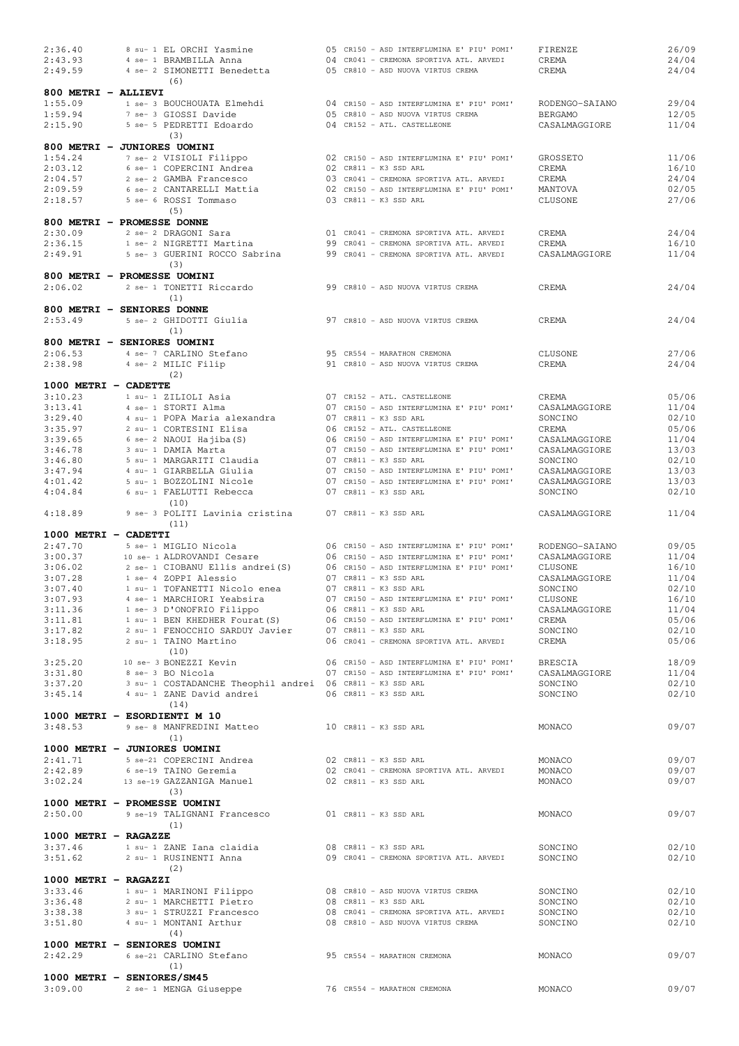2:36.40 8 su- 1 EL ORCHI Yasmine 05 CR150 - ASD INTERFLUMINA E' PIU' POMI' FIRENZE 26/09
2:43.93 4 se- 1 BRAMBILLA Anna 04 CR041 - CREMONA SPORTIVA ATL. ARVEDI CREMA 24/04
2:49.59 4 se- 2 SIMONETTI Benedetta 05 CR810 - ASD NUOVA VIRTUS CREMA CREMA 24/04
(6)

**800 METRI - ALLIEVI**

1:55.09 1 se- 3 BOUCHOUATA Elmehdi 04 CR150 - ASD INTERFLUMINA E' PIU' POMI' RODENGO-SAIANO 29/04
1:59.94 7 se- 3 GIOSSI Davide 05 CR810 - ASD NUOVA VIRTUS CREMA BERGAMO 12/05
2:15.90 5 se- 5 PEDRETTI Edoardo 04 CR152 - ATL. CASTELLEONE CASALMAGGIORE 11/04
(3)

**800 METRI - JUNIORES UOMINI**

1:54.24 7 se- 2 VISIOLI Filippo 02 CR150 - ASD INTERFLUMINA E' PIU' POMI' GROSSETO 11/06
2:03.12 6 se- 1 COPERCINI Andrea 02 CR811 - K3 SSD ARL CREMA 16/10
2:04.57 2 se- 2 GAMBA Francesco 03 CR041 - CREMONA SPORTIVA ATL. ARVEDI CREMA 24/04
2:09.59 6 se- 2 CANTARELLI Mattia 02 CR150 - ASD INTERFLUMINA E' PIU' POMI' MANTOVA 02/05
2:18.57 5 se- 6 ROSSI Tommaso 03 CR811 - K3 SSD ARL CLUSONE 27/06
(5)

**800 METRI - PROMESSE DONNE**

2:30.09 2 se- 2 DRAGONI Sara 01 CR041 - CREMONA SPORTIVA ATL. ARVEDI CREMA 24/04
2:36.15 1 se- 2 NIGRETTI Martina 99 CR041 - CREMONA SPORTIVA ATL. ARVEDI CREMA 16/10
2:49.91 5 se- 3 GUERINI ROCCO Sabrina 99 CR041 - CREMONA SPORTIVA ATL. ARVEDI CASALMAGGIORE 11/04
(3)

**800 METRI - PROMESSE UOMINI**

2:06.02 2 se- 1 TONETTI Riccardo 99 CR810 - ASD NUOVA VIRTUS CREMA CREMA 24/04
(1)

**800 METRI - SENIORES DONNE**

2:53.49 5 se- 2 GHIDOTTI Giulia 97 CR810 - ASD NUOVA VIRTUS CREMA CREMA 24/04
(1)

**800 METRI - SENIORES UOMINI**

2:06.53 4 se- 7 CARLINO Stefano 95 CR554 - MARATHON CREMONA CLUSONE 27/06
2:38.98 4 se- 2 MILIC Filip 91 CR810 - ASD NUOVA VIRTUS CREMA CREMA 24/04
(2)

**1000 METRI - CADETTE**

3:10.23 1 su- 1 ZILIOLI Asia 07 CR152 - ATL. CASTELLEONE CREMA 05/06
3:13.41 4 se- 1 STORTI Alma 07 CR150 - ASD INTERFLUMINA E' PIU' POMI' CASALMAGGIORE 11/04
3:29.40 4 su- 1 POPA Maria alexandra 07 CR811 - K3 SSD ARL SONCINO 02/10
3:35.97 2 su- 1 CORTESINI Elisa 06 CR152 - ATL. CASTELLEONE CREMA 05/06
3:39.65 6 se- 2 NAOUI Hajiba(S) 06 CR150 - ASD INTERFLUMINA E' PIU' POMI' CASALMAGGIORE 11/04
3:46.78 3 su- 1 DAMIA Marta 07 CR150 - ASD INTERFLUMINA E' PIU' POMI' CASALMAGGIORE 13/03
3:46.80 5 su- 1 MARGARITI Claudia 07 CR811 - K3 SSD ARL SONCINO 02/10
3:47.94 4 su- 1 GIARBELLA Giulia 07 CR150 - ASD INTERFLUMINA E' PIU' POMI' CASALMAGGIORE 13/03
4:01.42 5 su- 1 BOZZOLINI Nicole 07 CR150 - ASD INTERFLUMINA E' PIU' POMI' CASALMAGGIORE 13/03
4:04.84 6 su- 1 FAELUTTI Rebecca 07 CR811 - K3 SSD ARL SONCINO 02/10
(10)
4:18.89 9 se- 3 POLITI Lavinia cristina 07 CR811 - K3 SSD ARL CASALMAGGIORE 11/04
(11)

**1000 METRI - CADETTI**

2:47.70 5 se- 1 MIGLIO Nicola 06 CR150 - ASD INTERFLUMINA E' PIU' POMI' RODENGO-SAIANO 09/05
3:00.37 10 se- 1 ALDROVANDI Cesare 06 CR150 - ASD INTERFLUMINA E' PIU' POMI' CASALMAGGIORE 11/04
3:06.02 2 se- 1 CIOBANU Ellis andrei(S) 06 CR150 - ASD INTERFLUMINA E' PIU' POMI' CLUSONE 16/10
3:07.28 1 se- 4 ZOPPI Alessio 07 CR811 - K3 SSD ARL CASALMAGGIORE 11/04
3:07.40 1 su- 1 TOFANETTI Nicolo enea 07 CR811 - K3 SSD ARL SONCINO 02/10
3:07.93 4 se- 1 MARCHIORI Yeabsira 07 CR150 - ASD INTERFLUMINA E' PIU' POMI' CLUSONE 16/10
3:11.36 1 se- 3 D'ONOFRIO Filippo 06 CR811 - K3 SSD ARL CASALMAGGIORE 11/04
3:11.81 1 su- 1 BEN KHEDHER Fourat(S) 06 CR150 - ASD INTERFLUMINA E' PIU' POMI' CREMA 05/06
3:17.82 2 su- 1 FENOCCHIO SARDUY Javier 07 CR811 - K3 SSD ARL SONCINO 02/10
3:18.95 2 su- 1 TAINO Martino 06 CR041 - CREMONA SPORTIVA ATL. ARVEDI CREMA 05/06
(10)
3:25.20 10 se- 3 BONEZZI Kevin 06 CR150 - ASD INTERFLUMINA E' PIU' POMI' BRESCIA 18/09
3:31.80 8 se- 3 BO Nicola 07 CR150 - ASD INTERFLUMINA E' PIU' POMI' CASALMAGGIORE 11/04
3:37.20 3 su- 1 COSTADANCHE Theophil andrei 06 CR811 - K3 SSD ARL SONCINO 02/10
3:45.14 4 su- 1 ZANE David andrei 06 CR811 - K3 SSD ARL SONCINO 02/10
(14)

**1000 METRI - ESORDIENTI M 10**

3:48.53 9 se- 8 MANFREDINI Matteo 10 CR811 - K3 SSD ARL MONACO 09/07
(1)

**1000 METRI - JUNIORES UOMINI**

2:41.71 5 se-21 COPERCINI Andrea 02 CR811 - K3 SSD ARL MONACO 09/07
2:42.89 6 se-19 TAINO Geremia 02 CR041 - CREMONA SPORTIVA ATL. ARVEDI MONACO 09/07
3:02.24 13 se-19 GAZZANIGA Manuel 02 CR811 - K3 SSD ARL MONACO 09/07
(3)

**1000 METRI - PROMESSE UOMINI**

2:50.00 9 se-19 TALIGNANI Francesco 01 CR811 - K3 SSD ARL MONACO 09/07
(1)

**1000 METRI - RAGAZZE**

3:37.46 1 su- 1 ZANE Iana claidia 08 CR811 - K3 SSD ARL SONCINO 02/10
3:51.62 2 su- 1 RUSINENTI Anna 09 CR041 - CREMONA SPORTIVA ATL. ARVEDI SONCINO 02/10
(2)

**1000 METRI - RAGAZZI**

3:33.46 1 su- 1 MARINONI Filippo 08 CR810 - ASD NUOVA VIRTUS CREMA SONCINO 02/10
3:36.48 2 su- 1 MARCHETTI Pietro 08 CR811 - K3 SSD ARL SONCINO 02/10
3:38.38 3 su- 1 STRUZZI Francesco 08 CR041 - CREMONA SPORTIVA ATL. ARVEDI SONCINO 02/10
3:51.80 4 su- 1 MONTANI Arthur 08 CR810 - ASD NUOVA VIRTUS CREMA SONCINO 02/10
(4)

**1000 METRI - SENIORES UOMINI**

2:42.29 6 se-21 CARLINO Stefano 95 CR554 - MARATHON CREMONA MONACO 09/07
(1)

**1000 METRI - SENIORES/SM45**

3:09.00 2 se- 1 MENGA Giuseppe 76 CR554 - MARATHON CREMONA MONACO 09/07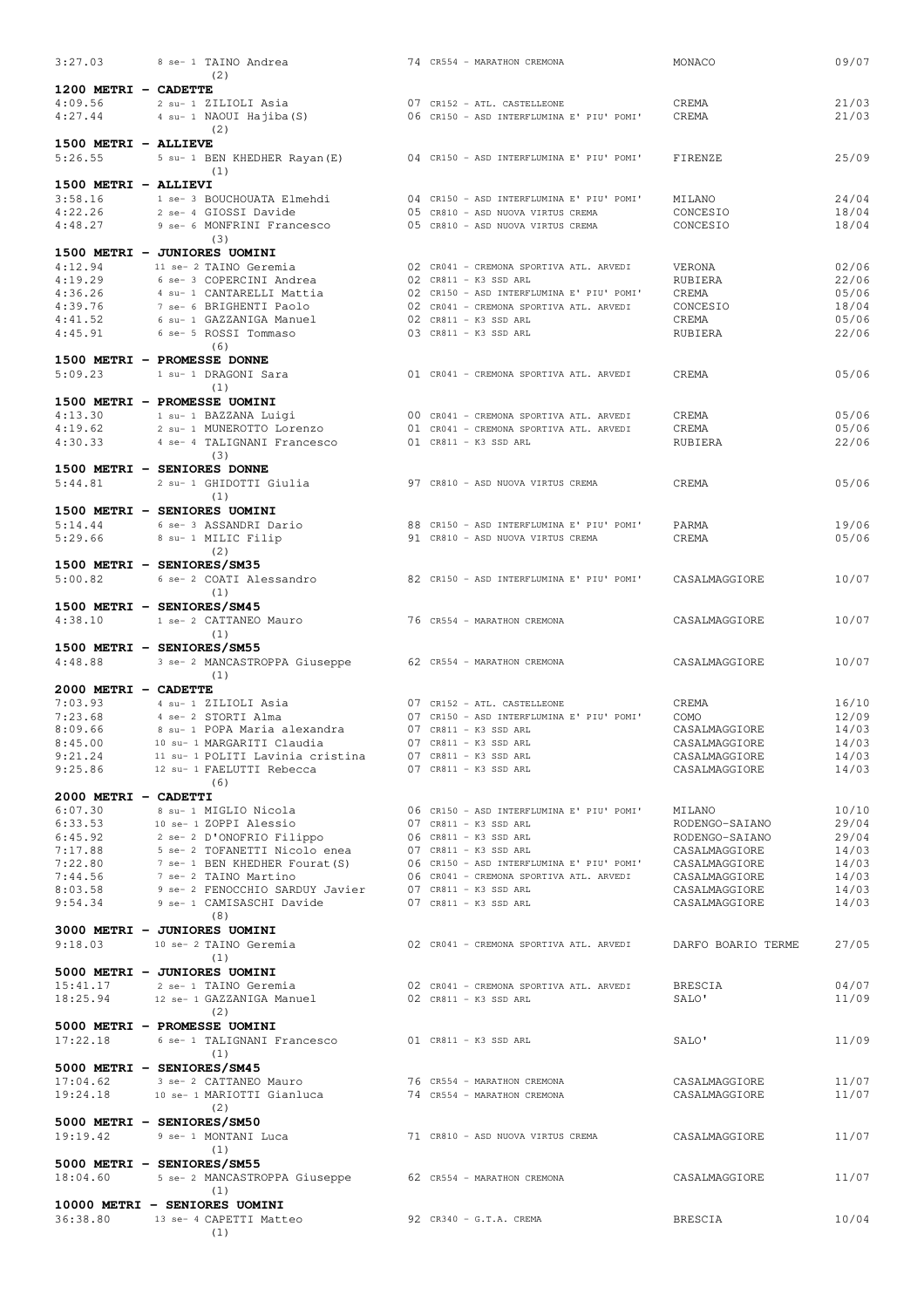| | | | | |
|---|---|---|---|---|
| 3:27.03 | 8 se- 1 TAINO Andrea | 74 CR554 - MARATHON CREMONA | MONACO | 09/07 |
| | (2) | | | |

**1200 METRI - CADETTE**

| | | | | |
|---|---|---|---|---|
| 4:09.56 | 2 su- 1 ZILIOLI Asia | 07 CR152 - ATL. CASTELLEONE | CREMA | 21/03 |
| 4:27.44 | 4 su- 1 NAOUI Hajiba(S) | 06 CR150 - ASD INTERFLUMINA E' PIU' POMI' | CREMA | 21/03 |
| | (2) | | | |

**1500 METRI - ALLIEVE**

| | | | | |
|---|---|---|---|---|
| 5:26.55 | 5 su- 1 BEN KHEDHER Rayan(E) | 04 CR150 - ASD INTERFLUMINA E' PIU' POMI' | FIRENZE | 25/09 |
| | (1) | | | |

**1500 METRI - ALLIEVI**

| | | | | |
|---|---|---|---|---|
| 3:58.16 | 1 se- 3 BOUCHOUATA Elmehdi | 04 CR150 - ASD INTERFLUMINA E' PIU' POMI' | MILANO | 24/04 |
| 4:22.26 | 2 se- 4 GIOSSI Davide | 05 CR810 - ASD NUOVA VIRTUS CREMA | CONCESIO | 18/04 |
| 4:48.27 | 9 se- 6 MONFRINI Francesco | 05 CR810 - ASD NUOVA VIRTUS CREMA | CONCESIO | 18/04 |
| | (3) | | | |

**1500 METRI - JUNIORES UOMINI**

| | | | | |
|---|---|---|---|---|
| 4:12.94 | 11 se- 2 TAINO Geremia | 02 CR041 - CREMONA SPORTIVA ATL. ARVEDI | VERONA | 02/06 |
| 4:19.29 | 6 se- 3 COPERCINI Andrea | 02 CR811 - K3 SSD ARL | RUBIERA | 22/06 |
| 4:36.26 | 4 su- 1 CANTARELLI Mattia | 02 CR150 - ASD INTERFLUMINA E' PIU' POMI' | CREMA | 05/06 |
| 4:39.76 | 7 se- 6 BRIGHENTI Paolo | 02 CR041 - CREMONA SPORTIVA ATL. ARVEDI | CONCESIO | 18/04 |
| 4:41.52 | 6 su- 1 GAZZANIGA Manuel | 02 CR811 - K3 SSD ARL | CREMA | 05/06 |
| 4:45.91 | 6 se- 5 ROSSI Tommaso | 03 CR811 - K3 SSD ARL | RUBIERA | 22/06 |
| | (6) | | | |

**1500 METRI - PROMESSE DONNE**

| | | | | |
|---|---|---|---|---|
| 5:09.23 | 1 su- 1 DRAGONI Sara | 01 CR041 - CREMONA SPORTIVA ATL. ARVEDI | CREMA | 05/06 |
| | (1) | | | |

**1500 METRI - PROMESSE UOMINI**

| | | | | |
|---|---|---|---|---|
| 4:13.30 | 1 su- 1 BAZZANA Luigi | 00 CR041 - CREMONA SPORTIVA ATL. ARVEDI | CREMA | 05/06 |
| 4:19.62 | 2 su- 1 MUNEROTTO Lorenzo | 01 CR041 - CREMONA SPORTIVA ATL. ARVEDI | CREMA | 05/06 |
| 4:30.33 | 4 se- 4 TALIGNANI Francesco | 01 CR811 - K3 SSD ARL | RUBIERA | 22/06 |
| | (3) | | | |

**1500 METRI - SENIORES DONNE**

| | | | | |
|---|---|---|---|---|
| 5:44.81 | 2 su- 1 GHIDOTTI Giulia | 97 CR810 - ASD NUOVA VIRTUS CREMA | CREMA | 05/06 |
| | (1) | | | |

**1500 METRI - SENIORES UOMINI**

| | | | | |
|---|---|---|---|---|
| 5:14.44 | 6 se- 3 ASSANDRI Dario | 88 CR150 - ASD INTERFLUMINA E' PIU' POMI' | PARMA | 19/06 |
| 5:29.66 | 8 su- 1 MILIC Filip | 91 CR810 - ASD NUOVA VIRTUS CREMA | CREMA | 05/06 |
| | (2) | | | |

**1500 METRI - SENIORES/SM35**

| | | | | |
|---|---|---|---|---|
| 5:00.82 | 6 se- 2 COATI Alessandro | 82 CR150 - ASD INTERFLUMINA E' PIU' POMI' | CASALMAGGIORE | 10/07 |
| | (1) | | | |

**1500 METRI - SENIORES/SM45**

| | | | | |
|---|---|---|---|---|
| 4:38.10 | 1 se- 2 CATTANEO Mauro | 76 CR554 - MARATHON CREMONA | CASALMAGGIORE | 10/07 |
| | (1) | | | |

**1500 METRI - SENIORES/SM55**

| | | | | |
|---|---|---|---|---|
| 4:48.88 | 3 se- 2 MANCASTROPPA Giuseppe | 62 CR554 - MARATHON CREMONA | CASALMAGGIORE | 10/07 |
| | (1) | | | |

**2000 METRI - CADETTE**

| | | | | |
|---|---|---|---|---|
| 7:03.93 | 4 su- 1 ZILIOLI Asia | 07 CR152 - ATL. CASTELLEONE | CREMA | 16/10 |
| 7:23.68 | 4 se- 2 STORTI Alma | 07 CR150 - ASD INTERFLUMINA E' PIU' POMI' | COMO | 12/09 |
| 8:09.66 | 8 su- 1 POPA Maria alexandra | 07 CR811 - K3 SSD ARL | CASALMAGGIORE | 14/03 |
| 8:45.00 | 10 su- 1 MARGARITI Claudia | 07 CR811 - K3 SSD ARL | CASALMAGGIORE | 14/03 |
| 9:21.24 | 11 su- 1 POLITI Lavinia cristina | 07 CR811 - K3 SSD ARL | CASALMAGGIORE | 14/03 |
| 9:25.86 | 12 su- 1 FAELUTTI Rebecca | 07 CR811 - K3 SSD ARL | CASALMAGGIORE | 14/03 |
| | (6) | | | |

**2000 METRI - CADETTI**

| | | | | |
|---|---|---|---|---|
| 6:07.30 | 8 su- 1 MIGLIO Nicola | 06 CR150 - ASD INTERFLUMINA E' PIU' POMI' | MILANO | 10/10 |
| 6:33.53 | 10 se- 1 ZOPPI Alessio | 07 CR811 - K3 SSD ARL | RODENGO-SAIANO | 29/04 |
| 6:45.92 | 2 se- 2 D'ONOFRIO Filippo | 06 CR811 - K3 SSD ARL | RODENGO-SAIANO | 29/04 |
| 7:17.88 | 5 se- 2 TOFANETTI Nicolo enea | 07 CR811 - K3 SSD ARL | CASALMAGGIORE | 14/03 |
| 7:22.80 | 7 se- 1 BEN KHEDHER Fourat(S) | 06 CR150 - ASD INTERFLUMINA E' PIU' POMI' | CASALMAGGIORE | 14/03 |
| 7:44.56 | 7 se- 2 TAINO Martino | 06 CR041 - CREMONA SPORTIVA ATL. ARVEDI | CASALMAGGIORE | 14/03 |
| 8:03.58 | 9 se- 2 FENOCCHIO SARDUY Javier | 07 CR811 - K3 SSD ARL | CASALMAGGIORE | 14/03 |
| 9:54.34 | 9 se- 1 CAMISASCHI Davide | 07 CR811 - K3 SSD ARL | CASALMAGGIORE | 14/03 |
| | (8) | | | |

**3000 METRI - JUNIORES UOMINI**

| | | | | |
|---|---|---|---|---|
| 9:18.03 | 10 se- 2 TAINO Geremia | 02 CR041 - CREMONA SPORTIVA ATL. ARVEDI | DARFO BOARIO TERME | 27/05 |
| | (1) | | | |

**5000 METRI - JUNIORES UOMINI**

| | | | | |
|---|---|---|---|---|
| 15:41.17 | 2 se- 1 TAINO Geremia | 02 CR041 - CREMONA SPORTIVA ATL. ARVEDI | BRESCIA | 04/07 |
| 18:25.94 | 12 se- 1 GAZZANIGA Manuel | 02 CR811 - K3 SSD ARL | SALO' | 11/09 |
| | (2) | | | |

**5000 METRI - PROMESSE UOMINI**

| | | | | |
|---|---|---|---|---|
| 17:22.18 | 6 se- 1 TALIGNANI Francesco | 01 CR811 - K3 SSD ARL | SALO' | 11/09 |
| | (1) | | | |

**5000 METRI - SENIORES/SM45**

| | | | | |
|---|---|---|---|---|
| 17:04.62 | 3 se- 2 CATTANEO Mauro | 76 CR554 - MARATHON CREMONA | CASALMAGGIORE | 11/07 |
| 19:24.18 | 10 se- 1 MARIOTTI Gianluca | 74 CR554 - MARATHON CREMONA | CASALMAGGIORE | 11/07 |
| | (2) | | | |

**5000 METRI - SENIORES/SM50**

| | | | | |
|---|---|---|---|---|
| 19:19.42 | 9 se- 1 MONTANI Luca | 71 CR810 - ASD NUOVA VIRTUS CREMA | CASALMAGGIORE | 11/07 |
| | (1) | | | |

**5000 METRI - SENIORES/SM55**

| | | | | |
|---|---|---|---|---|
| 18:04.60 | 5 se- 2 MANCASTROPPA Giuseppe | 62 CR554 - MARATHON CREMONA | CASALMAGGIORE | 11/07 |
| | (1) | | | |

**10000 METRI - SENIORES UOMINI**

| | | | | |
|---|---|---|---|---|
| 36:38.80 | 13 se- 4 CAPETTI Matteo | 92 CR340 - G.T.A. CREMA | BRESCIA | 10/04 |
| | (1) | | | |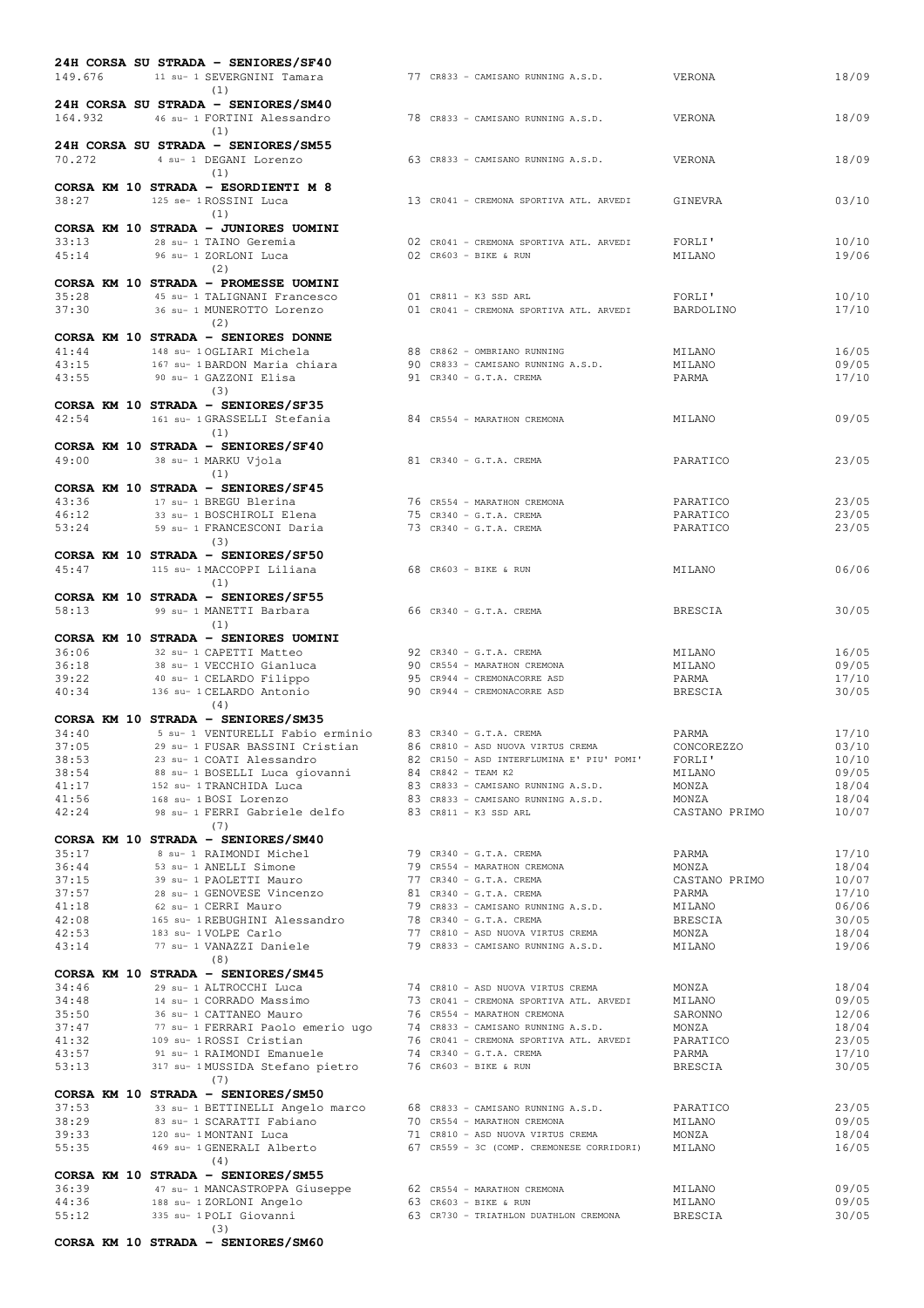**24H CORSA SU STRADA - SENIORES/SF40**

| | | | | | |
|---|---|---|---|---|---|
| 149.676 | 11 su- 1 SEVERGNINI Tamara | 77 | CR833 - CAMISANO RUNNING A.S.D. | VERONA | 18/09 |

(1)

**24H CORSA SU STRADA - SENIORES/SM40**

| | | | | | |
|---|---|---|---|---|---|
| 164.932 | 46 su- 1 FORTINI Alessandro | 78 | CR833 - CAMISANO RUNNING A.S.D. | VERONA | 18/09 |

(1)

**24H CORSA SU STRADA - SENIORES/SM55**

| | | | | | |
|---|---|---|---|---|---|
| 70.272 | 4 su- 1 DEGANI Lorenzo | 63 | CR833 - CAMISANO RUNNING A.S.D. | VERONA | 18/09 |

(1)

**CORSA KM 10 STRADA - ESORDIENTI M 8**

| | | | | | |
|---|---|---|---|---|---|
| 38:27 | 125 se- 1 ROSSINI Luca | 13 | CR041 - CREMONA SPORTIVA ATL. ARVEDI | GINEVRA | 03/10 |

(1)

**CORSA KM 10 STRADA - JUNIORES UOMINI**

| | | | | | |
|---|---|---|---|---|---|
| 33:13 | 28 su- 1 TAINO Geremia | 02 | CR041 - CREMONA SPORTIVA ATL. ARVEDI | FORLI' | 10/10 |
| 45:14 | 96 su- 1 ZORLONI Luca | 02 | CR603 - BIKE & RUN | MILANO | 19/06 |

(2)

**CORSA KM 10 STRADA - PROMESSE UOMINI**

| | | | | | |
|---|---|---|---|---|---|
| 35:28 | 45 su- 1 TALIGNANI Francesco | 01 | CR811 - K3 SSD ARL | FORLI' | 10/10 |
| 37:30 | 36 su- 1 MUNEROTTO Lorenzo | 01 | CR041 - CREMONA SPORTIVA ATL. ARVEDI | BARDOLINO | 17/10 |

(2)

**CORSA KM 10 STRADA - SENIORES DONNE**

| | | | | | |
|---|---|---|---|---|---|
| 41:44 | 148 su- 1 OGLIARI Michela | 88 | CR862 - OMBRIANO RUNNING | MILANO | 16/05 |
| 43:15 | 167 su- 1 BARDON Maria chiara | 90 | CR833 - CAMISANO RUNNING A.S.D. | MILANO | 09/05 |
| 43:55 | 90 su- 1 GAZZONI Elisa | 91 | CR340 - G.T.A. CREMA | PARMA | 17/10 |

(3)

**CORSA KM 10 STRADA - SENIORES/SF35**

| | | | | | |
|---|---|---|---|---|---|
| 42:54 | 161 su- 1 GRASSELLI Stefania | 84 | CR554 - MARATHON CREMONA | MILANO | 09/05 |

(1)

**CORSA KM 10 STRADA - SENIORES/SF40**

| | | | | | |
|---|---|---|---|---|---|
| 49:00 | 38 su- 1 MARKU Vjola | 81 | CR340 - G.T.A. CREMA | PARATICO | 23/05 |

(1)

**CORSA KM 10 STRADA - SENIORES/SF45**

| | | | | | |
|---|---|---|---|---|---|
| 43:36 | 17 su- 1 BREGU Blerina | 76 | CR554 - MARATHON CREMONA | PARATICO | 23/05 |
| 46:12 | 33 su- 1 BOSCHIROLI Elena | 75 | CR340 - G.T.A. CREMA | PARATICO | 23/05 |
| 53:24 | 59 su- 1 FRANCESCONI Daria | 73 | CR340 - G.T.A. CREMA | PARATICO | 23/05 |

(3)

**CORSA KM 10 STRADA - SENIORES/SF50**

| | | | | | |
|---|---|---|---|---|---|
| 45:47 | 115 su- 1 MACCOPPI Liliana | 68 | CR603 - BIKE & RUN | MILANO | 06/06 |

(1)

**CORSA KM 10 STRADA - SENIORES/SF55**

| | | | | | |
|---|---|---|---|---|---|
| 58:13 | 99 su- 1 MANETTI Barbara | 66 | CR340 - G.T.A. CREMA | BRESCIA | 30/05 |

(1)

**CORSA KM 10 STRADA - SENIORES UOMINI**

| | | | | | |
|---|---|---|---|---|---|
| 36:06 | 32 su- 1 CAPETTI Matteo | 92 | CR340 - G.T.A. CREMA | MILANO | 16/05 |
| 36:18 | 38 su- 1 VECCHIO Gianluca | 90 | CR554 - MARATHON CREMONA | MILANO | 09/05 |
| 39:22 | 40 su- 1 CELARDO Filippo | 95 | CR944 - CREMONACORRE ASD | PARMA | 17/10 |
| 40:34 | 136 su- 1 CELARDO Antonio | 90 | CR944 - CREMONACORRE ASD | BRESCIA | 30/05 |

(4)

**CORSA KM 10 STRADA - SENIORES/SM35**

| | | | | | |
|---|---|---|---|---|---|
| 34:40 | 5 su- 1 VENTURELLI Fabio erminio | 83 | CR340 - G.T.A. CREMA | PARMA | 17/10 |
| 37:05 | 29 su- 1 FUSAR BASSINI Cristian | 86 | CR810 - ASD NUOVA VIRTUS CREMA | CONCOREZZO | 03/10 |
| 38:53 | 23 su- 1 COATI Alessandro | 82 | CR150 - ASD INTERFLUMINA E' PIU' POMI' | FORLI' | 10/10 |
| 38:54 | 88 su- 1 BOSELLI Luca giovanni | 84 | CR842 - TEAM K2 | MILANO | 09/05 |
| 41:17 | 152 su- 1 TRANCHIDA Luca | 83 | CR833 - CAMISANO RUNNING A.S.D. | MONZA | 18/04 |
| 41:56 | 168 su- 1 BOSI Lorenzo | 83 | CR833 - CAMISANO RUNNING A.S.D. | MONZA | 18/04 |
| 42:24 | 98 su- 1 FERRI Gabriele delfo | 83 | CR811 - K3 SSD ARL | CASTANO PRIMO | 10/07 |

(7)

**CORSA KM 10 STRADA - SENIORES/SM40**

| | | | | | |
|---|---|---|---|---|---|
| 35:17 | 8 su- 1 RAIMONDI Michel | 79 | CR340 - G.T.A. CREMA | PARMA | 17/10 |
| 36:44 | 53 su- 1 ANELLI Simone | 79 | CR554 - MARATHON CREMONA | MONZA | 18/04 |
| 37:15 | 39 su- 1 PAOLETTI Mauro | 77 | CR340 - G.T.A. CREMA | CASTANO PRIMO | 10/07 |
| 37:57 | 28 su- 1 GENOVESE Vincenzo | 81 | CR340 - G.T.A. CREMA | PARMA | 17/10 |
| 41:18 | 62 su- 1 CERRI Mauro | 79 | CR833 - CAMISANO RUNNING A.S.D. | MILANO | 06/06 |
| 42:08 | 165 su- 1 REBUGHINI Alessandro | 78 | CR340 - G.T.A. CREMA | BRESCIA | 30/05 |
| 42:53 | 183 su- 1 VOLPE Carlo | 77 | CR810 - ASD NUOVA VIRTUS CREMA | MONZA | 18/04 |
| 43:14 | 77 su- 1 VANAZZI Daniele | 79 | CR833 - CAMISANO RUNNING A.S.D. | MILANO | 19/06 |

(8)

**CORSA KM 10 STRADA - SENIORES/SM45**

| | | | | | |
|---|---|---|---|---|---|
| 34:46 | 29 su- 1 ALTROCCHI Luca | 74 | CR810 - ASD NUOVA VIRTUS CREMA | MONZA | 18/04 |
| 34:48 | 14 su- 1 CORRADO Massimo | 73 | CR041 - CREMONA SPORTIVA ATL. ARVEDI | MILANO | 09/05 |
| 35:50 | 36 su- 1 CATTANEO Mauro | 76 | CR554 - MARATHON CREMONA | SARONNO | 12/06 |
| 37:47 | 77 su- 1 FERRARI Paolo emerio ugo | 74 | CR833 - CAMISANO RUNNING A.S.D. | MONZA | 18/04 |
| 41:32 | 109 su- 1 ROSSI Cristian | 76 | CR041 - CREMONA SPORTIVA ATL. ARVEDI | PARATICO | 23/05 |
| 43:57 | 91 su- 1 RAIMONDI Emanuele | 74 | CR340 - G.T.A. CREMA | PARMA | 17/10 |
| 53:13 | 317 su- 1 MUSSIDA Stefano pietro | 76 | CR603 - BIKE & RUN | BRESCIA | 30/05 |

(7)

**CORSA KM 10 STRADA - SENIORES/SM50**

| | | | | | |
|---|---|---|---|---|---|
| 37:53 | 33 su- 1 BETTINELLI Angelo marco | 68 | CR833 - CAMISANO RUNNING A.S.D. | PARATICO | 23/05 |
| 38:29 | 83 su- 1 SCARATTI Fabiano | 70 | CR554 - MARATHON CREMONA | MILANO | 09/05 |
| 39:33 | 120 su- 1 MONTANI Luca | 71 | CR810 - ASD NUOVA VIRTUS CREMA | MONZA | 18/04 |
| 55:35 | 469 su- 1 GENERALI Alberto | 67 | CR559 - 3C (COMP. CREMONESE CORRIDORI) | MILANO | 16/05 |

(4)

**CORSA KM 10 STRADA - SENIORES/SM55**

| | | | | | |
|---|---|---|---|---|---|
| 36:39 | 47 su- 1 MANCASTROPPA Giuseppe | 62 | CR554 - MARATHON CREMONA | MILANO | 09/05 |
| 44:36 | 188 su- 1 ZORLONI Angelo | 63 | CR603 - BIKE & RUN | MILANO | 09/05 |
| 55:12 | 335 su- 1 POLI Giovanni | 63 | CR730 - TRIATHLON DUATHLON CREMONA | BRESCIA | 30/05 |

(3)

**CORSA KM 10 STRADA - SENIORES/SM60**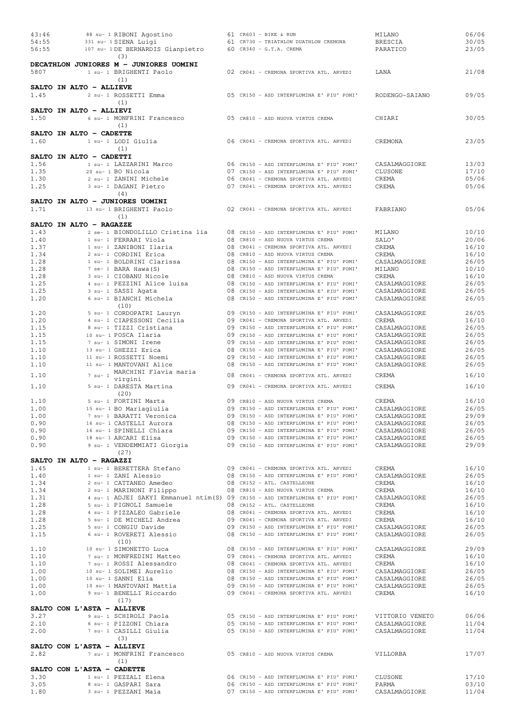| | | | | | | |
|---|---|---|---|---|---|---|
| 43:46 | 88 su- 1 RIBONI Agostino | 61 | CR603 - BIKE & RUN | MILANO | 06/06 |
| 54:55 | 331 su- 1 SIENA Luigi | 61 | CR730 - TRIATHLON DUATHLON CREMONA | BRESCIA | 30/05 |
| 56:55 | 107 su- 1 DE BERNARDIS Gianpietro | 60 | CR340 - G.T.A. CREMA | PARATICO | 23/05 |
| | (3) | | | | |

**DECATHLON JUNIORES M - JUNIORES UOMINI**

| | | | | | |
|---|---|---|---|---|---|
| 5807 | 1 su- 1 BRIGHENTI Paolo | 02 | CR041 - CREMONA SPORTIVA ATL. ARVEDI | LANA | 21/08 |
| | (1) | | | | |

**SALTO IN ALTO - ALLIEVE**

| | | | | | |
|---|---|---|---|---|---|
| 1.45 | 2 su- 1 ROSSETTI Emma | 05 | CR150 - ASD INTERFLUMINA E' PIU' POMI' | RODENGO-SAIANO | 09/05 |
| | (1) | | | | |

**SALTO IN ALTO - ALLIEVI**

| | | | | | |
|---|---|---|---|---|---|
| 1.50 | 6 su- 1 MONFRINI Francesco | 05 | CR810 - ASD NUOVA VIRTUS CREMA | CHIARI | 30/05 |
| | (1) | | | | |

**SALTO IN ALTO - CADETTE**

| | | | | | |
|---|---|---|---|---|---|
| 1.60 | 1 su- 1 LODI Giulia | 06 | CR041 - CREMONA SPORTIVA ATL. ARVEDI | CREMONA | 23/05 |
| | (1) | | | | |

**SALTO IN ALTO - CADETTI**

| | | | | | |
|---|---|---|---|---|---|
| 1.56 | 1 su- 1 LAZZARINI Marco | 06 | CR150 - ASD INTERFLUMINA E' PIU' POMI' | CASALMAGGIORE | 13/03 |
| 1.35 | 20 su- 1 BO Nicola | 07 | CR150 - ASD INTERFLUMINA E' PIU' POMI' | CLUSONE | 17/10 |
| 1.30 | 2 su- 1 ZANINI Michele | 06 | CR041 - CREMONA SPORTIVA ATL. ARVEDI | CREMA | 05/06 |
| 1.25 | 3 su- 1 DAGANI Pietro | 07 | CR041 - CREMONA SPORTIVA ATL. ARVEDI | CREMA | 05/06 |
| | (4) | | | | |

**SALTO IN ALTO - JUNIORES UOMINI**

| | | | | | |
|---|---|---|---|---|---|
| 1.71 | 13 su- 1 BRIGHENTI Paolo | 02 | CR041 - CREMONA SPORTIVA ATL. ARVEDI | FABRIANO | 05/06 |
| | (1) | | | | |

**SALTO IN ALTO - RAGAZZE**

| | | | | | |
|---|---|---|---|---|---|
| 1.43 | 2 se- 1 BIONDOLILLO Cristina lia | 08 | CR150 - ASD INTERFLUMINA E' PIU' POMI' | MILANO | 10/10 |
| 1.40 | 1 su- 1 FERRARI Viola | 08 | CR810 - ASD NUOVA VIRTUS CREMA | SALO' | 20/06 |
| 1.37 | 1 su- 1 ZANIBONI Ilaria | 08 | CR041 - CREMONA SPORTIVA ATL. ARVEDI | CREMA | 16/10 |
| 1.34 | 2 su- 1 CORDINI Erica | 08 | CR810 - ASD NUOVA VIRTUS CREMA | CREMA | 16/10 |
| 1.28 | 1 su- 1 BOLDRINI Clarissa | 08 | CR150 - ASD INTERFLUMINA E' PIU' POMI' | CASALMAGGIORE | 26/05 |
| 1.28 | 7 se- 1 BARA Hawa(S) | 08 | CR150 - ASD INTERFLUMINA E' PIU' POMI' | MILANO | 10/10 |
| 1.28 | 3 su- 1 CIOBANU Nicole | 08 | CR810 - ASD NUOVA VIRTUS CREMA | CREMA | 16/10 |
| 1.25 | 4 su- 1 PEZZINI Alice luisa | 08 | CR150 - ASD INTERFLUMINA E' PIU' POMI' | CASALMAGGIORE | 26/05 |
| 1.25 | 3 su- 1 SASSI Agata | 08 | CR150 - ASD INTERFLUMINA E' PIU' POMI' | CASALMAGGIORE | 26/05 |
| 1.20 | 6 su- 1 BIANCHI Michela | 08 | CR150 - ASD INTERFLUMINA E' PIU' POMI' | CASALMAGGIORE | 26/05 |
| | (10) | | | | |
| 1.20 | 5 su- 1 CORDOPATRI Lauryn | 09 | CR150 - ASD INTERFLUMINA E' PIU' POMI' | CASALMAGGIORE | 26/05 |
| 1.20 | 4 su- 1 CIAPESSONI Cecilia | 09 | CR041 - CREMONA SPORTIVA ATL. ARVEDI | CREMA | 16/10 |
| 1.15 | 8 su- 1 TIZZI Cristiana | 09 | CR150 - ASD INTERFLUMINA E' PIU' POMI' | CASALMAGGIORE | 26/05 |
| 1.15 | 10 su- 1 POSCA Ilaria | 09 | CR150 - ASD INTERFLUMINA E' PIU' POMI' | CASALMAGGIORE | 26/05 |
| 1.15 | 7 su- 1 SIMONI Irene | 09 | CR150 - ASD INTERFLUMINA E' PIU' POMI' | CASALMAGGIORE | 26/05 |
| 1.10 | 13 su- 1 GHEZZI Erica | 08 | CR150 - ASD INTERFLUMINA E' PIU' POMI' | CASALMAGGIORE | 26/05 |
| 1.10 | 11 su- 1 ROSSETTI Noemi | 09 | CR150 - ASD INTERFLUMINA E' PIU' POMI' | CASALMAGGIORE | 26/05 |
| 1.10 | 11 su- 1 MANTOVANI Alice | 08 | CR150 - ASD INTERFLUMINA E' PIU' POMI' | CASALMAGGIORE | 26/05 |
| 1.10 | 7 su- 1 MARCHINI Flavia maria virgini | 08 | CR041 - CREMONA SPORTIVA ATL. ARVEDI | CREMA | 16/10 |
| 1.10 | 5 su- 1 DARESTA Martina | 09 | CR041 - CREMONA SPORTIVA ATL. ARVEDI | CREMA | 16/10 |
| | (20) | | | | |
| 1.10 | 5 su- 1 FORTINI Marta | 09 | CR810 - ASD NUOVA VIRTUS CREMA | CREMA | 16/10 |
| 1.00 | 15 su- 1 BO Mariagiulia | 09 | CR150 - ASD INTERFLUMINA E' PIU' POMI' | CASALMAGGIORE | 26/05 |
| 1.00 | 7 su- 1 BARATTI Veronica | 09 | CR150 - ASD INTERFLUMINA E' PIU' POMI' | CASALMAGGIORE | 29/09 |
| 0.90 | 16 su- 1 CASTELLI Aurora | 08 | CR150 - ASD INTERFLUMINA E' PIU' POMI' | CASALMAGGIORE | 26/05 |
| 0.90 | 16 su- 1 SPINELLI Chiara | 09 | CR150 - ASD INTERFLUMINA E' PIU' POMI' | CASALMAGGIORE | 26/05 |
| 0.90 | 18 su- 1 ARCARI Elisa | 09 | CR150 - ASD INTERFLUMINA E' PIU' POMI' | CASALMAGGIORE | 26/05 |
| 0.90 | 9 su- 1 VENDEMMIATI Giorgia | 09 | CR150 - ASD INTERFLUMINA E' PIU' POMI' | CASALMAGGIORE | 29/09 |
| | (27) | | | | |

**SALTO IN ALTO - RAGAZZI**

| | | | | | |
|---|---|---|---|---|---|
| 1.45 | 1 su- 1 BERETTERA Stefano | 09 | CR041 - CREMONA SPORTIVA ATL. ARVEDI | CREMA | 16/10 |
| 1.40 | 1 su- 1 ZANI Alessio | 08 | CR150 - ASD INTERFLUMINA E' PIU' POMI' | CASALMAGGIORE | 26/05 |
| 1.34 | 2 su- 1 CATTANEO Amedeo | 08 | CR152 - ATL. CASTELLEONE | CREMA | 16/10 |
| 1.34 | 2 su- 1 MARINONI Filippo | 08 | CR810 - ASD NUOVA VIRTUS CREMA | CREMA | 16/10 |
| 1.31 | 4 su- 1 ADJEI SAKYI Emmanuel ntim(S) | 09 | CR150 - ASD INTERFLUMINA E' PIU' POMI' | CASALMAGGIORE | 26/05 |
| 1.28 | 5 su- 1 PIGNOLI Samuele | 08 | CR152 - ATL. CASTELLEONE | CREMA | 16/10 |
| 1.28 | 4 su- 1 PIZZALEO Gabriele | 08 | CR041 - CREMONA SPORTIVA ATL. ARVEDI | CREMA | 16/10 |
| 1.28 | 5 su- 1 DE MICHELI Andrea | 09 | CR041 - CREMONA SPORTIVA ATL. ARVEDI | CREMA | 16/10 |
| 1.25 | 5 su- 1 CONGIU Davide | 09 | CR150 - ASD INTERFLUMINA E' PIU' POMI' | CASALMAGGIORE | 26/05 |
| 1.15 | 6 su- 1 ROVERETI Alessio | 08 | CR150 - ASD INTERFLUMINA E' PIU' POMI' | CASALMAGGIORE | 26/05 |
| | (10) | | | | |
| 1.10 | 10 su- 1 SIMONETTO Luca | 08 | CR150 - ASD INTERFLUMINA E' PIU' POMI' | CASALMAGGIORE | 29/09 |
| 1.10 | 7 su- 1 MONFREDINI Matteo | 09 | CR041 - CREMONA SPORTIVA ATL. ARVEDI | CREMA | 16/10 |
| 1.10 | 7 su- 1 ROSSI Alessandro | 08 | CR041 - CREMONA SPORTIVA ATL. ARVEDI | CREMA | 16/10 |
| 1.00 | 10 su- 1 SOLIMEI Aurelio | 08 | CR150 - ASD INTERFLUMINA E' PIU' POMI' | CASALMAGGIORE | 26/05 |
| 1.00 | 10 su- 1 SANNI Elia | 08 | CR150 - ASD INTERFLUMINA E' PIU' POMI' | CASALMAGGIORE | 26/05 |
| 1.00 | 10 su- 1 MANTOVANI Mattia | 09 | CR150 - ASD INTERFLUMINA E' PIU' POMI' | CASALMAGGIORE | 26/05 |
| 1.00 | 9 su- 1 BENELLI Riccardo | 09 | CR041 - CREMONA SPORTIVA ATL. ARVEDI | CREMA | 16/10 |
| | (17) | | | | |

**SALTO CON L'ASTA - ALLIEVE**

| | | | | | |
|---|---|---|---|---|---|
| 3.27 | 9 su- 1 SCHIROLI Paola | 05 | CR150 - ASD INTERFLUMINA E' PIU' POMI' | VITTORIO VENETO | 06/06 |
| 2.10 | 6 su- 1 PIZZONI Chiara | 05 | CR150 - ASD INTERFLUMINA E' PIU' POMI' | CASALMAGGIORE | 11/04 |
| 2.00 | 7 su- 1 CASILLI Giulia | 05 | CR150 - ASD INTERFLUMINA E' PIU' POMI' | CASALMAGGIORE | 11/04 |
| | (3) | | | | |

**SALTO CON L'ASTA - ALLIEVI**

| | | | | | |
|---|---|---|---|---|---|
| 2.82 | 7 su- 1 MONFRINI Francesco | 05 | CR810 - ASD NUOVA VIRTUS CREMA | VILLORBA | 17/07 |
| | (1) | | | | |

**SALTO CON L'ASTA - CADETTE**

| | | | | | |
|---|---|---|---|---|---|
| 3.30 | 1 su- 1 PEZZALI Elena | 06 | CR150 - ASD INTERFLUMINA E' PIU' POMI' | CLUSONE | 17/10 |
| 3.05 | 8 su- 1 GASPARI Sara | 06 | CR150 - ASD INTERFLUMINA E' PIU' POMI' | PARMA | 03/10 |
| 1.80 | 3 su- 1 PEZZANI Maia | 07 | CR150 - ASD INTERFLUMINA E' PIU' POMI' | CASALMAGGIORE | 11/04 |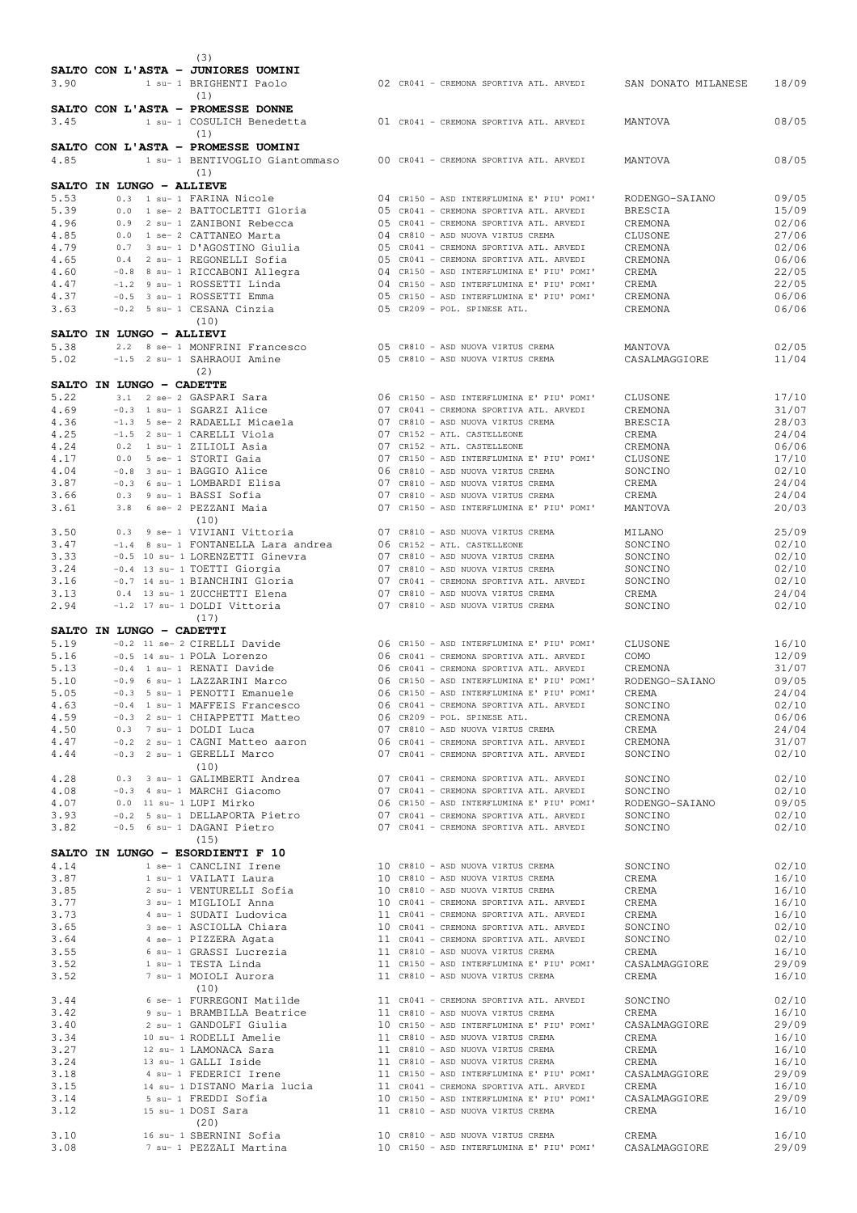(3)

**SALTO CON L'ASTA - JUNIORES UOMINI**

| | | | | | | |
|---|---|---|---|---|---|---|
| 3.90 | | 1 su- 1 BRIGHENTI Paolo | 02 | CR041 - CREMONA SPORTIVA ATL. ARVEDI | SAN DONATO MILANESE | 18/09 |

(1)

**SALTO CON L'ASTA - PROMESSE DONNE**

| | | | | | | |
|---|---|---|---|---|---|---|
| 3.45 | | 1 su- 1 COSULICH Benedetta | 01 | CR041 - CREMONA SPORTIVA ATL. ARVEDI | MANTOVA | 08/05 |

(1)

**SALTO CON L'ASTA - PROMESSE UOMINI**

| | | | | | | |
|---|---|---|---|---|---|---|
| 4.85 | | 1 su- 1 BENTIVOGLIO Giantommaso | 00 | CR041 - CREMONA SPORTIVA ATL. ARVEDI | MANTOVA | 08/05 |

(1)

**SALTO IN LUNGO - ALLIEVE**

| | | | | | | |
|---|---|---|---|---|---|---|
| 5.53 | 0.3 | 1 su- 1 FARINA Nicole | 04 | CR150 - ASD INTERFLUMINA E' PIU' POMI' | RODENGO-SAIANO | 09/05 |
| 5.39 | 0.0 | 1 se- 2 BATTOCLETTI Gloria | 05 | CR041 - CREMONA SPORTIVA ATL. ARVEDI | BRESCIA | 15/09 |
| 4.96 | 0.9 | 2 su- 1 ZANIBONI Rebecca | 05 | CR041 - CREMONA SPORTIVA ATL. ARVEDI | CREMONA | 02/06 |
| 4.85 | 0.0 | 1 se- 2 CATTANEO Marta | 04 | CR810 - ASD NUOVA VIRTUS CREMA | CLUSONE | 27/06 |
| 4.79 | 0.7 | 3 su- 1 D'AGOSTINO Giulia | 05 | CR041 - CREMONA SPORTIVA ATL. ARVEDI | CREMONA | 02/06 |
| 4.65 | 0.4 | 2 su- 1 REGONELLI Sofia | 05 | CR041 - CREMONA SPORTIVA ATL. ARVEDI | CREMONA | 06/06 |
| 4.60 | -0.8 | 8 su- 1 RICCABONI Allegra | 04 | CR150 - ASD INTERFLUMINA E' PIU' POMI' | CREMA | 22/05 |
| 4.47 | -1.2 | 9 su- 1 ROSSETTI Linda | 04 | CR150 - ASD INTERFLUMINA E' PIU' POMI' | CREMA | 22/05 |
| 4.37 | -0.5 | 3 su- 1 ROSSETTI Emma | 05 | CR150 - ASD INTERFLUMINA E' PIU' POMI' | CREMONA | 06/06 |
| 3.63 | -0.2 | 5 su- 1 CESANA Cinzia | 05 | CR209 - POL. SPINESE ATL. | CREMONA | 06/06 |

(10)

**SALTO IN LUNGO - ALLIEVI**

| | | | | | | |
|---|---|---|---|---|---|---|
| 5.38 | 2.2 | 8 se- 1 MONFRINI Francesco | 05 | CR810 - ASD NUOVA VIRTUS CREMA | MANTOVA | 02/05 |
| 5.02 | -1.5 | 2 su- 1 SAHRAOUI Amine | 05 | CR810 - ASD NUOVA VIRTUS CREMA | CASALMAGGIORE | 11/04 |

(2)

**SALTO IN LUNGO - CADETTE**

| | | | | | | |
|---|---|---|---|---|---|---|
| 5.22 | 3.1 | 2 se- 2 GASPARI Sara | 06 | CR150 - ASD INTERFLUMINA E' PIU' POMI' | CLUSONE | 17/10 |
| 4.69 | -0.3 | 1 su- 1 SGARZI Alice | 07 | CR041 - CREMONA SPORTIVA ATL. ARVEDI | CREMONA | 31/07 |
| 4.36 | -1.3 | 5 se- 2 RADAELLI Micaela | 07 | CR810 - ASD NUOVA VIRTUS CREMA | BRESCIA | 28/03 |
| 4.25 | -1.5 | 2 su- 1 CARELLI Viola | 07 | CR152 - ATL. CASTELLEONE | CREMA | 24/04 |
| 4.24 | 0.2 | 1 su- 1 ZILIOLI Asia | 07 | CR152 - ATL. CASTELLEONE | CREMONA | 06/06 |
| 4.17 | 0.0 | 5 se- 1 STORTI Gaia | 07 | CR150 - ASD INTERFLUMINA E' PIU' POMI' | CLUSONE | 17/10 |
| 4.04 | -0.8 | 3 su- 1 BAGGIO Alice | 06 | CR810 - ASD NUOVA VIRTUS CREMA | SONCINO | 02/10 |
| 3.87 | -0.3 | 6 su- 1 LOMBARDI Elisa | 07 | CR810 - ASD NUOVA VIRTUS CREMA | CREMA | 24/04 |
| 3.66 | 0.3 | 9 su- 1 BASSI Sofia | 07 | CR810 - ASD NUOVA VIRTUS CREMA | CREMA | 24/04 |
| 3.61 | 3.8 | 6 se- 2 PEZZANI Maia | 07 | CR150 - ASD INTERFLUMINA E' PIU' POMI' | MANTOVA | 20/03 |

(10)

| | | | | | | |
|---|---|---|---|---|---|---|
| 3.50 | 0.3 | 9 se- 1 VIVIANI Vittoria | 07 | CR810 - ASD NUOVA VIRTUS CREMA | MILANO | 25/09 |
| 3.47 | -1.4 | 8 su- 1 FONTANELLA Lara andrea | 06 | CR152 - ATL. CASTELLEONE | SONCINO | 02/10 |
| 3.33 | -0.5 | 10 su- 1 LORENZETTI Ginevra | 07 | CR810 - ASD NUOVA VIRTUS CREMA | SONCINO | 02/10 |
| 3.24 | -0.4 | 13 su- 1 TOETTI Giorgia | 07 | CR810 - ASD NUOVA VIRTUS CREMA | SONCINO | 02/10 |
| 3.16 | -0.7 | 14 su- 1 BIANCHINI Gloria | 07 | CR041 - CREMONA SPORTIVA ATL. ARVEDI | SONCINO | 02/10 |
| 3.13 | 0.4 | 13 su- 1 ZUCCHETTI Elena | 07 | CR810 - ASD NUOVA VIRTUS CREMA | CREMA | 24/04 |
| 2.94 | -1.2 | 17 su- 1 DOLDI Vittoria | 07 | CR810 - ASD NUOVA VIRTUS CREMA | SONCINO | 02/10 |

(17)

**SALTO IN LUNGO - CADETTI**

| | | | | | | |
|---|---|---|---|---|---|---|
| 5.19 | -0.2 | 11 se- 2 CIRELLI Davide | 06 | CR150 - ASD INTERFLUMINA E' PIU' POMI' | CLUSONE | 16/10 |
| 5.16 | -0.5 | 14 su- 1 POLA Lorenzo | 06 | CR041 - CREMONA SPORTIVA ATL. ARVEDI | COMO | 12/09 |
| 5.13 | -0.4 | 1 su- 1 RENATI Davide | 06 | CR041 - CREMONA SPORTIVA ATL. ARVEDI | CREMONA | 31/07 |
| 5.10 | -0.9 | 6 su- 1 LAZZARINI Marco | 06 | CR150 - ASD INTERFLUMINA E' PIU' POMI' | RODENGO-SAIANO | 09/05 |
| 5.05 | -0.3 | 5 su- 1 PENOTTI Emanuele | 06 | CR150 - ASD INTERFLUMINA E' PIU' POMI' | CREMA | 24/04 |
| 4.63 | -0.4 | 1 su- 1 MAFFEIS Francesco | 06 | CR041 - CREMONA SPORTIVA ATL. ARVEDI | SONCINO | 02/10 |
| 4.59 | -0.3 | 2 su- 1 CHIAPPETTI Matteo | 06 | CR209 - POL. SPINESE ATL. | CREMONA | 06/06 |
| 4.50 | 0.3 | 7 su- 1 DOLDI Luca | 07 | CR810 - ASD NUOVA VIRTUS CREMA | CREMA | 24/04 |
| 4.47 | -0.2 | 2 su- 1 CAGNI Matteo aaron | 06 | CR041 - CREMONA SPORTIVA ATL. ARVEDI | CREMONA | 31/07 |
| 4.44 | -0.3 | 2 su- 1 GERELLI Marco | 07 | CR041 - CREMONA SPORTIVA ATL. ARVEDI | SONCINO | 02/10 |

(10)

| | | | | | | |
|---|---|---|---|---|---|---|
| 4.28 | 0.3 | 3 su- 1 GALIMBERTI Andrea | 07 | CR041 - CREMONA SPORTIVA ATL. ARVEDI | SONCINO | 02/10 |
| 4.08 | -0.3 | 4 su- 1 MARCHI Giacomo | 07 | CR041 - CREMONA SPORTIVA ATL. ARVEDI | SONCINO | 02/10 |
| 4.07 | 0.0 | 11 su- 1 LUPI Mirko | 06 | CR150 - ASD INTERFLUMINA E' PIU' POMI' | RODENGO-SAIANO | 09/05 |
| 3.93 | -0.2 | 5 su- 1 DELLAPORTA Pietro | 07 | CR041 - CREMONA SPORTIVA ATL. ARVEDI | SONCINO | 02/10 |
| 3.82 | -0.5 | 6 su- 1 DAGANI Pietro | 07 | CR041 - CREMONA SPORTIVA ATL. ARVEDI | SONCINO | 02/10 |

(15)

**SALTO IN LUNGO - ESORDIENTI F 10**

| | | | | | |
|---|---|---|---|---|---|
| 4.14 | 1 se- 1 CANCLINI Irene | 10 | CR810 - ASD NUOVA VIRTUS CREMA | SONCINO | 02/10 |
| 3.87 | 1 su- 1 VAILATI Laura | 10 | CR810 - ASD NUOVA VIRTUS CREMA | CREMA | 16/10 |
| 3.85 | 2 su- 1 VENTURELLI Sofia | 10 | CR810 - ASD NUOVA VIRTUS CREMA | CREMA | 16/10 |
| 3.77 | 3 su- 1 MIGLIOLI Anna | 10 | CR041 - CREMONA SPORTIVA ATL. ARVEDI | CREMA | 16/10 |
| 3.73 | 4 su- 1 SUDATI Ludovica | 11 | CR041 - CREMONA SPORTIVA ATL. ARVEDI | CREMA | 16/10 |
| 3.65 | 3 se- 1 ASCIOLLA Chiara | 10 | CR041 - CREMONA SPORTIVA ATL. ARVEDI | SONCINO | 02/10 |
| 3.64 | 4 se- 1 PIZZERA Agata | 11 | CR041 - CREMONA SPORTIVA ATL. ARVEDI | SONCINO | 02/10 |
| 3.55 | 6 su- 1 GRASSI Lucrezia | 11 | CR810 - ASD NUOVA VIRTUS CREMA | CREMA | 16/10 |
| 3.52 | 1 su- 1 TESTA Linda | 11 | CR150 - ASD INTERFLUMINA E' PIU' POMI' | CASALMAGGIORE | 29/09 |
| 3.52 | 7 su- 1 MOIOLI Aurora | 11 | CR810 - ASD NUOVA VIRTUS CREMA | CREMA | 16/10 |

(10)

| | | | | | |
|---|---|---|---|---|---|
| 3.44 | 6 se- 1 FURREGONI Matilde | 11 | CR041 - CREMONA SPORTIVA ATL. ARVEDI | SONCINO | 02/10 |
| 3.42 | 9 su- 1 BRAMBILLA Beatrice | 11 | CR810 - ASD NUOVA VIRTUS CREMA | CREMA | 16/10 |
| 3.40 | 2 su- 1 GANDOLFI Giulia | 10 | CR150 - ASD INTERFLUMINA E' PIU' POMI' | CASALMAGGIORE | 29/09 |
| 3.34 | 10 su- 1 RODELLI Amelie | 11 | CR810 - ASD NUOVA VIRTUS CREMA | CREMA | 16/10 |
| 3.27 | 12 su- 1 LAMONACA Sara | 11 | CR810 - ASD NUOVA VIRTUS CREMA | CREMA | 16/10 |
| 3.24 | 13 su- 1 GALLI Iside | 11 | CR810 - ASD NUOVA VIRTUS CREMA | CREMA | 16/10 |
| 3.18 | 4 su- 1 FEDERICI Irene | 11 | CR150 - ASD INTERFLUMINA E' PIU' POMI' | CASALMAGGIORE | 29/09 |
| 3.15 | 14 su- 1 DISTANO Maria lucia | 11 | CR041 - CREMONA SPORTIVA ATL. ARVEDI | CREMA | 16/10 |
| 3.14 | 5 su- 1 FREDDI Sofia | 10 | CR150 - ASD INTERFLUMINA E' PIU' POMI' | CASALMAGGIORE | 29/09 |
| 3.12 | 15 su- 1 DOSI Sara | 11 | CR810 - ASD NUOVA VIRTUS CREMA | CREMA | 16/10 |

(20)

| | | | | | |
|---|---|---|---|---|---|
| 3.10 | 16 su- 1 SBERNINI Sofia | 10 | CR810 - ASD NUOVA VIRTUS CREMA | CREMA | 16/10 |
| 3.08 | 7 su- 1 PEZZALI Martina | 10 | CR150 - ASD INTERFLUMINA E' PIU' POMI' | CASALMAGGIORE | 29/09 |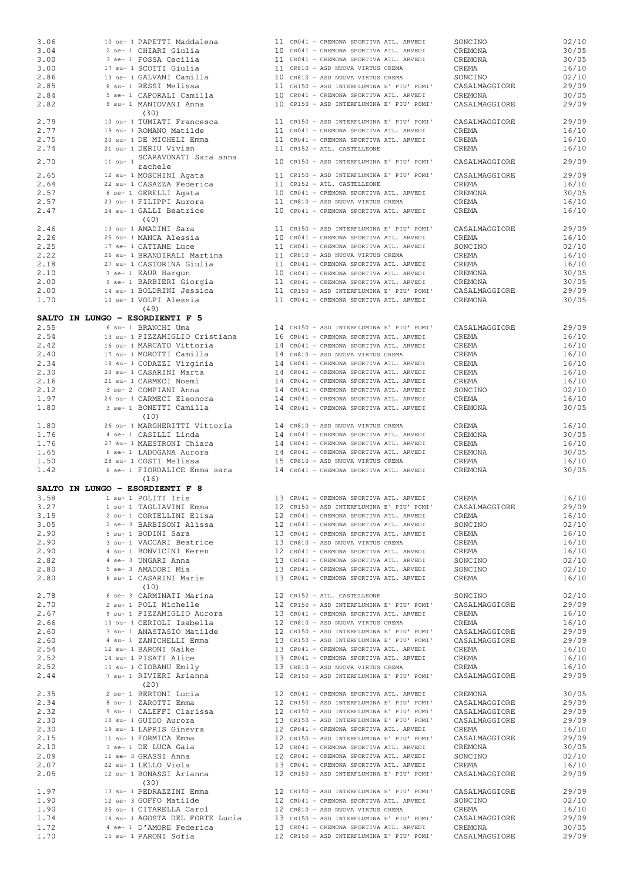| | | | | |
|---|---|---|---|---|
| 3.06 | 10 se- 1 PAPETTI Maddalena | 11 CR041 - CREMONA SPORTIVA ATL. ARVEDI | SONCINO | 02/10 |
| 3.04 | 2 se- 1 CHIARI Giulia | 10 CR041 - CREMONA SPORTIVA ATL. ARVEDI | CREMONA | 30/05 |
| 3.00 | 3 se- 1 FOSSA Cecilia | 11 CR041 - CREMONA SPORTIVA ATL. ARVEDI | CREMONA | 30/05 |
| 3.00 | 17 su- 1 SCOTTI Giulia | 11 CR810 - ASD NUOVA VIRTUS CREMA | CREMA | 16/10 |
| 2.86 | 13 se- 1 GALVANI Camilla | 10 CR810 - ASD NUOVA VIRTUS CREMA | SONCINO | 02/10 |
| 2.85 | 8 su- 1 RESSI Melissa | 11 CR150 - ASD INTERFLUMINA E' PIU' POMI' | CASALMAGGIORE | 29/09 |
| 2.84 | 5 se- 1 CAPORALI Camilla | 10 CR041 - CREMONA SPORTIVA ATL. ARVEDI | CREMONA | 30/05 |
| 2.82 | 9 su- 1 MANTOVANI Anna | 10 CR150 - ASD INTERFLUMINA E' PIU' POMI' | CASALMAGGIORE | 29/09 |
| | (30) | | | |
| 2.79 | 10 su- 1 TUMIATI Francesca | 11 CR150 - ASD INTERFLUMINA E' PIU' POMI' | CASALMAGGIORE | 29/09 |
| 2.77 | 19 su- 1 ROMANO Matilde | 11 CR041 - CREMONA SPORTIVA ATL. ARVEDI | CREMA | 16/10 |
| 2.75 | 20 su- 1 DE MICHELI Emma | 11 CR041 - CREMONA SPORTIVA ATL. ARVEDI | CREMA | 16/10 |
| 2.74 | 21 su- 1 DERIU Vivian | 11 CR152 - ATL. CASTELLEONE | CREMA | 16/10 |
| 2.70 | 11 su- 1 SCARAVONATI Sara anna rachele | 10 CR150 - ASD INTERFLUMINA E' PIU' POMI' | CASALMAGGIORE | 29/09 |
| 2.65 | 12 su- 1 MOSCHINI Agata | 11 CR150 - ASD INTERFLUMINA E' PIU' POMI' | CASALMAGGIORE | 29/09 |
| 2.64 | 22 su- 1 CASAZZA Federica | 11 CR152 - ATL. CASTELLEONE | CREMA | 16/10 |
| 2.57 | 6 se- 1 GERELLI Agata | 10 CR041 - CREMONA SPORTIVA ATL. ARVEDI | CREMONA | 30/05 |
| 2.57 | 23 su- 1 FILIPPI Aurora | 11 CR810 - ASD NUOVA VIRTUS CREMA | CREMA | 16/10 |
| 2.47 | 24 su- 1 GALLI Beatrice | 10 CR041 - CREMONA SPORTIVA ATL. ARVEDI | CREMA | 16/10 |
| | (40) | | | |
| 2.46 | 13 su- 1 AMADINI Sara | 11 CR150 - ASD INTERFLUMINA E' PIU' POMI' | CASALMAGGIORE | 29/09 |
| 2.26 | 25 su- 1 MANCA Alessia | 10 CR041 - CREMONA SPORTIVA ATL. ARVEDI | CREMA | 16/10 |
| 2.25 | 17 se- 1 CATTANE Luce | 11 CR041 - CREMONA SPORTIVA ATL. ARVEDI | SONCINO | 02/10 |
| 2.22 | 26 su- 1 BRANDIRALI Martina | 11 CR810 - ASD NUOVA VIRTUS CREMA | CREMA | 16/10 |
| 2.18 | 27 su- 1 CASTORINA Giulia | 11 CR041 - CREMONA SPORTIVA ATL. ARVEDI | CREMA | 16/10 |
| 2.10 | 7 se- 1 KAUR Hargun | 10 CR041 - CREMONA SPORTIVA ATL. ARVEDI | CREMONA | 30/05 |
| 2.00 | 9 se- 1 BARBIERI Giorgia | 11 CR041 - CREMONA SPORTIVA ATL. ARVEDI | CREMONA | 30/05 |
| 2.00 | 14 su- 1 BOLDRINI Jessica | 11 CR150 - ASD INTERFLUMINA E' PIU' POMI' | CASALMAGGIORE | 29/09 |
| 1.70 | 10 se- 1 VOLPI Alessia | 11 CR041 - CREMONA SPORTIVA ATL. ARVEDI | CREMONA | 30/05 |
| | (49) | | | |

**SALTO IN LUNGO - ESORDIENTI F 5**

| | | | | |
|---|---|---|---|---|
| 2.55 | 6 su- 1 BRANCHI Uma | 14 CR150 - ASD INTERFLUMINA E' PIU' POMI' | CASALMAGGIORE | 29/09 |
| 2.54 | 13 su- 1 PIZZAMIGLIO Cristiana | 16 CR041 - CREMONA SPORTIVA ATL. ARVEDI | CREMA | 16/10 |
| 2.42 | 16 su- 1 MARCATO Vittoria | 14 CR041 - CREMONA SPORTIVA ATL. ARVEDI | CREMA | 16/10 |
| 2.40 | 17 su- 1 MOROTTI Camilla | 14 CR810 - ASD NUOVA VIRTUS CREMA | CREMA | 16/10 |
| 2.34 | 18 su- 1 CODAZZI Virginia | 14 CR041 - CREMONA SPORTIVA ATL. ARVEDI | CREMA | 16/10 |
| 2.30 | 20 su- 1 CASARINI Marta | 14 CR041 - CREMONA SPORTIVA ATL. ARVEDI | CREMA | 16/10 |
| 2.16 | 21 su- 1 CARMECI Noemi | 14 CR041 - CREMONA SPORTIVA ATL. ARVEDI | CREMA | 16/10 |
| 2.12 | 3 se- 2 COMPIANI Anna | 14 CR041 - CREMONA SPORTIVA ATL. ARVEDI | SONCINO | 02/10 |
| 1.97 | 24 su- 1 CARMECI Eleonora | 14 CR041 - CREMONA SPORTIVA ATL. ARVEDI | CREMA | 16/10 |
| 1.80 | 3 se- 1 BONETTI Camilla | 14 CR041 - CREMONA SPORTIVA ATL. ARVEDI | CREMONA | 30/05 |
| | (10) | | | |
| 1.80 | 26 su- 1 MARGHERITTI Vittoria | 14 CR810 - ASD NUOVA VIRTUS CREMA | CREMA | 16/10 |
| 1.76 | 4 se- 1 CASILLI Linda | 14 CR041 - CREMONA SPORTIVA ATL. ARVEDI | CREMONA | 30/05 |
| 1.76 | 27 su- 1 MAESTRONI Chiara | 14 CR041 - CREMONA SPORTIVA ATL. ARVEDI | CREMA | 16/10 |
| 1.65 | 6 se- 1 LADOGANA Aurora | 14 CR041 - CREMONA SPORTIVA ATL. ARVEDI | CREMONA | 30/05 |
| 1.50 | 28 su- 1 COSTI Melissa | 15 CR810 - ASD NUOVA VIRTUS CREMA | CREMA | 16/10 |
| 1.42 | 8 se- 1 FIORDALICE Emma sara | 14 CR041 - CREMONA SPORTIVA ATL. ARVEDI | CREMONA | 30/05 |
| | (16) | | | |

**SALTO IN LUNGO - ESORDIENTI F 8**

| | | | | |
|---|---|---|---|---|
| 3.58 | 1 su- 1 POLITI Iris | 13 CR041 - CREMONA SPORTIVA ATL. ARVEDI | CREMA | 16/10 |
| 3.27 | 1 su- 1 TAGLIAVINI Emma | 12 CR150 - ASD INTERFLUMINA E' PIU' POMI' | CASALMAGGIORE | 29/09 |
| 3.15 | 2 su- 1 CORTELLINI Elisa | 12 CR041 - CREMONA SPORTIVA ATL. ARVEDI | CREMA | 16/10 |
| 3.05 | 2 se- 3 BARBISONI Alissa | 12 CR041 - CREMONA SPORTIVA ATL. ARVEDI | SONCINO | 02/10 |
| 2.90 | 5 su- 1 BODINI Sara | 13 CR041 - CREMONA SPORTIVA ATL. ARVEDI | CREMA | 16/10 |
| 2.90 | 3 su- 1 VACCARI Beatrice | 13 CR810 - ASD NUOVA VIRTUS CREMA | CREMA | 16/10 |
| 2.90 | 4 su- 1 BONVICINI Keren | 12 CR041 - CREMONA SPORTIVA ATL. ARVEDI | CREMA | 16/10 |
| 2.82 | 4 se- 3 UNGARI Anna | 13 CR041 - CREMONA SPORTIVA ATL. ARVEDI | SONCINO | 02/10 |
| 2.80 | 5 se- 3 AMADORI Mia | 13 CR041 - CREMONA SPORTIVA ATL. ARVEDI | SONCINO | 02/10 |
| 2.80 | 6 su- 1 CASARINI Marie | 13 CR041 - CREMONA SPORTIVA ATL. ARVEDI | CREMA | 16/10 |
| | (10) | | | |
| 2.78 | 6 se- 3 CARMINATI Marina | 12 CR152 - ATL. CASTELLEONE | SONCINO | 02/10 |
| 2.70 | 2 su- 1 POLI Michelle | 12 CR150 - ASD INTERFLUMINA E' PIU' POMI' | CASALMAGGIORE | 29/09 |
| 2.67 | 9 su- 1 PIZZAMIGLIO Aurora | 13 CR041 - CREMONA SPORTIVA ATL. ARVEDI | CREMA | 16/10 |
| 2.66 | 10 su- 1 CERIOLI Isabella | 12 CR810 - ASD NUOVA VIRTUS CREMA | CREMA | 16/10 |
| 2.60 | 3 su- 1 ANASTASIO Matilde | 12 CR150 - ASD INTERFLUMINA E' PIU' POMI' | CASALMAGGIORE | 29/09 |
| 2.60 | 4 su- 1 ZANICHELLI Emma | 13 CR150 - ASD INTERFLUMINA E' PIU' POMI' | CASALMAGGIORE | 29/09 |
| 2.54 | 12 su- 1 BARONI Naike | 13 CR041 - CREMONA SPORTIVA ATL. ARVEDI | CREMA | 16/10 |
| 2.52 | 14 su- 1 PISATI Alice | 13 CR041 - CREMONA SPORTIVA ATL. ARVEDI | CREMA | 16/10 |
| 2.52 | 15 su- 1 CIOBANU Emily | 13 CR810 - ASD NUOVA VIRTUS CREMA | CREMA | 16/10 |
| 2.44 | 7 su- 1 RIVIERI Arianna | 12 CR150 - ASD INTERFLUMINA E' PIU' POMI' | CASALMAGGIORE | 29/09 |
| | (20) | | | |
| 2.35 | 2 se- 1 BERTONI Lucia | 12 CR041 - CREMONA SPORTIVA ATL. ARVEDI | CREMONA | 30/05 |
| 2.34 | 8 su- 1 ZAROTTI Emma | 12 CR150 - ASD INTERFLUMINA E' PIU' POMI' | CASALMAGGIORE | 29/09 |
| 2.32 | 9 su- 1 CALEFFI Clarissa | 12 CR150 - ASD INTERFLUMINA E' PIU' POMI' | CASALMAGGIORE | 29/09 |
| 2.30 | 10 su- 1 GUIDO Aurora | 13 CR150 - ASD INTERFLUMINA E' PIU' POMI' | CASALMAGGIORE | 29/09 |
| 2.30 | 19 su- 1 LAPRIS Ginevra | 12 CR041 - CREMONA SPORTIVA ATL. ARVEDI | CREMA | 16/10 |
| 2.15 | 11 su- 1 FORMICA Emma | 12 CR150 - ASD INTERFLUMINA E' PIU' POMI' | CASALMAGGIORE | 29/09 |
| 2.10 | 3 se- 1 DE LUCA Gaia | 12 CR041 - CREMONA SPORTIVA ATL. ARVEDI | CREMONA | 30/05 |
| 2.09 | 11 se- 3 GRASSI Anna | 12 CR041 - CREMONA SPORTIVA ATL. ARVEDI | SONCINO | 02/10 |
| 2.07 | 22 su- 1 LELLO Viola | 13 CR041 - CREMONA SPORTIVA ATL. ARVEDI | CREMA | 16/10 |
| 2.05 | 12 su- 1 BONASSI Arianna | 12 CR150 - ASD INTERFLUMINA E' PIU' POMI' | CASALMAGGIORE | 29/09 |
| | (30) | | | |
| 1.97 | 13 su- 1 PEDRAZZINI Emma | 12 CR150 - ASD INTERFLUMINA E' PIU' POMI' | CASALMAGGIORE | 29/09 |
| 1.90 | 12 se- 3 GOFFO Matilde | 12 CR041 - CREMONA SPORTIVA ATL. ARVEDI | SONCINO | 02/10 |
| 1.90 | 25 su- 1 CITARELLA Carol | 12 CR810 - ASD NUOVA VIRTUS CREMA | CREMA | 16/10 |
| 1.74 | 14 su- 1 AGOSTA DEL FORTE Lucia | 13 CR150 - ASD INTERFLUMINA E' PIU' POMI' | CASALMAGGIORE | 29/09 |
| 1.72 | 4 se- 1 D'AMORE Federica | 13 CR041 - CREMONA SPORTIVA ATL. ARVEDI | CREMONA | 30/05 |
| 1.70 | 15 su- 1 PARONI Sofia | 12 CR150 - ASD INTERFLUMINA E' PIU' POMI' | CASALMAGGIORE | 29/09 |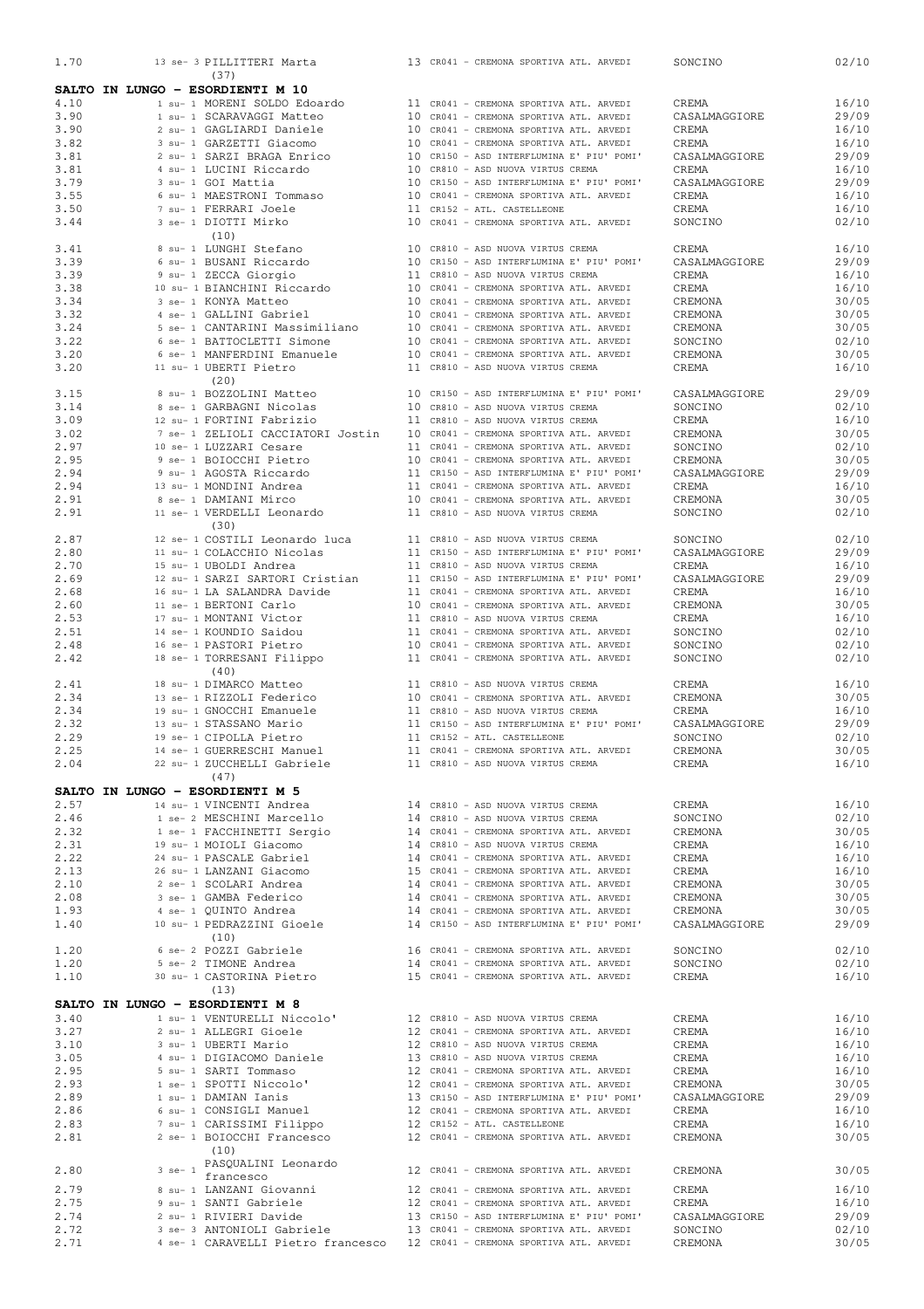| | | | | | |
|---|---|---|---|---|---|
| 1.70 | 13 se- 3 PILLITTERI Marta (37) | 13 | CR041 - CREMONA SPORTIVA ATL. ARVEDI | SONCINO | 02/10 |

**SALTO IN LUNGO - ESORDIENTI M 10**

| | | | | | |
|---|---|---|---|---|---|
| 4.10 | 1 su- 1 MORENI SOLDO Edoardo | 11 | CR041 - CREMONA SPORTIVA ATL. ARVEDI | CREMA | 16/10 |
| 3.90 | 1 su- 1 SCARAVAGGI Matteo | 10 | CR041 - CREMONA SPORTIVA ATL. ARVEDI | CASALMAGGIORE | 29/09 |
| 3.90 | 2 su- 1 GAGLIARDI Daniele | 10 | CR041 - CREMONA SPORTIVA ATL. ARVEDI | CREMA | 16/10 |
| 3.82 | 3 su- 1 GARZETTI Giacomo | 10 | CR041 - CREMONA SPORTIVA ATL. ARVEDI | CREMA | 16/10 |
| 3.81 | 2 su- 1 SARZI BRAGA Enrico | 10 | CR150 - ASD INTERFLUMINA E' PIU' POMI' | CASALMAGGIORE | 29/09 |
| 3.81 | 4 su- 1 LUCINI Riccardo | 10 | CR810 - ASD NUOVA VIRTUS CREMA | CREMA | 16/10 |
| 3.79 | 3 su- 1 GOI Mattia | 10 | CR150 - ASD INTERFLUMINA E' PIU' POMI' | CASALMAGGIORE | 29/09 |
| 3.55 | 6 su- 1 MAESTRONI Tommaso | 10 | CR041 - CREMONA SPORTIVA ATL. ARVEDI | CREMA | 16/10 |
| 3.50 | 7 su- 1 FERRARI Joele | 11 | CR152 - ATL. CASTELLEONE | CREMA | 16/10 |
| 3.44 | 3 se- 1 DIOTTI Mirko (10) | 10 | CR041 - CREMONA SPORTIVA ATL. ARVEDI | SONCINO | 02/10 |
| 3.41 | 8 su- 1 LUNGHI Stefano | 10 | CR810 - ASD NUOVA VIRTUS CREMA | CREMA | 16/10 |
| 3.39 | 6 su- 1 BUSANI Riccardo | 10 | CR150 - ASD INTERFLUMINA E' PIU' POMI' | CASALMAGGIORE | 29/09 |
| 3.39 | 9 su- 1 ZECCA Giorgio | 11 | CR810 - ASD NUOVA VIRTUS CREMA | CREMA | 16/10 |
| 3.38 | 10 su- 1 BIANCHINI Riccardo | 10 | CR041 - CREMONA SPORTIVA ATL. ARVEDI | CREMA | 16/10 |
| 3.34 | 3 se- 1 KONYA Matteo | 10 | CR041 - CREMONA SPORTIVA ATL. ARVEDI | CREMONA | 30/05 |
| 3.32 | 4 se- 1 GALLINI Gabriel | 10 | CR041 - CREMONA SPORTIVA ATL. ARVEDI | CREMONA | 30/05 |
| 3.24 | 5 se- 1 CANTARINI Massimiliano | 10 | CR041 - CREMONA SPORTIVA ATL. ARVEDI | CREMONA | 30/05 |
| 3.22 | 6 se- 1 BATTOCLETTI Simone | 10 | CR041 - CREMONA SPORTIVA ATL. ARVEDI | SONCINO | 02/10 |
| 3.20 | 6 se- 1 MANFERDINI Emanuele | 10 | CR041 - CREMONA SPORTIVA ATL. ARVEDI | CREMONA | 30/05 |
| 3.20 | 11 su- 1 UBERTI Pietro (20) | 11 | CR810 - ASD NUOVA VIRTUS CREMA | CREMA | 16/10 |
| 3.15 | 8 su- 1 BOZZOLINI Matteo | 10 | CR150 - ASD INTERFLUMINA E' PIU' POMI' | CASALMAGGIORE | 29/09 |
| 3.14 | 8 se- 1 GARBAGNI Nicolas | 10 | CR810 - ASD NUOVA VIRTUS CREMA | SONCINO | 02/10 |
| 3.09 | 12 su- 1 FORTINI Fabrizio | 11 | CR810 - ASD NUOVA VIRTUS CREMA | CREMA | 16/10 |
| 3.02 | 7 se- 1 ZELIOLI CACCIATORI Jostin | 10 | CR041 - CREMONA SPORTIVA ATL. ARVEDI | CREMONA | 30/05 |
| 2.97 | 10 se- 1 LUZZARI Cesare | 11 | CR041 - CREMONA SPORTIVA ATL. ARVEDI | SONCINO | 02/10 |
| 2.95 | 9 se- 1 BOIOCCHI Pietro | 10 | CR041 - CREMONA SPORTIVA ATL. ARVEDI | CREMONA | 30/05 |
| 2.94 | 9 su- 1 AGOSTA Riccardo | 11 | CR150 - ASD INTERFLUMINA E' PIU' POMI' | CASALMAGGIORE | 29/09 |
| 2.94 | 13 su- 1 MONDINI Andrea | 11 | CR041 - CREMONA SPORTIVA ATL. ARVEDI | CREMA | 16/10 |
| 2.91 | 8 se- 1 DAMIANI Mirco | 10 | CR041 - CREMONA SPORTIVA ATL. ARVEDI | CREMONA | 30/05 |
| 2.91 | 11 se- 1 VERDELLI Leonardo (30) | 11 | CR810 - ASD NUOVA VIRTUS CREMA | SONCINO | 02/10 |
| 2.87 | 12 se- 1 COSTILI Leonardo luca | 11 | CR810 - ASD NUOVA VIRTUS CREMA | SONCINO | 02/10 |
| 2.80 | 11 su- 1 COLACCHIO Nicolas | 11 | CR150 - ASD INTERFLUMINA E' PIU' POMI' | CASALMAGGIORE | 29/09 |
| 2.70 | 15 su- 1 UBOLDI Andrea | 11 | CR810 - ASD NUOVA VIRTUS CREMA | CREMA | 16/10 |
| 2.69 | 12 su- 1 SARZI SARTORI Cristian | 11 | CR150 - ASD INTERFLUMINA E' PIU' POMI' | CASALMAGGIORE | 29/09 |
| 2.68 | 16 su- 1 LA SALANDRA Davide | 11 | CR041 - CREMONA SPORTIVA ATL. ARVEDI | CREMA | 16/10 |
| 2.60 | 11 se- 1 BERTONI Carlo | 10 | CR041 - CREMONA SPORTIVA ATL. ARVEDI | CREMONA | 30/05 |
| 2.53 | 17 su- 1 MONTANI Victor | 11 | CR810 - ASD NUOVA VIRTUS CREMA | CREMA | 16/10 |
| 2.51 | 14 se- 1 KOUNDIO Saidou | 11 | CR041 - CREMONA SPORTIVA ATL. ARVEDI | SONCINO | 02/10 |
| 2.48 | 16 se- 1 PASTORI Pietro | 10 | CR041 - CREMONA SPORTIVA ATL. ARVEDI | SONCINO | 02/10 |
| 2.42 | 18 se- 1 TORRESANI Filippo (40) | 11 | CR041 - CREMONA SPORTIVA ATL. ARVEDI | SONCINO | 02/10 |
| 2.41 | 18 su- 1 DIMARCO Matteo | 11 | CR810 - ASD NUOVA VIRTUS CREMA | CREMA | 16/10 |
| 2.34 | 13 se- 1 RIZZOLI Federico | 10 | CR041 - CREMONA SPORTIVA ATL. ARVEDI | CREMONA | 30/05 |
| 2.34 | 19 su- 1 GNOCCHI Emanuele | 11 | CR810 - ASD NUOVA VIRTUS CREMA | CREMA | 16/10 |
| 2.32 | 13 su- 1 STASSANO Mario | 11 | CR150 - ASD INTERFLUMINA E' PIU' POMI' | CASALMAGGIORE | 29/09 |
| 2.29 | 19 se- 1 CIPOLLA Pietro | 11 | CR152 - ATL. CASTELLEONE | SONCINO | 02/10 |
| 2.25 | 14 se- 1 GUERRESCHI Manuel | 11 | CR041 - CREMONA SPORTIVA ATL. ARVEDI | CREMONA | 30/05 |
| 2.04 | 22 su- 1 ZUCCHELLI Gabriele (47) | 11 | CR810 - ASD NUOVA VIRTUS CREMA | CREMA | 16/10 |

**SALTO IN LUNGO - ESORDIENTI M 5**

| | | | | | |
|---|---|---|---|---|---|
| 2.57 | 14 su- 1 VINCENTI Andrea | 14 | CR810 - ASD NUOVA VIRTUS CREMA | CREMA | 16/10 |
| 2.46 | 1 se- 2 MESCHINI Marcello | 14 | CR810 - ASD NUOVA VIRTUS CREMA | SONCINO | 02/10 |
| 2.32 | 1 se- 1 FACCHINETTI Sergio | 14 | CR041 - CREMONA SPORTIVA ATL. ARVEDI | CREMONA | 30/05 |
| 2.31 | 19 su- 1 MOIOLI Giacomo | 14 | CR810 - ASD NUOVA VIRTUS CREMA | CREMA | 16/10 |
| 2.22 | 24 su- 1 PASCALE Gabriel | 14 | CR041 - CREMONA SPORTIVA ATL. ARVEDI | CREMA | 16/10 |
| 2.13 | 26 su- 1 LANZANI Giacomo | 15 | CR041 - CREMONA SPORTIVA ATL. ARVEDI | CREMA | 16/10 |
| 2.10 | 2 se- 1 SCOLARI Andrea | 14 | CR041 - CREMONA SPORTIVA ATL. ARVEDI | CREMONA | 30/05 |
| 2.08 | 3 se- 1 GAMBA Federico | 14 | CR041 - CREMONA SPORTIVA ATL. ARVEDI | CREMONA | 30/05 |
| 1.93 | 4 se- 1 QUINTO Andrea | 14 | CR041 - CREMONA SPORTIVA ATL. ARVEDI | CREMONA | 30/05 |
| 1.40 | 10 su- 1 PEDRAZZINI Gioele (10) | 14 | CR150 - ASD INTERFLUMINA E' PIU' POMI' | CASALMAGGIORE | 29/09 |
| 1.20 | 6 se- 2 POZZI Gabriele | 16 | CR041 - CREMONA SPORTIVA ATL. ARVEDI | SONCINO | 02/10 |
| 1.20 | 5 se- 2 TIMONE Andrea | 14 | CR041 - CREMONA SPORTIVA ATL. ARVEDI | SONCINO | 02/10 |
| 1.10 | 30 su- 1 CASTORINA Pietro (13) | 15 | CR041 - CREMONA SPORTIVA ATL. ARVEDI | CREMA | 16/10 |

**SALTO IN LUNGO - ESORDIENTI M 8**

| | | | | | |
|---|---|---|---|---|---|
| 3.40 | 1 su- 1 VENTURELLI Niccolo' | 12 | CR810 - ASD NUOVA VIRTUS CREMA | CREMA | 16/10 |
| 3.27 | 2 su- 1 ALLEGRI Gioele | 12 | CR041 - CREMONA SPORTIVA ATL. ARVEDI | CREMA | 16/10 |
| 3.10 | 3 su- 1 UBERTI Mario | 12 | CR810 - ASD NUOVA VIRTUS CREMA | CREMA | 16/10 |
| 3.05 | 4 su- 1 DIGIACOMO Daniele | 13 | CR810 - ASD NUOVA VIRTUS CREMA | CREMA | 16/10 |
| 2.95 | 5 su- 1 SARTI Tommaso | 12 | CR041 - CREMONA SPORTIVA ATL. ARVEDI | CREMA | 16/10 |
| 2.93 | 1 se- 1 SPOTTI Niccolo' | 12 | CR041 - CREMONA SPORTIVA ATL. ARVEDI | CREMONA | 30/05 |
| 2.89 | 1 su- 1 DAMIAN Ianis | 13 | CR150 - ASD INTERFLUMINA E' PIU' POMI' | CASALMAGGIORE | 29/09 |
| 2.86 | 6 su- 1 CONSIGLI Manuel | 12 | CR041 - CREMONA SPORTIVA ATL. ARVEDI | CREMA | 16/10 |
| 2.83 | 7 su- 1 CARISSIMI Filippo | 12 | CR152 - ATL. CASTELLEONE | CREMA | 16/10 |
| 2.81 | 2 se- 1 BOIOCCHI Francesco (10) | 12 | CR041 - CREMONA SPORTIVA ATL. ARVEDI | CREMONA | 30/05 |
| 2.80 | 3 se- 1 PASQUALINI Leonardo francesco | 12 | CR041 - CREMONA SPORTIVA ATL. ARVEDI | CREMONA | 30/05 |
| 2.79 | 8 su- 1 LANZANI Giovanni | 12 | CR041 - CREMONA SPORTIVA ATL. ARVEDI | CREMA | 16/10 |
| 2.75 | 9 su- 1 SANTI Gabriele | 12 | CR041 - CREMONA SPORTIVA ATL. ARVEDI | CREMA | 16/10 |
| 2.74 | 2 su- 1 RIVIERI Davide | 13 | CR150 - ASD INTERFLUMINA E' PIU' POMI' | CASALMAGGIORE | 29/09 |
| 2.72 | 3 se- 3 ANTONIOLI Gabriele | 13 | CR041 - CREMONA SPORTIVA ATL. ARVEDI | SONCINO | 02/10 |
| 2.71 | 4 se- 1 CARAVELLI Pietro francesco | 12 | CR041 - CREMONA SPORTIVA ATL. ARVEDI | CREMONA | 30/05 |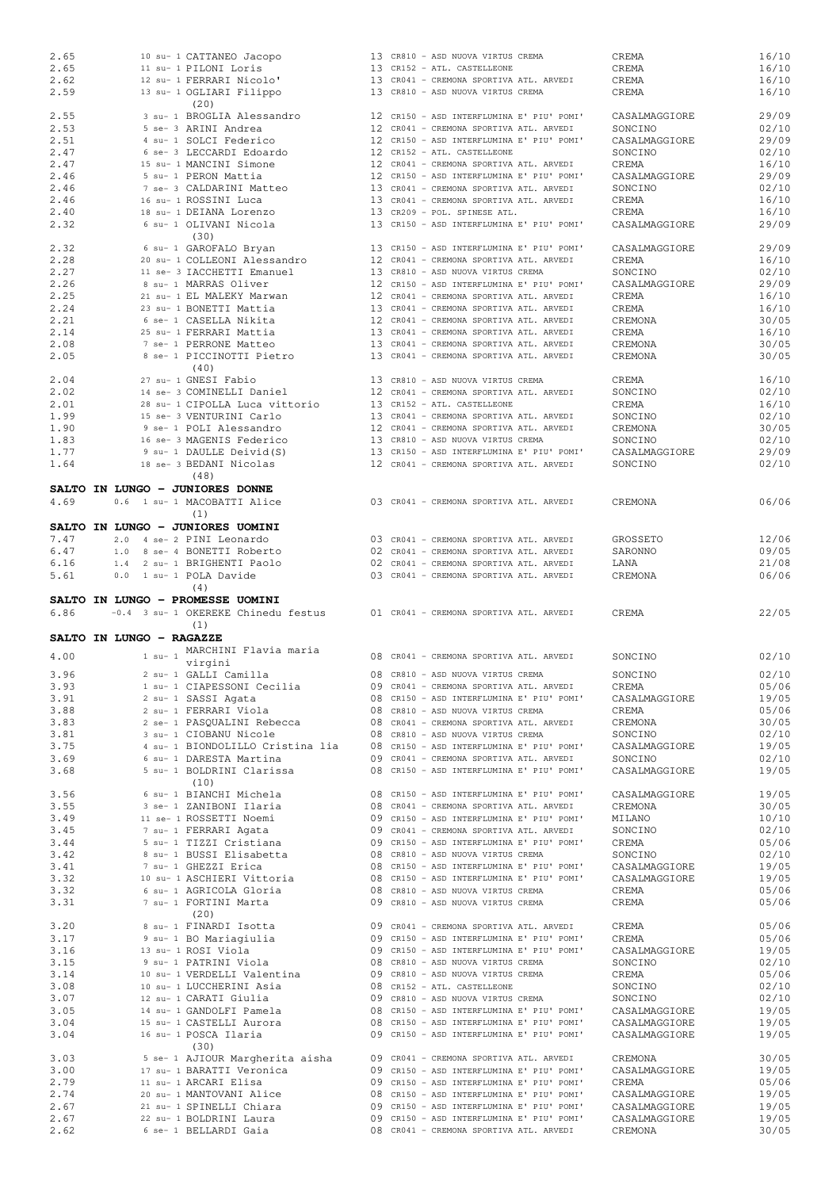```
2.65         10 su- 1 CATTANEO Jacopo            13 CR810 - ASD NUOVA VIRTUS CREMA            CREMA              16/10
2.65         11 su- 1 PILONI Loris               13 CR152 - ATL. CASTELLEONE                  CREMA              16/10
2.62         12 su- 1 FERRARI Nicolo'            13 CR041 - CREMONA SPORTIVA ATL. ARVEDI      CREMA              16/10
2.59         13 su- 1 OGLIARI Filippo            13 CR810 - ASD NUOVA VIRTUS CREMA            CREMA              16/10
                      (20)
2.55          3 su- 1 BROGLIA Alessandro         12 CR150 - ASD INTERFLUMINA E' PIU' POMI'    CASALMAGGIORE      29/09
2.53          5 se- 3 ARINI Andrea               12 CR041 - CREMONA SPORTIVA ATL. ARVEDI      SONCINO            02/10
2.51          4 su- 1 SOLCI Federico             12 CR150 - ASD INTERFLUMINA E' PIU' POMI'    CASALMAGGIORE      29/09
2.47          6 se- 3 LECCARDI Edoardo           12 CR152 - ATL. CASTELLEONE                  SONCINO            02/10
2.47         15 su- 1 MANCINI Simone             12 CR041 - CREMONA SPORTIVA ATL. ARVEDI      CREMA              16/10
2.46          5 su- 1 PERON Mattia               12 CR150 - ASD INTERFLUMINA E' PIU' POMI'    CASALMAGGIORE      29/09
2.46          7 se- 3 CALDARINI Matteo           13 CR041 - CREMONA SPORTIVA ATL. ARVEDI      SONCINO            02/10
2.46         16 su- 1 ROSSINI Luca               13 CR041 - CREMONA SPORTIVA ATL. ARVEDI      CREMA              16/10
2.40         18 su- 1 DEIANA Lorenzo             13 CR209 - POL. SPINESE ATL.                 CREMA              16/10
2.32          6 su- 1 OLIVANI Nicola             13 CR150 - ASD INTERFLUMINA E' PIU' POMI'    CASALMAGGIORE      29/09
                      (30)
2.32          6 su- 1 GAROFALO Bryan             13 CR150 - ASD INTERFLUMINA E' PIU' POMI'    CASALMAGGIORE      29/09
2.28         20 su- 1 COLLEONI Alessandro        12 CR041 - CREMONA SPORTIVA ATL. ARVEDI      CREMA              16/10
2.27         11 se- 3 IACCHETTI Emanuel          13 CR810 - ASD NUOVA VIRTUS CREMA            SONCINO            02/10
2.26          8 su- 1 MARRAS Oliver              12 CR150 - ASD INTERFLUMINA E' PIU' POMI'    CASALMAGGIORE      29/09
2.25         21 su- 1 EL MALEKY Marwan           12 CR041 - CREMONA SPORTIVA ATL. ARVEDI      CREMA              16/10
2.24         23 su- 1 BONETTI Mattia             13 CR041 - CREMONA SPORTIVA ATL. ARVEDI      CREMA              16/10
2.21          6 se- 1 CASELLA Nikita             12 CR041 - CREMONA SPORTIVA ATL. ARVEDI      CREMONA            30/05
2.14         25 su- 1 FERRARI Mattia             13 CR041 - CREMONA SPORTIVA ATL. ARVEDI      CREMA              16/10
2.08          7 se- 1 PERRONE Matteo             13 CR041 - CREMONA SPORTIVA ATL. ARVEDI      CREMONA            30/05
2.05          8 se- 1 PICCINOTTI Pietro          13 CR041 - CREMONA SPORTIVA ATL. ARVEDI      CREMONA            30/05
                      (40)
2.04         27 su- 1 GNESI Fabio                13 CR810 - ASD NUOVA VIRTUS CREMA            CREMA              16/10
2.02         14 se- 3 COMINELLI Daniel           12 CR041 - CREMONA SPORTIVA ATL. ARVEDI      SONCINO            02/10
2.01         28 su- 1 CIPOLLA Luca vittorio      13 CR152 - ATL. CASTELLEONE                  CREMA              16/10
1.99         15 se- 3 VENTURINI Carlo            13 CR041 - CREMONA SPORTIVA ATL. ARVEDI      SONCINO            02/10
1.90          9 se- 1 POLI Alessandro            12 CR041 - CREMONA SPORTIVA ATL. ARVEDI      CREMONA            30/05
1.83         16 se- 3 MAGENIS Federico           13 CR810 - ASD NUOVA VIRTUS CREMA            SONCINO            02/10
1.77          9 su- 1 DAULLE Deivid(S)           13 CR150 - ASD INTERFLUMINA E' PIU' POMI'    CASALMAGGIORE      29/09
1.64         18 se- 3 BEDANI Nicolas             12 CR041 - CREMONA SPORTIVA ATL. ARVEDI      SONCINO            02/10
                      (48)
```

**SALTO IN LUNGO - JUNIORES DONNE**

```
4.69      0.6  1 su- 1 MACOBATTI Alice           03 CR041 - CREMONA SPORTIVA ATL. ARVEDI      CREMONA            06/06
                      (1)
```

**SALTO IN LUNGO - JUNIORES UOMINI**

```
7.47      2.0  4 se- 2 PINI Leonardo             03 CR041 - CREMONA SPORTIVA ATL. ARVEDI      GROSSETO           12/06
6.47      1.0  8 se- 4 BONETTI Roberto           02 CR041 - CREMONA SPORTIVA ATL. ARVEDI      SARONNO            09/05
6.16      1.4  2 su- 1 BRIGHENTI Paolo           02 CR041 - CREMONA SPORTIVA ATL. ARVEDI      LANA               21/08
5.61      0.0  1 su- 1 POLA Davide               03 CR041 - CREMONA SPORTIVA ATL. ARVEDI      CREMONA            06/06
                      (4)
```

**SALTO IN LUNGO - PROMESSE UOMINI**

```
6.86     -0.4  3 su- 1 OKEREKE Chinedu festus    01 CR041 - CREMONA SPORTIVA ATL. ARVEDI      CREMA              22/05
                      (1)
```

**SALTO IN LUNGO - RAGAZZE**

```
4.00          1 su- 1 MARCHINI Flavia maria virgini  08 CR041 - CREMONA SPORTIVA ATL. ARVEDI  SONCINO            02/10
3.96          2 su- 1 GALLI Camilla              08 CR810 - ASD NUOVA VIRTUS CREMA            SONCINO            02/10
3.93          1 su- 1 CIAPESSONI Cecilia         09 CR041 - CREMONA SPORTIVA ATL. ARVEDI      CREMA              05/06
3.91          2 su- 1 SASSI Agata                08 CR150 - ASD INTERFLUMINA E' PIU' POMI'    CASALMAGGIORE      19/05
3.88          2 su- 1 FERRARI Viola              08 CR810 - ASD NUOVA VIRTUS CREMA            CREMA              05/06
3.83          2 se- 1 PASQUALINI Rebecca         08 CR041 - CREMONA SPORTIVA ATL. ARVEDI      CREMONA            30/05
3.81          3 su- 1 CIOBANU Nicole             08 CR810 - ASD NUOVA VIRTUS CREMA            SONCINO            02/10
3.75          4 su- 1 BIONDOLILLO Cristina lia   08 CR150 - ASD INTERFLUMINA E' PIU' POMI'    CASALMAGGIORE      19/05
3.69          6 su- 1 DARESTA Martina            09 CR041 - CREMONA SPORTIVA ATL. ARVEDI      SONCINO            02/10
3.68          5 su- 1 BOLDRINI Clarissa          08 CR150 - ASD INTERFLUMINA E' PIU' POMI'    CASALMAGGIORE      19/05
                      (10)
3.56          6 su- 1 BIANCHI Michela            08 CR150 - ASD INTERFLUMINA E' PIU' POMI'    CASALMAGGIORE      19/05
3.55          3 se- 1 ZANIBONI Ilaria            08 CR041 - CREMONA SPORTIVA ATL. ARVEDI      CREMONA            30/05
3.49         11 se- 1 ROSSETTI Noemi             09 CR150 - ASD INTERFLUMINA E' PIU' POMI'    MILANO             10/10
3.45          7 su- 1 FERRARI Agata              09 CR041 - CREMONA SPORTIVA ATL. ARVEDI      SONCINO            02/10
3.44          5 su- 1 TIZZI Cristiana            09 CR150 - ASD INTERFLUMINA E' PIU' POMI'    CREMA              05/06
3.42          8 su- 1 BUSSI Elisabetta           08 CR810 - ASD NUOVA VIRTUS CREMA            SONCINO            02/10
3.41          7 su- 1 GHEZZI Erica               08 CR150 - ASD INTERFLUMINA E' PIU' POMI'    CASALMAGGIORE      19/05
3.32         10 su- 1 ASCHIERI Vittoria          08 CR150 - ASD INTERFLUMINA E' PIU' POMI'    CASALMAGGIORE      19/05
3.32          6 su- 1 AGRICOLA Gloria            08 CR810 - ASD NUOVA VIRTUS CREMA            CREMA              05/06
3.31          7 su- 1 FORTINI Marta              09 CR810 - ASD NUOVA VIRTUS CREMA            CREMA              05/06
                      (20)
3.20          8 su- 1 FINARDI Isotta             09 CR041 - CREMONA SPORTIVA ATL. ARVEDI      CREMA              05/06
3.17          9 su- 1 BO Mariagiulia             09 CR150 - ASD INTERFLUMINA E' PIU' POMI'    CREMA              05/06
3.16         13 su- 1 ROSI Viola                 09 CR150 - ASD INTERFLUMINA E' PIU' POMI'    CASALMAGGIORE      19/05
3.15          9 su- 1 PATRINI Viola              08 CR810 - ASD NUOVA VIRTUS CREMA            SONCINO            02/10
3.14         10 su- 1 VERDELLI Valentina         09 CR810 - ASD NUOVA VIRTUS CREMA            CREMA              05/06
3.08         10 su- 1 LUCCHERINI Asia            08 CR152 - ATL. CASTELLEONE                  SONCINO            02/10
3.07         12 su- 1 CARATI Giulia              09 CR810 - ASD NUOVA VIRTUS CREMA            SONCINO            02/10
3.05         14 su- 1 GANDOLFI Pamela            08 CR150 - ASD INTERFLUMINA E' PIU' POMI'    CASALMAGGIORE      19/05
3.04         15 su- 1 CASTELLI Aurora            08 CR150 - ASD INTERFLUMINA E' PIU' POMI'    CASALMAGGIORE      19/05
3.04         16 su- 1 POSCA Ilaria               09 CR150 - ASD INTERFLUMINA E' PIU' POMI'    CASALMAGGIORE      19/05
                      (30)
3.03          5 se- 1 AJIOUR Margherita aisha    09 CR041 - CREMONA SPORTIVA ATL. ARVEDI      CREMONA            30/05
3.00         17 su- 1 BARATTI Veronica           09 CR150 - ASD INTERFLUMINA E' PIU' POMI'    CASALMAGGIORE      19/05
2.79         11 su- 1 ARCARI Elisa               09 CR150 - ASD INTERFLUMINA E' PIU' POMI'    CREMA              05/06
2.74         20 su- 1 MANTOVANI Alice            08 CR150 - ASD INTERFLUMINA E' PIU' POMI'    CASALMAGGIORE      19/05
2.67         21 su- 1 SPINELLI Chiara            09 CR150 - ASD INTERFLUMINA E' PIU' POMI'    CASALMAGGIORE      19/05
2.67         22 su- 1 BOLDRINI Laura             09 CR150 - ASD INTERFLUMINA E' PIU' POMI'    CASALMAGGIORE      19/05
2.62          6 se- 1 BELLARDI Gaia              08 CR041 - CREMONA SPORTIVA ATL. ARVEDI      CREMONA            30/05
```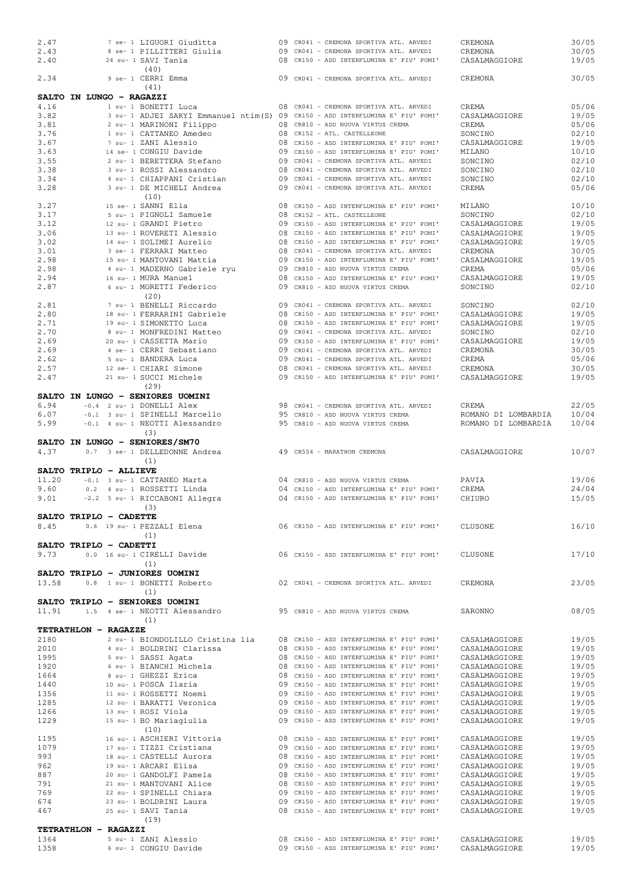| | | | | | |
|---|---|---|---|---|---|
| 2.47 | 7 se- 1 LIGUORI Giuditta | 09 | CR041 - CREMONA SPORTIVA ATL. ARVEDI | CREMONA | 30/05 |
| 2.43 | 8 se- 1 PILLITTERI Giulia | 09 | CR041 - CREMONA SPORTIVA ATL. ARVEDI | CREMONA | 30/05 |
| 2.40 | 24 su- 1 SAVI Tania | 08 | CR150 - ASD INTERFLUMINA E' PIU' POMI' | CASALMAGGIORE | 19/05 |
| | (40) | | | | |
| 2.34 | 9 se- 1 CERRI Emma | 09 | CR041 - CREMONA SPORTIVA ATL. ARVEDI | CREMONA | 30/05 |
| | (41) | | | | |

**SALTO IN LUNGO - RAGAZZI**

| | | | | | |
|---|---|---|---|---|---|
| 4.16 | 1 su- 1 BONETTI Luca | 08 | CR041 - CREMONA SPORTIVA ATL. ARVEDI | CREMA | 05/06 |
| 3.82 | 3 su- 1 ADJEI SAKYI Emmanuel ntim(S) | 09 | CR150 - ASD INTERFLUMINA E' PIU' POMI' | CASALMAGGIORE | 19/05 |
| 3.81 | 2 su- 1 MARINONI Filippo | 08 | CR810 - ASD NUOVA VIRTUS CREMA | CREMA | 05/06 |
| 3.76 | 1 su- 1 CATTANEO Amedeo | 08 | CR152 - ATL. CASTELLEONE | SONCINO | 02/10 |
| 3.67 | 7 su- 1 ZANI Alessio | 08 | CR150 - ASD INTERFLUMINA E' PIU' POMI' | CASALMAGGIORE | 19/05 |
| 3.63 | 14 se- 1 CONGIU Davide | 09 | CR150 - ASD INTERFLUMINA E' PIU' POMI' | MILANO | 10/10 |
| 3.55 | 2 su- 1 BERETTERA Stefano | 09 | CR041 - CREMONA SPORTIVA ATL. ARVEDI | SONCINO | 02/10 |
| 3.38 | 3 su- 1 ROSSI Alessandro | 08 | CR041 - CREMONA SPORTIVA ATL. ARVEDI | SONCINO | 02/10 |
| 3.34 | 4 su- 1 CHIAPPANI Cristian | 09 | CR041 - CREMONA SPORTIVA ATL. ARVEDI | SONCINO | 02/10 |
| 3.28 | 3 su- 1 DE MICHELI Andrea | 09 | CR041 - CREMONA SPORTIVA ATL. ARVEDI | CREMA | 05/06 |
| | (10) | | | | |
| 3.27 | 15 se- 1 SANNI Elia | 08 | CR150 - ASD INTERFLUMINA E' PIU' POMI' | MILANO | 10/10 |
| 3.17 | 5 su- 1 PIGNOLI Samuele | 08 | CR152 - ATL. CASTELLEONE | SONCINO | 02/10 |
| 3.12 | 12 su- 1 GRANDI Pietro | 09 | CR150 - ASD INTERFLUMINA E' PIU' POMI' | CASALMAGGIORE | 19/05 |
| 3.06 | 13 su- 1 ROVERETI Alessio | 08 | CR150 - ASD INTERFLUMINA E' PIU' POMI' | CASALMAGGIORE | 19/05 |
| 3.02 | 14 su- 1 SOLIMEI Aurelio | 08 | CR150 - ASD INTERFLUMINA E' PIU' POMI' | CASALMAGGIORE | 19/05 |
| 3.01 | 3 se- 1 FERRARI Matteo | 08 | CR041 - CREMONA SPORTIVA ATL. ARVEDI | CREMONA | 30/05 |
| 2.98 | 15 su- 1 MANTOVANI Mattia | 09 | CR150 - ASD INTERFLUMINA E' PIU' POMI' | CASALMAGGIORE | 19/05 |
| 2.98 | 4 su- 1 MADERNO Gabriele ryu | 09 | CR810 - ASD NUOVA VIRTUS CREMA | CREMA | 05/06 |
| 2.94 | 16 su- 1 MURA Manuel | 08 | CR150 - ASD INTERFLUMINA E' PIU' POMI' | CASALMAGGIORE | 19/05 |
| 2.87 | 6 su- 1 MORETTI Federico | 09 | CR810 - ASD NUOVA VIRTUS CREMA | SONCINO | 02/10 |
| | (20) | | | | |
| 2.81 | 7 su- 1 BENELLI Riccardo | 09 | CR041 - CREMONA SPORTIVA ATL. ARVEDI | SONCINO | 02/10 |
| 2.80 | 18 su- 1 FERRARINI Gabriele | 08 | CR150 - ASD INTERFLUMINA E' PIU' POMI' | CASALMAGGIORE | 19/05 |
| 2.71 | 19 su- 1 SIMONETTO Luca | 08 | CR150 - ASD INTERFLUMINA E' PIU' POMI' | CASALMAGGIORE | 19/05 |
| 2.70 | 8 su- 1 MONFREDINI Matteo | 09 | CR041 - CREMONA SPORTIVA ATL. ARVEDI | SONCINO | 02/10 |
| 2.69 | 20 su- 1 CASSETTA Mario | 09 | CR150 - ASD INTERFLUMINA E' PIU' POMI' | CASALMAGGIORE | 19/05 |
| 2.69 | 4 se- 1 CERRI Sebastiano | 09 | CR041 - CREMONA SPORTIVA ATL. ARVEDI | CREMONA | 30/05 |
| 2.62 | 5 su- 1 BANDERA Luca | 09 | CR041 - CREMONA SPORTIVA ATL. ARVEDI | CREMA | 05/06 |
| 2.57 | 12 se- 1 CHIARI Simone | 08 | CR041 - CREMONA SPORTIVA ATL. ARVEDI | CREMONA | 30/05 |
| 2.47 | 21 su- 1 SUCCI Michele | 09 | CR150 - ASD INTERFLUMINA E' PIU' POMI' | CASALMAGGIORE | 19/05 |
| | (29) | | | | |

**SALTO IN LUNGO - SENIORES UOMINI**

| | | | | | |
|---|---|---|---|---|---|
| 6.94 | -0.4 2 su- 1 DONELLI Alex | 98 | CR041 - CREMONA SPORTIVA ATL. ARVEDI | CREMA | 22/05 |
| 6.07 | -0.1 3 su- 1 SPINELLI Marcello | 95 | CR810 - ASD NUOVA VIRTUS CREMA | ROMANO DI LOMBARDIA | 10/04 |
| 5.99 | -0.1 4 su- 1 NEOTTI Alessandro | 95 | CR810 - ASD NUOVA VIRTUS CREMA | ROMANO DI LOMBARDIA | 10/04 |
| | (3) | | | | |

**SALTO IN LUNGO - SENIORES/SM70**

| | | | | | |
|---|---|---|---|---|---|
| 4.37 | 0.7 3 se- 1 DELLEDONNE Andrea | 49 | CR554 - MARATHON CREMONA | CASALMAGGIORE | 10/07 |
| | (1) | | | | |

**SALTO TRIPLO - ALLIEVE**

| | | | | | |
|---|---|---|---|---|---|
| 11.20 | -0.1 3 su- 1 CATTANEO Marta | 04 | CR810 - ASD NUOVA VIRTUS CREMA | PAVIA | 19/06 |
| 9.60 | 0.2 4 su- 1 ROSSETTI Linda | 04 | CR150 - ASD INTERFLUMINA E' PIU' POMI' | CREMA | 24/04 |
| 9.01 | -2.2 5 su- 1 RICCABONI Allegra | 04 | CR150 - ASD INTERFLUMINA E' PIU' POMI' | CHIURO | 15/05 |
| | (3) | | | | |

**SALTO TRIPLO - CADETTE**

| | | | | | |
|---|---|---|---|---|---|
| 8.45 | 0.6 19 su- 1 PEZZALI Elena | 06 | CR150 - ASD INTERFLUMINA E' PIU' POMI' | CLUSONE | 16/10 |
| | (1) | | | | |

**SALTO TRIPLO - CADETTI**

| | | | | | |
|---|---|---|---|---|---|
| 9.73 | 0.0 16 su- 1 CIRELLI Davide | 06 | CR150 - ASD INTERFLUMINA E' PIU' POMI' | CLUSONE | 17/10 |
| | (1) | | | | |

**SALTO TRIPLO - JUNIORES UOMINI**

| | | | | | |
|---|---|---|---|---|---|
| 13.58 | 0.8 1 su- 1 BONETTI Roberto | 02 | CR041 - CREMONA SPORTIVA ATL. ARVEDI | CREMONA | 23/05 |
| | (1) | | | | |

**SALTO TRIPLO - SENIORES UOMINI**

| | | | | | |
|---|---|---|---|---|---|
| 11.91 | 1.5 4 se- 1 NEOTTI Alessandro | 95 | CR810 - ASD NUOVA VIRTUS CREMA | SARONNO | 08/05 |
| | (1) | | | | |

**TETRATHLON - RAGAZZE**

| | | | | | |
|---|---|---|---|---|---|
| 2180 | 2 su- 1 BIONDOLILLO Cristina lia | 08 | CR150 - ASD INTERFLUMINA E' PIU' POMI' | CASALMAGGIORE | 19/05 |
| 2010 | 4 su- 1 BOLDRINI Clarissa | 08 | CR150 - ASD INTERFLUMINA E' PIU' POMI' | CASALMAGGIORE | 19/05 |
| 1995 | 5 su- 1 SASSI Agata | 08 | CR150 - ASD INTERFLUMINA E' PIU' POMI' | CASALMAGGIORE | 19/05 |
| 1920 | 6 su- 1 BIANCHI Michela | 08 | CR150 - ASD INTERFLUMINA E' PIU' POMI' | CASALMAGGIORE | 19/05 |
| 1664 | 8 su- 1 GHEZZI Erica | 08 | CR150 - ASD INTERFLUMINA E' PIU' POMI' | CASALMAGGIORE | 19/05 |
| 1440 | 10 su- 1 POSCA Ilaria | 09 | CR150 - ASD INTERFLUMINA E' PIU' POMI' | CASALMAGGIORE | 19/05 |
| 1356 | 11 su- 1 ROSSETTI Noemi | 09 | CR150 - ASD INTERFLUMINA E' PIU' POMI' | CASALMAGGIORE | 19/05 |
| 1285 | 12 su- 1 BARATTI Veronica | 09 | CR150 - ASD INTERFLUMINA E' PIU' POMI' | CASALMAGGIORE | 19/05 |
| 1266 | 13 su- 1 ROSI Viola | 09 | CR150 - ASD INTERFLUMINA E' PIU' POMI' | CASALMAGGIORE | 19/05 |
| 1229 | 15 su- 1 BO Mariagiulia | 09 | CR150 - ASD INTERFLUMINA E' PIU' POMI' | CASALMAGGIORE | 19/05 |
| | (10) | | | | |
| 1195 | 16 su- 1 ASCHIERI Vittoria | 08 | CR150 - ASD INTERFLUMINA E' PIU' POMI' | CASALMAGGIORE | 19/05 |
| 1079 | 17 su- 1 TIZZI Cristiana | 09 | CR150 - ASD INTERFLUMINA E' PIU' POMI' | CASALMAGGIORE | 19/05 |
| 993 | 18 su- 1 CASTELLI Aurora | 08 | CR150 - ASD INTERFLUMINA E' PIU' POMI' | CASALMAGGIORE | 19/05 |
| 962 | 19 su- 1 ARCARI Elisa | 09 | CR150 - ASD INTERFLUMINA E' PIU' POMI' | CASALMAGGIORE | 19/05 |
| 887 | 20 su- 1 GANDOLFI Pamela | 08 | CR150 - ASD INTERFLUMINA E' PIU' POMI' | CASALMAGGIORE | 19/05 |
| 791 | 21 su- 1 MANTOVANI Alice | 08 | CR150 - ASD INTERFLUMINA E' PIU' POMI' | CASALMAGGIORE | 19/05 |
| 769 | 22 su- 1 SPINELLI Chiara | 09 | CR150 - ASD INTERFLUMINA E' PIU' POMI' | CASALMAGGIORE | 19/05 |
| 674 | 23 su- 1 BOLDRINI Laura | 09 | CR150 - ASD INTERFLUMINA E' PIU' POMI' | CASALMAGGIORE | 19/05 |
| 467 | 25 su- 1 SAVI Tania | 08 | CR150 - ASD INTERFLUMINA E' PIU' POMI' | CASALMAGGIORE | 19/05 |
| | (19) | | | | |

**TETRATHLON - RAGAZZI**

| | | | | | |
|---|---|---|---|---|---|
| 1364 | 5 su- 1 ZANI Alessio | 08 | CR150 - ASD INTERFLUMINA E' PIU' POMI' | CASALMAGGIORE | 19/05 |
| 1358 | 6 su- 1 CONGIU Davide | 09 | CR150 - ASD INTERFLUMINA E' PIU' POMI' | CASALMAGGIORE | 19/05 |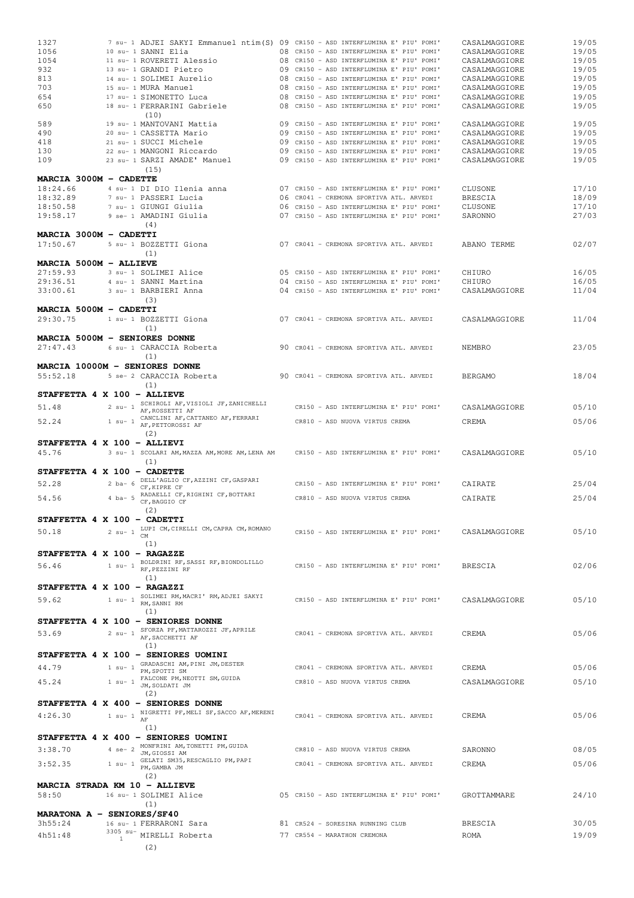| | | | | | | |
|---|---|---|---|---|---|---|
| 1327 | 7 su- 1 | ADJEI SAKYI Emmanuel ntim(S) | 09 | CR150 - ASD INTERFLUMINA E' PIU' POMI' | CASALMAGGIORE | 19/05 |
| 1056 | 10 su- 1 | SANNI Elia | 08 | CR150 - ASD INTERFLUMINA E' PIU' POMI' | CASALMAGGIORE | 19/05 |
| 1054 | 11 su- 1 | ROVERETI Alessio | 08 | CR150 - ASD INTERFLUMINA E' PIU' POMI' | CASALMAGGIORE | 19/05 |
| 932 | 13 su- 1 | GRANDI Pietro | 09 | CR150 - ASD INTERFLUMINA E' PIU' POMI' | CASALMAGGIORE | 19/05 |
| 813 | 14 su- 1 | SOLIMEI Aurelio | 08 | CR150 - ASD INTERFLUMINA E' PIU' POMI' | CASALMAGGIORE | 19/05 |
| 703 | 15 su- 1 | MURA Manuel | 08 | CR150 - ASD INTERFLUMINA E' PIU' POMI' | CASALMAGGIORE | 19/05 |
| 654 | 17 su- 1 | SIMONETTO Luca | 08 | CR150 - ASD INTERFLUMINA E' PIU' POMI' | CASALMAGGIORE | 19/05 |
| 650 | 18 su- 1 | FERRARINI Gabriele | 08 | CR150 - ASD INTERFLUMINA E' PIU' POMI' | CASALMAGGIORE | 19/05 |
| | | (10) | | | | |
| 589 | 19 su- 1 | MANTOVANI Mattia | 09 | CR150 - ASD INTERFLUMINA E' PIU' POMI' | CASALMAGGIORE | 19/05 |
| 490 | 20 su- 1 | CASSETTA Mario | 09 | CR150 - ASD INTERFLUMINA E' PIU' POMI' | CASALMAGGIORE | 19/05 |
| 418 | 21 su- 1 | SUCCI Michele | 09 | CR150 - ASD INTERFLUMINA E' PIU' POMI' | CASALMAGGIORE | 19/05 |
| 130 | 22 su- 1 | MANGONI Riccardo | 09 | CR150 - ASD INTERFLUMINA E' PIU' POMI' | CASALMAGGIORE | 19/05 |
| 109 | 23 su- 1 | SARZI AMADE' Manuel | 09 | CR150 - ASD INTERFLUMINA E' PIU' POMI' | CASALMAGGIORE | 19/05 |
| | | (15) | | | | |

**MARCIA 3000M - CADETTE**

| | | | | | | |
|---|---|---|---|---|---|---|
| 18:24.66 | 4 su- 1 | DI DIO Ilenia anna | 07 | CR150 - ASD INTERFLUMINA E' PIU' POMI' | CLUSONE | 17/10 |
| 18:32.89 | 7 su- 1 | PASSERI Lucia | 06 | CR041 - CREMONA SPORTIVA ATL. ARVEDI | BRESCIA | 18/09 |
| 18:50.58 | 7 su- 1 | GIUNGI Giulia | 06 | CR150 - ASD INTERFLUMINA E' PIU' POMI' | CLUSONE | 17/10 |
| 19:58.17 | 9 se- 1 | AMADINI Giulia | 07 | CR150 - ASD INTERFLUMINA E' PIU' POMI' | SARONNO | 27/03 |
| | | (4) | | | | |

**MARCIA 3000M - CADETTI**

| | | | | | | |
|---|---|---|---|---|---|---|
| 17:50.67 | 5 su- 1 | BOZZETTI Giona | 07 | CR041 - CREMONA SPORTIVA ATL. ARVEDI | ABANO TERME | 02/07 |
| | | (1) | | | | |

**MARCIA 5000M - ALLIEVE**

| | | | | | | |
|---|---|---|---|---|---|---|
| 27:59.93 | 3 su- 1 | SOLIMEI Alice | 05 | CR150 - ASD INTERFLUMINA E' PIU' POMI' | CHIURO | 16/05 |
| 29:36.51 | 4 su- 1 | SANNI Martina | 04 | CR150 - ASD INTERFLUMINA E' PIU' POMI' | CHIURO | 16/05 |
| 33:00.61 | 3 su- 1 | BARBIERI Anna | 04 | CR150 - ASD INTERFLUMINA E' PIU' POMI' | CASALMAGGIORE | 11/04 |
| | | (3) | | | | |

**MARCIA 5000M - CADETTI**

| | | | | | | |
|---|---|---|---|---|---|---|
| 29:30.75 | 1 su- 1 | BOZZETTI Giona | 07 | CR041 - CREMONA SPORTIVA ATL. ARVEDI | CASALMAGGIORE | 11/04 |
| | | (1) | | | | |

**MARCIA 5000M - SENIORES DONNE**

| | | | | | | |
|---|---|---|---|---|---|---|
| 27:47.43 | 6 su- 1 | CARACCIA Roberta | 90 | CR041 - CREMONA SPORTIVA ATL. ARVEDI | NEMBRO | 23/05 |
| | | (1) | | | | |

**MARCIA 10000M - SENIORES DONNE**

| | | | | | | |
|---|---|---|---|---|---|---|
| 55:52.18 | 5 se- 2 | CARACCIA Roberta | 90 | CR041 - CREMONA SPORTIVA ATL. ARVEDI | BERGAMO | 18/04 |
| | | (1) | | | | |

**STAFFETTA 4 X 100 - ALLIEVE**

| | | | | | |
|---|---|---|---|---|---|
| 51.48 | 2 su- 1 | SCHIROLI AF, VISIOLI JF, ZANICHELLI AF, ROSSETTI AF | CR150 - ASD INTERFLUMINA E' PIU' POMI' | CASALMAGGIORE | 05/10 |
| 52.24 | 1 su- 1 | CANCLINI AF, CATTANEO AF, FERRARI AF, PETTOROSSI AF | CR810 - ASD NUOVA VIRTUS CREMA | CREMA | 05/06 |
| | | (2) | | | |

**STAFFETTA 4 X 100 - ALLIEVI**

| | | | | | |
|---|---|---|---|---|---|
| 45.76 | 3 su- 1 | SCOLARI AM, MAZZA AM, MORE AM, LENA AM | CR150 - ASD INTERFLUMINA E' PIU' POMI' | CASALMAGGIORE | 05/10 |
| | | (1) | | | |

**STAFFETTA 4 X 100 - CADETTE**

| | | | | | |
|---|---|---|---|---|---|
| 52.28 | 2 ba- 6 | DELL'AGLIO CF, AZZINI CF, GASPARI CF, KIPRE CF | CR150 - ASD INTERFLUMINA E' PIU' POMI' | CAIRATE | 25/04 |
| 54.56 | 4 ba- 5 | RADAELLI CF, RIGHINI CF, BOTTARI CF, BAGGIO CF | CR810 - ASD NUOVA VIRTUS CREMA | CAIRATE | 25/04 |
| | | (2) | | | |

**STAFFETTA 4 X 100 - CADETTI**

| | | | | | |
|---|---|---|---|---|---|
| 50.18 | 2 su- 1 | LUPI CM, CIRELLI CM, CAPRA CM, ROMANO CM | CR150 - ASD INTERFLUMINA E' PIU' POMI' | CASALMAGGIORE | 05/10 |
| | | (1) | | | |

**STAFFETTA 4 X 100 - RAGAZZE**

| | | | | | |
|---|---|---|---|---|---|
| 56.46 | 1 su- 1 | BOLDRINI RF, SASSI RF, BIONDOLILLO RF, PEZZINI RF | CR150 - ASD INTERFLUMINA E' PIU' POMI' | BRESCIA | 02/06 |
| | | (1) | | | |

**STAFFETTA 4 X 100 - RAGAZZI**

| | | | | | |
|---|---|---|---|---|---|
| 59.62 | 1 su- 1 | SOLIMEI RM, MACRI' RM, ADJEI SAKYI RM, SANNI RM | CR150 - ASD INTERFLUMINA E' PIU' POMI' | CASALMAGGIORE | 05/10 |
| | | (1) | | | |

**STAFFETTA 4 X 100 - SENIORES DONNE**

| | | | | | |
|---|---|---|---|---|---|
| 53.69 | 2 su- 1 | SFORZA PF, MATTAROZZI JF, APRILE AF, SACCHETTI AF | CR041 - CREMONA SPORTIVA ATL. ARVEDI | CREMA | 05/06 |
| | | (1) | | | |

**STAFFETTA 4 X 100 - SENIORES UOMINI**

| | | | | | |
|---|---|---|---|---|---|
| 44.79 | 1 su- 1 | GRADASCHI AM, PINI JM, DESTER PM, SPOTTI SM | CR041 - CREMONA SPORTIVA ATL. ARVEDI | CREMA | 05/06 |
| 45.24 | 1 su- 1 | FALCONE PM, NEOTTI SM, GUIDA JM, SOLDATI JM | CR810 - ASD NUOVA VIRTUS CREMA | CASALMAGGIORE | 05/10 |
| | | (2) | | | |

**STAFFETTA 4 X 400 - SENIORES DONNE**

| | | | | | |
|---|---|---|---|---|---|
| 4:26.30 | 1 su- 1 | NIGRETTI PF, MELI SF, SACCO AF, MERENI AF | CR041 - CREMONA SPORTIVA ATL. ARVEDI | CREMA | 05/06 |
| | | (1) | | | |

**STAFFETTA 4 X 400 - SENIORES UOMINI**

| | | | | | |
|---|---|---|---|---|---|
| 3:38.70 | 4 se- 2 | MONFRINI AM, TONETTI PM, GUIDA JM, GIOSSI AM | CR810 - ASD NUOVA VIRTUS CREMA | SARONNO | 08/05 |
| 3:52.35 | 1 su- 1 | GELATI SM35, RESCAGLIO PM, PAPI PM, GAMBA JM | CR041 - CREMONA SPORTIVA ATL. ARVEDI | CREMA | 05/06 |
| | | (2) | | | |

**MARCIA STRADA KM 10 - ALLIEVE**

| | | | | | | |
|---|---|---|---|---|---|---|
| 58:50 | 16 su- 1 | SOLIMEI Alice | 05 | CR150 - ASD INTERFLUMINA E' PIU' POMI' | GROTTAMMARE | 24/10 |
| | | (1) | | | | |

**MARATONA A - SENIORES/SF40**

| | | | | | | |
|---|---|---|---|---|---|---|
| 3h55:24 | 16 su- 1 | FERRARONI Sara | 81 | CR524 - SORESINA RUNNING CLUB | BRESCIA | 30/05 |
| 4h51:48 | 3305 su- 1 | MIRELLI Roberta | 77 | CR554 - MARATHON CREMONA | ROMA | 19/09 |
| | | (2) | | | | |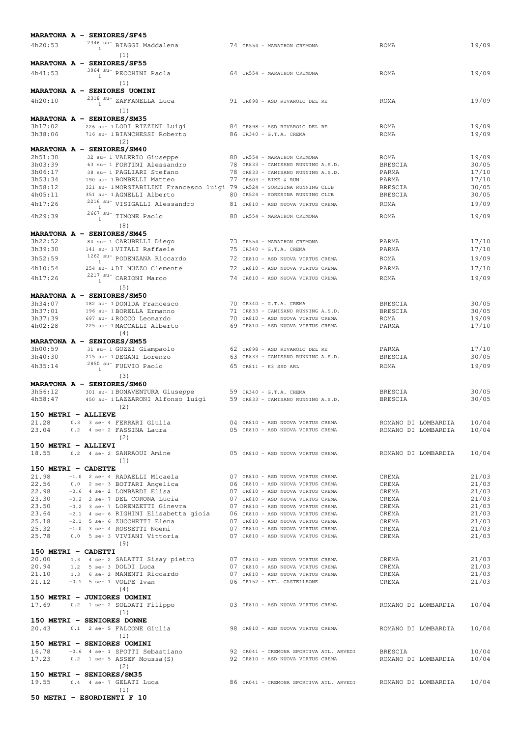**MARATONA A - SENIORES/SF45**

| | | | | | |
|---|---|---|---|---|---|
| 4h20:53 | 2346 su- 1 BIAGGI Maddalena | 74 | CR554 - MARATHON CREMONA | ROMA | 19/09 |

(1)

**MARATONA A - SENIORES/SF55**

| | | | | | |
|---|---|---|---|---|---|
| 4h41:53 | 3064 su- 1 PECCHINI Paola | 64 | CR554 - MARATHON CREMONA | ROMA | 19/09 |

(1)

**MARATONA A - SENIORES UOMINI**

| | | | | | |
|---|---|---|---|---|---|
| 4h20:10 | 2318 su- 1 ZAFFANELLA Luca | 91 | CR898 - ASD RIVAROLO DEL RE | ROMA | 19/09 |

(1)

**MARATONA A - SENIORES/SM35**

| | | | | | |
|---|---|---|---|---|---|
| 3h17:02 | 226 su- 1 LODI RIZZINI Luigi | 84 | CR898 - ASD RIVAROLO DEL RE | ROMA | 19/09 |
| 3h38:06 | 716 su- 1 BIANCHESSI Roberto | 86 | CR340 - G.T.A. CREMA | ROMA | 19/09 |

(2)

**MARATONA A - SENIORES/SM40**

| | | | | | |
|---|---|---|---|---|---|
| 2h51:30 | 32 su- 1 VALERIO Giuseppe | 80 | CR554 - MARATHON CREMONA | ROMA | 19/09 |
| 3h03:39 | 63 su- 1 FORTINI Alessandro | 78 | CR833 - CAMISANO RUNNING A.S.D. | BRESCIA | 30/05 |
| 3h06:17 | 38 su- 1 PAGLIARI Stefano | 78 | CR833 - CAMISANO RUNNING A.S.D. | PARMA | 17/10 |
| 3h53:34 | 190 su- 1 BOMBELLI Matteo | 77 | CR603 - BIKE & RUN | PARMA | 17/10 |
| 3h58:12 | 321 su- 1 MORSTABILINI Francesco luigi | 79 | CR524 - SORESINA RUNNING CLUB | BRESCIA | 30/05 |
| 4h05:11 | 351 su- 1 AGNELLI Alberto | 80 | CR524 - SORESINA RUNNING CLUB | BRESCIA | 30/05 |
| 4h17:26 | 2216 su- 1 VISIGALLI Alessandro | 81 | CR810 - ASD NUOVA VIRTUS CREMA | ROMA | 19/09 |
| 4h29:39 | 2667 su- 1 TIMONE Paolo | 80 | CR554 - MARATHON CREMONA | ROMA | 19/09 |

(8)

**MARATONA A - SENIORES/SM45**

| | | | | | |
|---|---|---|---|---|---|
| 3h22:52 | 84 su- 1 CARUBELLI Diego | 73 | CR554 - MARATHON CREMONA | PARMA | 17/10 |
| 3h39:30 | 141 su- 1 VITALI Raffaele | 75 | CR340 - G.T.A. CREMA | PARMA | 17/10 |
| 3h52:59 | 1262 su- 1 PODENZANA Riccardo | 72 | CR810 - ASD NUOVA VIRTUS CREMA | ROMA | 19/09 |
| 4h10:54 | 254 su- 1 DI NUZZO Clemente | 72 | CR810 - ASD NUOVA VIRTUS CREMA | PARMA | 17/10 |
| 4h17:26 | 2217 su- 1 CARIONI Marco | 74 | CR810 - ASD NUOVA VIRTUS CREMA | ROMA | 19/09 |

(5)

**MARATONA A - SENIORES/SM50**

| | | | | | |
|---|---|---|---|---|---|
| 3h34:07 | 182 su- 1 DONIDA Francesco | 70 | CR340 - G.T.A. CREMA | BRESCIA | 30/05 |
| 3h37:01 | 196 su- 1 BORELLA Ermanno | 71 | CR833 - CAMISANO RUNNING A.S.D. | BRESCIA | 30/05 |
| 3h37:39 | 697 su- 1 ROCCO Leonardo | 70 | CR810 - ASD NUOVA VIRTUS CREMA | ROMA | 19/09 |
| 4h02:28 | 225 su- 1 MACCALLI Alberto | 69 | CR810 - ASD NUOVA VIRTUS CREMA | PARMA | 17/10 |

(4)

**MARATONA A - SENIORES/SM55**

| | | | | | |
|---|---|---|---|---|---|
| 3h00:59 | 31 su- 1 GOZZI Giampaolo | 62 | CR898 - ASD RIVAROLO DEL RE | PARMA | 17/10 |
| 3h40:30 | 215 su- 1 DEGANI Lorenzo | 63 | CR833 - CAMISANO RUNNING A.S.D. | BRESCIA | 30/05 |
| 4h35:14 | 2850 su- 1 FULVIO Paolo | 65 | CR811 - K3 SSD ARL | ROMA | 19/09 |

(3)

**MARATONA A - SENIORES/SM60**

| | | | | | |
|---|---|---|---|---|---|
| 3h56:12 | 301 su- 1 BONAVENTURA Giuseppe | 59 | CR340 - G.T.A. CREMA | BRESCIA | 30/05 |
| 4h58:47 | 450 su- 1 LAZZARONI Alfonso luigi | 59 | CR833 - CAMISANO RUNNING A.S.D. | BRESCIA | 30/05 |

(2)

**150 METRI - ALLIEVE**

| | | | | | | |
|---|---|---|---|---|---|---|
| 21.28 | 0.3 | 3 se- 4 FERRARI Giulia | 04 | CR810 - ASD NUOVA VIRTUS CREMA | ROMANO DI LOMBARDIA | 10/04 |
| 23.04 | 0.2 | 4 se- 2 FASSINA Laura | 05 | CR810 - ASD NUOVA VIRTUS CREMA | ROMANO DI LOMBARDIA | 10/04 |

(2)

**150 METRI - ALLIEVI**

| | | | | | | |
|---|---|---|---|---|---|---|
| 18.55 | 0.2 | 4 se- 2 SAHRAOUI Amine | 05 | CR810 - ASD NUOVA VIRTUS CREMA | ROMANO DI LOMBARDIA | 10/04 |

(1)

**150 METRI - CADETTE**

| | | | | | | |
|---|---|---|---|---|---|---|
| 21.98 | -1.0 | 2 se- 4 RADAELLI Micaela | 07 | CR810 - ASD NUOVA VIRTUS CREMA | CREMA | 21/03 |
| 22.56 | 0.0 | 2 se- 3 BOTTARI Angelica | 06 | CR810 - ASD NUOVA VIRTUS CREMA | CREMA | 21/03 |
| 22.98 | -0.6 | 4 se- 2 LOMBARDI Elisa | 07 | CR810 - ASD NUOVA VIRTUS CREMA | CREMA | 21/03 |
| 23.30 | -0.2 | 2 se- 7 DEL CORONA Lucia | 07 | CR810 - ASD NUOVA VIRTUS CREMA | CREMA | 21/03 |
| 23.50 | -0.2 | 3 se- 7 LORENZETTI Ginevra | 07 | CR810 - ASD NUOVA VIRTUS CREMA | CREMA | 21/03 |
| 23.64 | -2.1 | 4 se- 6 RIGHINI Elisabetta gioia | 06 | CR810 - ASD NUOVA VIRTUS CREMA | CREMA | 21/03 |
| 25.18 | -2.1 | 5 se- 6 ZUCCHETTI Elena | 07 | CR810 - ASD NUOVA VIRTUS CREMA | CREMA | 21/03 |
| 25.32 | -1.0 | 3 se- 4 ROSSETTI Noemi | 07 | CR810 - ASD NUOVA VIRTUS CREMA | CREMA | 21/03 |
| 25.78 | 0.0 | 5 se- 3 VIVIANI Vittoria | 07 | CR810 - ASD NUOVA VIRTUS CREMA | CREMA | 21/03 |

(9)

**150 METRI - CADETTI**

| | | | | | | |
|---|---|---|---|---|---|---|
| 20.00 | 1.3 | 4 se- 2 SALATTI Sisay pietro | 07 | CR810 - ASD NUOVA VIRTUS CREMA | CREMA | 21/03 |
| 20.94 | 1.2 | 5 se- 3 DOLDI Luca | 07 | CR810 - ASD NUOVA VIRTUS CREMA | CREMA | 21/03 |
| 21.10 | 1.3 | 6 se- 2 MANENTI Riccardo | 07 | CR810 - ASD NUOVA VIRTUS CREMA | CREMA | 21/03 |
| 21.12 | -0.1 | 5 se- 1 VOLPE Ivan | 06 | CR152 - ATL. CASTELLEONE | CREMA | 21/03 |

(4)

**150 METRI - JUNIORES UOMINI**

| | | | | | | |
|---|---|---|---|---|---|---|
| 17.69 | 0.2 | 1 se- 2 SOLDATI Filippo | 03 | CR810 - ASD NUOVA VIRTUS CREMA | ROMANO DI LOMBARDIA | 10/04 |

(1)

**150 METRI - SENIORES DONNE**

| | | | | | | |
|---|---|---|---|---|---|---|
| 20.43 | 0.1 | 2 se- 5 FALCONE Giulia | 98 | CR810 - ASD NUOVA VIRTUS CREMA | ROMANO DI LOMBARDIA | 10/04 |

(1)

**150 METRI - SENIORES UOMINI**

| | | | | | | |
|---|---|---|---|---|---|---|
| 16.78 | -0.6 | 4 se- 1 SPOTTI Sebastiano | 92 | CR041 - CREMONA SPORTIVA ATL. ARVEDI | BRESCIA | 10/04 |
| 17.23 | 0.2 | 1 se- 5 ASSEF Moussa(S) | 92 | CR810 - ASD NUOVA VIRTUS CREMA | ROMANO DI LOMBARDIA | 10/04 |

(2)

**150 METRI - SENIORES/SM35**

| | | | | | | |
|---|---|---|---|---|---|---|
| 19.55 | 0.4 | 4 se- 7 GELATI Luca | 86 | CR041 - CREMONA SPORTIVA ATL. ARVEDI | ROMANO DI LOMBARDIA | 10/04 |

(1)

**50 METRI - ESORDIENTI F 10**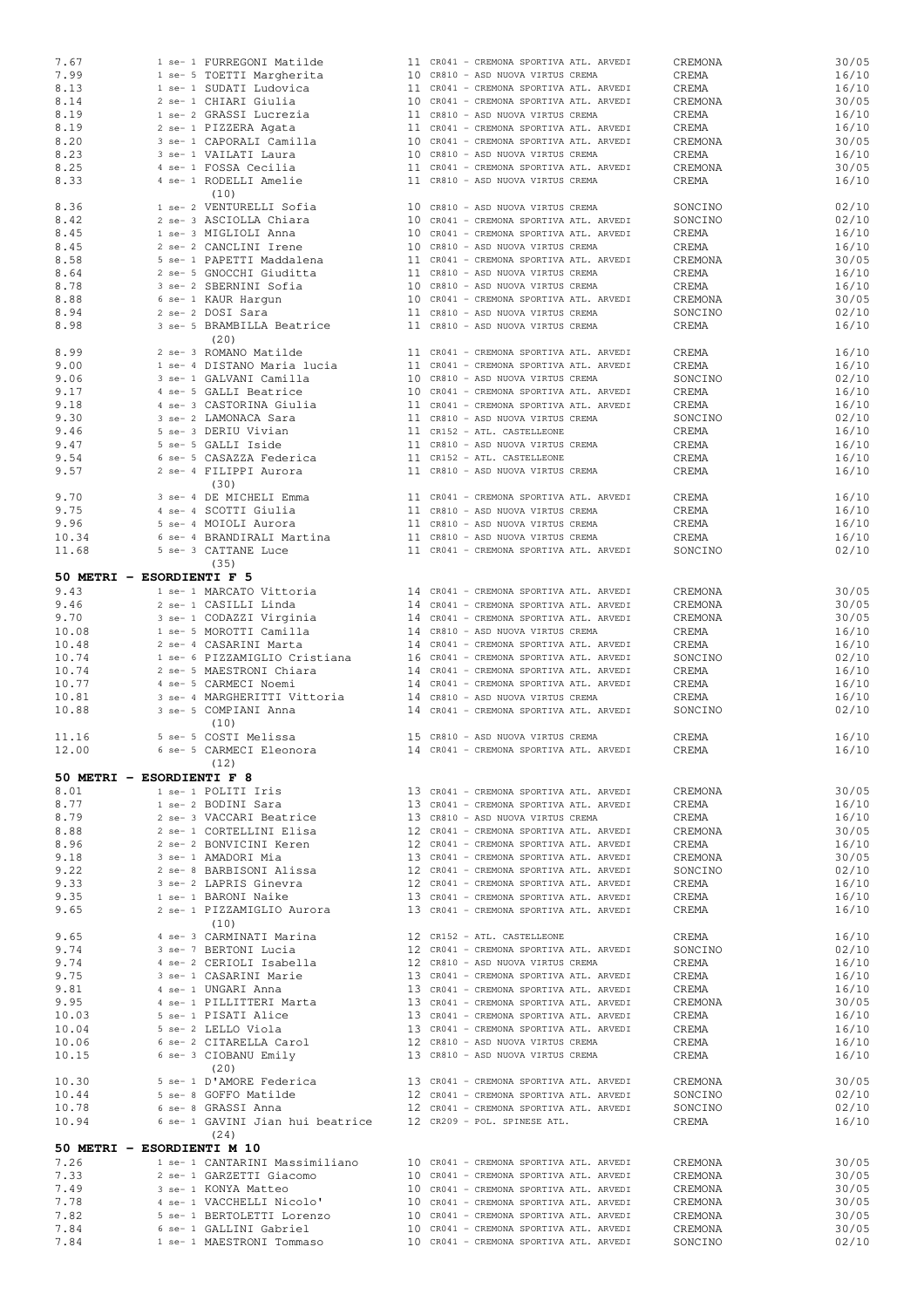| | | | | |
|---|---|---|---|---|
| 7.67 | 1 se- 1 FURREGONI Matilde | 11 CR041 - CREMONA SPORTIVA ATL. ARVEDI | CREMONA | 30/05 |
| 7.99 | 1 se- 5 TOETTI Margherita | 10 CR810 - ASD NUOVA VIRTUS CREMA | CREMA | 16/10 |
| 8.13 | 1 se- 1 SUDATI Ludovica | 11 CR041 - CREMONA SPORTIVA ATL. ARVEDI | CREMA | 16/10 |
| 8.14 | 2 se- 1 CHIARI Giulia | 10 CR041 - CREMONA SPORTIVA ATL. ARVEDI | CREMONA | 30/05 |
| 8.19 | 1 se- 2 GRASSI Lucrezia | 11 CR810 - ASD NUOVA VIRTUS CREMA | CREMA | 16/10 |
| 8.19 | 2 se- 1 PIZZERA Agata | 11 CR041 - CREMONA SPORTIVA ATL. ARVEDI | CREMA | 16/10 |
| 8.20 | 3 se- 1 CAPORALI Camilla | 10 CR041 - CREMONA SPORTIVA ATL. ARVEDI | CREMONA | 30/05 |
| 8.23 | 3 se- 1 VAILATI Laura | 10 CR810 - ASD NUOVA VIRTUS CREMA | CREMA | 16/10 |
| 8.25 | 4 se- 1 FOSSA Cecilia | 11 CR041 - CREMONA SPORTIVA ATL. ARVEDI | CREMONA | 30/05 |
| 8.33 | 4 se- 1 RODELLI Amelie | 11 CR810 - ASD NUOVA VIRTUS CREMA | CREMA | 16/10 |
| | (10) | | | |
| 8.36 | 1 se- 2 VENTURELLI Sofia | 10 CR810 - ASD NUOVA VIRTUS CREMA | SONCINO | 02/10 |
| 8.42 | 2 se- 3 ASCIOLLA Chiara | 10 CR041 - CREMONA SPORTIVA ATL. ARVEDI | SONCINO | 02/10 |
| 8.45 | 1 se- 3 MIGLIOLI Anna | 10 CR041 - CREMONA SPORTIVA ATL. ARVEDI | CREMA | 16/10 |
| 8.45 | 2 se- 2 CANCLINI Irene | 10 CR810 - ASD NUOVA VIRTUS CREMA | CREMA | 16/10 |
| 8.58 | 5 se- 1 PAPETTI Maddalena | 11 CR041 - CREMONA SPORTIVA ATL. ARVEDI | CREMONA | 30/05 |
| 8.64 | 2 se- 5 GNOCCHI Giuditta | 11 CR810 - ASD NUOVA VIRTUS CREMA | CREMA | 16/10 |
| 8.78 | 3 se- 2 SBERNINI Sofia | 10 CR810 - ASD NUOVA VIRTUS CREMA | CREMA | 16/10 |
| 8.88 | 6 se- 1 KAUR Hargun | 10 CR041 - CREMONA SPORTIVA ATL. ARVEDI | CREMONA | 30/05 |
| 8.94 | 2 se- 2 DOSI Sara | 11 CR810 - ASD NUOVA VIRTUS CREMA | SONCINO | 02/10 |
| 8.98 | 3 se- 5 BRAMBILLA Beatrice | 11 CR810 - ASD NUOVA VIRTUS CREMA | CREMA | 16/10 |
| | (20) | | | |
| 8.99 | 2 se- 3 ROMANO Matilde | 11 CR041 - CREMONA SPORTIVA ATL. ARVEDI | CREMA | 16/10 |
| 9.00 | 1 se- 4 DISTANO Maria lucia | 11 CR041 - CREMONA SPORTIVA ATL. ARVEDI | CREMA | 16/10 |
| 9.06 | 3 se- 1 GALVANI Camilla | 10 CR810 - ASD NUOVA VIRTUS CREMA | SONCINO | 02/10 |
| 9.17 | 4 se- 5 GALLI Beatrice | 10 CR041 - CREMONA SPORTIVA ATL. ARVEDI | CREMA | 16/10 |
| 9.18 | 4 se- 3 CASTORINA Giulia | 11 CR041 - CREMONA SPORTIVA ATL. ARVEDI | CREMA | 16/10 |
| 9.30 | 3 se- 2 LAMONACA Sara | 11 CR810 - ASD NUOVA VIRTUS CREMA | SONCINO | 02/10 |
| 9.46 | 5 se- 3 DERIU Vivian | 11 CR152 - ATL. CASTELLEONE | CREMA | 16/10 |
| 9.47 | 5 se- 5 GALLI Iside | 11 CR810 - ASD NUOVA VIRTUS CREMA | CREMA | 16/10 |
| 9.54 | 6 se- 2 CASAZZA Federica | 11 CR152 - ATL. CASTELLEONE | CREMA | 16/10 |
| 9.57 | 2 se- 4 FILIPPI Aurora | 11 CR810 - ASD NUOVA VIRTUS CREMA | CREMA | 16/10 |
| | (30) | | | |
| 9.70 | 3 se- 4 DE MICHELI Emma | 11 CR041 - CREMONA SPORTIVA ATL. ARVEDI | CREMA | 16/10 |
| 9.75 | 4 se- 4 SCOTTI Giulia | 11 CR810 - ASD NUOVA VIRTUS CREMA | CREMA | 16/10 |
| 9.96 | 5 se- 4 MOIOLI Aurora | 11 CR810 - ASD NUOVA VIRTUS CREMA | CREMA | 16/10 |
| 10.34 | 6 se- 4 BRANDIRALI Martina | 11 CR810 - ASD NUOVA VIRTUS CREMA | CREMA | 16/10 |
| 11.68 | 5 se- 3 CATTANE Luce | 11 CR041 - CREMONA SPORTIVA ATL. ARVEDI | SONCINO | 02/10 |
| | (35) | | | |

**50 METRI - ESORDIENTI F 5**

| | | | | |
|---|---|---|---|---|
| 9.43 | 1 se- 1 MARCATO Vittoria | 14 CR041 - CREMONA SPORTIVA ATL. ARVEDI | CREMONA | 30/05 |
| 9.46 | 2 se- 1 CASILLI Linda | 14 CR041 - CREMONA SPORTIVA ATL. ARVEDI | CREMONA | 30/05 |
| 9.70 | 3 se- 1 CODAZZI Virginia | 14 CR041 - CREMONA SPORTIVA ATL. ARVEDI | CREMONA | 30/05 |
| 10.08 | 1 se- 5 MOROTTI Camilla | 14 CR810 - ASD NUOVA VIRTUS CREMA | CREMA | 16/10 |
| 10.48 | 2 se- 4 CASARINI Marta | 14 CR041 - CREMONA SPORTIVA ATL. ARVEDI | CREMA | 16/10 |
| 10.74 | 1 se- 6 PIZZAMIGLIO Cristiana | 16 CR041 - CREMONA SPORTIVA ATL. ARVEDI | SONCINO | 02/10 |
| 10.74 | 2 se- 5 MAESTRONI Chiara | 14 CR041 - CREMONA SPORTIVA ATL. ARVEDI | CREMA | 16/10 |
| 10.77 | 4 se- 5 CARMECI Noemi | 14 CR041 - CREMONA SPORTIVA ATL. ARVEDI | CREMA | 16/10 |
| 10.81 | 3 se- 4 MARGHERITTI Vittoria | 14 CR810 - ASD NUOVA VIRTUS CREMA | CREMA | 16/10 |
| 10.88 | 3 se- 5 COMPIANI Anna | 14 CR041 - CREMONA SPORTIVA ATL. ARVEDI | SONCINO | 02/10 |
| | (10) | | | |
| 11.16 | 5 se- 5 COSTI Melissa | 15 CR810 - ASD NUOVA VIRTUS CREMA | CREMA | 16/10 |
| 12.00 | 6 se- 5 CARMECI Eleonora | 14 CR041 - CREMONA SPORTIVA ATL. ARVEDI | CREMA | 16/10 |
| | (12) | | | |

**50 METRI - ESORDIENTI F 8**

| | | | | |
|---|---|---|---|---|
| 8.01 | 1 se- 1 POLITI Iris | 13 CR041 - CREMONA SPORTIVA ATL. ARVEDI | CREMONA | 30/05 |
| 8.77 | 1 se- 2 BODINI Sara | 13 CR041 - CREMONA SPORTIVA ATL. ARVEDI | CREMA | 16/10 |
| 8.79 | 2 se- 3 VACCARI Beatrice | 13 CR810 - ASD NUOVA VIRTUS CREMA | CREMA | 16/10 |
| 8.88 | 2 se- 1 CORTELLINI Elisa | 12 CR041 - CREMONA SPORTIVA ATL. ARVEDI | CREMONA | 30/05 |
| 8.96 | 2 se- 2 BONVICINI Keren | 12 CR041 - CREMONA SPORTIVA ATL. ARVEDI | CREMA | 16/10 |
| 9.18 | 3 se- 1 AMADORI Mia | 13 CR041 - CREMONA SPORTIVA ATL. ARVEDI | CREMONA | 30/05 |
| 9.22 | 2 se- 8 BARBISONI Alissa | 12 CR041 - CREMONA SPORTIVA ATL. ARVEDI | SONCINO | 02/10 |
| 9.33 | 3 se- 2 LAPRIS Ginevra | 12 CR041 - CREMONA SPORTIVA ATL. ARVEDI | CREMA | 16/10 |
| 9.35 | 1 se- 1 BARONI Naike | 13 CR041 - CREMONA SPORTIVA ATL. ARVEDI | CREMA | 16/10 |
| 9.65 | 2 se- 1 PIZZAMIGLIO Aurora | 13 CR041 - CREMONA SPORTIVA ATL. ARVEDI | CREMA | 16/10 |
| | (10) | | | |
| 9.65 | 4 se- 3 CARMINATI Marina | 12 CR152 - ATL. CASTELLEONE | CREMA | 16/10 |
| 9.74 | 3 se- 7 BERTONI Lucia | 12 CR041 - CREMONA SPORTIVA ATL. ARVEDI | SONCINO | 02/10 |
| 9.74 | 4 se- 2 CERIOLI Isabella | 12 CR810 - ASD NUOVA VIRTUS CREMA | CREMA | 16/10 |
| 9.75 | 3 se- 1 CASARINI Marie | 13 CR041 - CREMONA SPORTIVA ATL. ARVEDI | CREMA | 16/10 |
| 9.81 | 4 se- 1 UNGARI Anna | 13 CR041 - CREMONA SPORTIVA ATL. ARVEDI | CREMA | 16/10 |
| 9.95 | 4 se- 1 PILLITTERI Marta | 13 CR041 - CREMONA SPORTIVA ATL. ARVEDI | CREMONA | 30/05 |
| 10.03 | 5 se- 1 PISATI Alice | 13 CR041 - CREMONA SPORTIVA ATL. ARVEDI | CREMA | 16/10 |
| 10.04 | 5 se- 2 LELLO Viola | 13 CR041 - CREMONA SPORTIVA ATL. ARVEDI | CREMA | 16/10 |
| 10.06 | 6 se- 2 CITARELLA Carol | 12 CR810 - ASD NUOVA VIRTUS CREMA | CREMA | 16/10 |
| 10.15 | 6 se- 3 CIOBANU Emily | 13 CR810 - ASD NUOVA VIRTUS CREMA | CREMA | 16/10 |
| | (20) | | | |
| 10.30 | 5 se- 1 D'AMORE Federica | 13 CR041 - CREMONA SPORTIVA ATL. ARVEDI | CREMONA | 30/05 |
| 10.44 | 5 se- 8 GOFFO Matilde | 12 CR041 - CREMONA SPORTIVA ATL. ARVEDI | SONCINO | 02/10 |
| 10.78 | 6 se- 8 GRASSI Anna | 12 CR041 - CREMONA SPORTIVA ATL. ARVEDI | SONCINO | 02/10 |
| 10.94 | 6 se- 1 GAVINI Jian hui beatrice | 12 CR209 - POL. SPINESE ATL. | CREMA | 16/10 |
| | (24) | | | |

**50 METRI - ESORDIENTI M 10**

| | | | | |
|---|---|---|---|---|
| 7.26 | 1 se- 1 CANTARINI Massimiliano | 10 CR041 - CREMONA SPORTIVA ATL. ARVEDI | CREMONA | 30/05 |
| 7.33 | 2 se- 1 GARZETTI Giacomo | 10 CR041 - CREMONA SPORTIVA ATL. ARVEDI | CREMONA | 30/05 |
| 7.49 | 3 se- 1 KONYA Matteo | 10 CR041 - CREMONA SPORTIVA ATL. ARVEDI | CREMONA | 30/05 |
| 7.78 | 4 se- 1 VACCHELLI Nicolo' | 10 CR041 - CREMONA SPORTIVA ATL. ARVEDI | CREMONA | 30/05 |
| 7.82 | 5 se- 1 BERTOLETTI Lorenzo | 10 CR041 - CREMONA SPORTIVA ATL. ARVEDI | CREMONA | 30/05 |
| 7.84 | 6 se- 1 GALLINI Gabriel | 10 CR041 - CREMONA SPORTIVA ATL. ARVEDI | CREMONA | 30/05 |
| 7.84 | 1 se- 1 MAESTRONI Tommaso | 10 CR041 - CREMONA SPORTIVA ATL. ARVEDI | SONCINO | 02/10 |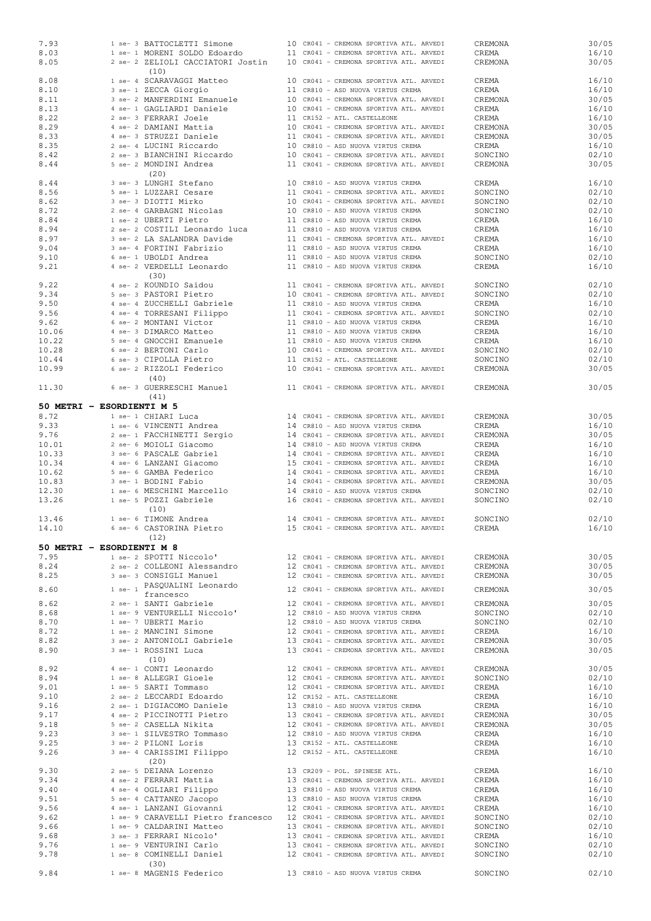| | | | | |
|---|---|---|---|---|
| 7.93 | 1 se- 3 BATTOCLETTI Simone | 10 CR041 - CREMONA SPORTIVA ATL. ARVEDI | CREMONA | 30/05 |
| 8.03 | 1 se- 1 MORENI SOLDO Edoardo | 11 CR041 - CREMONA SPORTIVA ATL. ARVEDI | CREMA | 16/10 |
| 8.05 | 2 se- 2 ZELIOLI CACCIATORI Jostin (10) | 10 CR041 - CREMONA SPORTIVA ATL. ARVEDI | CREMONA | 30/05 |
| 8.08 | 1 se- 4 SCARAVAGGI Matteo | 10 CR041 - CREMONA SPORTIVA ATL. ARVEDI | CREMA | 16/10 |
| 8.10 | 3 se- 1 ZECCA Giorgio | 11 CR810 - ASD NUOVA VIRTUS CREMA | CREMA | 16/10 |
| 8.11 | 3 se- 2 MANFERDINI Emanuele | 10 CR041 - CREMONA SPORTIVA ATL. ARVEDI | CREMONA | 30/05 |
| 8.13 | 4 se- 1 GAGLIARDI Daniele | 10 CR041 - CREMONA SPORTIVA ATL. ARVEDI | CREMA | 16/10 |
| 8.22 | 2 se- 3 FERRARI Joele | 11 CR152 - ATL. CASTELLEONE | CREMA | 16/10 |
| 8.29 | 4 se- 2 DAMIANI Mattia | 10 CR041 - CREMONA SPORTIVA ATL. ARVEDI | CREMONA | 30/05 |
| 8.33 | 4 se- 3 STRUZZI Daniele | 11 CR041 - CREMONA SPORTIVA ATL. ARVEDI | CREMONA | 30/05 |
| 8.35 | 2 se- 4 LUCINI Riccardo | 10 CR810 - ASD NUOVA VIRTUS CREMA | CREMA | 16/10 |
| 8.42 | 2 se- 3 BIANCHINI Riccardo | 10 CR041 - CREMONA SPORTIVA ATL. ARVEDI | SONCINO | 02/10 |
| 8.44 | 5 se- 2 MONDINI Andrea (20) | 11 CR041 - CREMONA SPORTIVA ATL. ARVEDI | CREMONA | 30/05 |
| 8.44 | 3 se- 3 LUNGHI Stefano | 10 CR810 - ASD NUOVA VIRTUS CREMA | CREMA | 16/10 |
| 8.56 | 5 se- 1 LUZZARI Cesare | 11 CR041 - CREMONA SPORTIVA ATL. ARVEDI | SONCINO | 02/10 |
| 8.62 | 3 se- 3 DIOTTI Mirko | 10 CR041 - CREMONA SPORTIVA ATL. ARVEDI | SONCINO | 02/10 |
| 8.72 | 2 se- 4 GARBAGNI Nicolas | 10 CR810 - ASD NUOVA VIRTUS CREMA | SONCINO | 02/10 |
| 8.84 | 1 se- 2 UBERTI Pietro | 11 CR810 - ASD NUOVA VIRTUS CREMA | CREMA | 16/10 |
| 8.94 | 2 se- 2 COSTILI Leonardo luca | 11 CR810 - ASD NUOVA VIRTUS CREMA | CREMA | 16/10 |
| 8.97 | 3 se- 2 LA SALANDRA Davide | 11 CR041 - CREMONA SPORTIVA ATL. ARVEDI | CREMA | 16/10 |
| 9.04 | 3 se- 4 FORTINI Fabrizio | 11 CR810 - ASD NUOVA VIRTUS CREMA | CREMA | 16/10 |
| 9.10 | 6 se- 1 UBOLDI Andrea | 11 CR810 - ASD NUOVA VIRTUS CREMA | SONCINO | 02/10 |
| 9.21 | 4 se- 2 VERDELLI Leonardo (30) | 11 CR810 - ASD NUOVA VIRTUS CREMA | CREMA | 16/10 |
| 9.22 | 4 se- 2 KOUNDIO Saidou | 11 CR041 - CREMONA SPORTIVA ATL. ARVEDI | SONCINO | 02/10 |
| 9.34 | 5 se- 3 PASTORI Pietro | 10 CR041 - CREMONA SPORTIVA ATL. ARVEDI | SONCINO | 02/10 |
| 9.50 | 4 se- 4 ZUCCHELLI Gabriele | 11 CR810 - ASD NUOVA VIRTUS CREMA | CREMA | 16/10 |
| 9.56 | 4 se- 4 TORRESANI Filippo | 11 CR041 - CREMONA SPORTIVA ATL. ARVEDI | SONCINO | 02/10 |
| 9.62 | 6 se- 2 MONTANI Victor | 11 CR810 - ASD NUOVA VIRTUS CREMA | CREMA | 16/10 |
| 10.06 | 4 se- 3 DIMARCO Matteo | 11 CR810 - ASD NUOVA VIRTUS CREMA | CREMA | 16/10 |
| 10.22 | 5 se- 4 GNOCCHI Emanuele | 11 CR810 - ASD NUOVA VIRTUS CREMA | CREMA | 16/10 |
| 10.28 | 6 se- 2 BERTONI Carlo | 10 CR041 - CREMONA SPORTIVA ATL. ARVEDI | SONCINO | 02/10 |
| 10.44 | 6 se- 3 CIPOLLA Pietro | 11 CR152 - ATL. CASTELLEONE | SONCINO | 02/10 |
| 10.99 | 6 se- 2 RIZZOLI Federico (40) | 10 CR041 - CREMONA SPORTIVA ATL. ARVEDI | CREMONA | 30/05 |
| 11.30 | 6 se- 3 GUERRESCHI Manuel (41) | 11 CR041 - CREMONA SPORTIVA ATL. ARVEDI | CREMONA | 30/05 |

**50 METRI - ESORDIENTI M 5**

| | | | | |
|---|---|---|---|---|
| 8.72 | 1 se- 1 CHIARI Luca | 14 CR041 - CREMONA SPORTIVA ATL. ARVEDI | CREMONA | 30/05 |
| 9.33 | 1 se- 6 VINCENTI Andrea | 14 CR810 - ASD NUOVA VIRTUS CREMA | CREMA | 16/10 |
| 9.76 | 2 se- 1 FACCHINETTI Sergio | 14 CR041 - CREMONA SPORTIVA ATL. ARVEDI | CREMONA | 30/05 |
| 10.01 | 2 se- 6 MOIOLI Giacomo | 14 CR810 - ASD NUOVA VIRTUS CREMA | CREMA | 16/10 |
| 10.33 | 3 se- 6 PASCALE Gabriel | 14 CR041 - CREMONA SPORTIVA ATL. ARVEDI | CREMA | 16/10 |
| 10.34 | 4 se- 6 LANZANI Giacomo | 15 CR041 - CREMONA SPORTIVA ATL. ARVEDI | CREMA | 16/10 |
| 10.62 | 5 se- 6 GAMBA Federico | 14 CR041 - CREMONA SPORTIVA ATL. ARVEDI | CREMA | 16/10 |
| 10.83 | 3 se- 1 BODINI Fabio | 14 CR041 - CREMONA SPORTIVA ATL. ARVEDI | CREMONA | 30/05 |
| 12.30 | 1 se- 6 MESCHINI Marcello | 14 CR810 - ASD NUOVA VIRTUS CREMA | SONCINO | 02/10 |
| 13.26 | 1 se- 5 POZZI Gabriele (10) | 16 CR041 - CREMONA SPORTIVA ATL. ARVEDI | SONCINO | 02/10 |
| 13.46 | 1 se- 6 TIMONE Andrea | 14 CR041 - CREMONA SPORTIVA ATL. ARVEDI | SONCINO | 02/10 |
| 14.10 | 6 se- 6 CASTORINA Pietro (12) | 15 CR041 - CREMONA SPORTIVA ATL. ARVEDI | CREMA | 16/10 |

**50 METRI - ESORDIENTI M 8**

| | | | | |
|---|---|---|---|---|
| 7.95 | 1 se- 2 SPOTTI Niccolo' | 12 CR041 - CREMONA SPORTIVA ATL. ARVEDI | CREMONA | 30/05 |
| 8.24 | 2 se- 2 COLLEONI Alessandro | 12 CR041 - CREMONA SPORTIVA ATL. ARVEDI | CREMONA | 30/05 |
| 8.25 | 3 se- 3 CONSIGLI Manuel | 12 CR041 - CREMONA SPORTIVA ATL. ARVEDI | CREMONA | 30/05 |
| 8.60 | 1 se- 1 PASQUALINI Leonardo francesco | 12 CR041 - CREMONA SPORTIVA ATL. ARVEDI | CREMONA | 30/05 |
| 8.62 | 2 se- 1 SANTI Gabriele | 12 CR041 - CREMONA SPORTIVA ATL. ARVEDI | CREMONA | 30/05 |
| 8.68 | 1 se- 9 VENTURELLI Niccolo' | 12 CR810 - ASD NUOVA VIRTUS CREMA | SONCINO | 02/10 |
| 8.70 | 1 se- 7 UBERTI Mario | 12 CR810 - ASD NUOVA VIRTUS CREMA | SONCINO | 02/10 |
| 8.72 | 1 se- 2 MANCINI Simone | 12 CR041 - CREMONA SPORTIVA ATL. ARVEDI | CREMA | 16/10 |
| 8.82 | 3 se- 2 ANTONIOLI Gabriele | 13 CR041 - CREMONA SPORTIVA ATL. ARVEDI | CREMONA | 30/05 |
| 8.90 | 3 se- 1 ROSSINI Luca (10) | 13 CR041 - CREMONA SPORTIVA ATL. ARVEDI | CREMONA | 30/05 |
| 8.92 | 4 se- 1 CONTI Leonardo | 12 CR041 - CREMONA SPORTIVA ATL. ARVEDI | CREMONA | 30/05 |
| 8.94 | 1 se- 8 ALLEGRI Gioele | 12 CR041 - CREMONA SPORTIVA ATL. ARVEDI | SONCINO | 02/10 |
| 9.01 | 1 se- 5 SARTI Tommaso | 12 CR041 - CREMONA SPORTIVA ATL. ARVEDI | CREMA | 16/10 |
| 9.10 | 2 se- 2 LECCARDI Edoardo | 12 CR152 - ATL. CASTELLEONE | CREMA | 16/10 |
| 9.16 | 2 se- 1 DIGIACOMO Daniele | 13 CR810 - ASD NUOVA VIRTUS CREMA | CREMA | 16/10 |
| 9.17 | 4 se- 2 PICCINOTTI Pietro | 13 CR041 - CREMONA SPORTIVA ATL. ARVEDI | CREMONA | 30/05 |
| 9.18 | 5 se- 2 CASELLA Nikita | 12 CR041 - CREMONA SPORTIVA ATL. ARVEDI | CREMONA | 30/05 |
| 9.23 | 3 se- 1 SILVESTRO Tommaso | 12 CR810 - ASD NUOVA VIRTUS CREMA | CREMA | 16/10 |
| 9.25 | 3 se- 2 PILONI Loris | 13 CR152 - ATL. CASTELLEONE | CREMA | 16/10 |
| 9.26 | 3 se- 4 CARISSIMI Filippo (20) | 12 CR152 - ATL. CASTELLEONE | CREMA | 16/10 |
| 9.30 | 2 se- 5 DEIANA Lorenzo | 13 CR209 - POL. SPINESE ATL. | CREMA | 16/10 |
| 9.34 | 4 se- 2 FERRARI Mattia | 13 CR041 - CREMONA SPORTIVA ATL. ARVEDI | CREMA | 16/10 |
| 9.40 | 4 se- 4 OGLIARI Filippo | 13 CR810 - ASD NUOVA VIRTUS CREMA | CREMA | 16/10 |
| 9.51 | 5 se- 4 CATTANEO Jacopo | 13 CR810 - ASD NUOVA VIRTUS CREMA | CREMA | 16/10 |
| 9.56 | 4 se- 1 LANZANI Giovanni | 12 CR041 - CREMONA SPORTIVA ATL. ARVEDI | CREMA | 16/10 |
| 9.62 | 1 se- 9 CARAVELLI Pietro francesco | 12 CR041 - CREMONA SPORTIVA ATL. ARVEDI | SONCINO | 02/10 |
| 9.66 | 1 se- 9 CALDARINI Matteo | 13 CR041 - CREMONA SPORTIVA ATL. ARVEDI | SONCINO | 02/10 |
| 9.68 | 3 se- 3 FERRARI Nicolo' | 13 CR041 - CREMONA SPORTIVA ATL. ARVEDI | CREMA | 16/10 |
| 9.76 | 1 se- 9 VENTURINI Carlo | 13 CR041 - CREMONA SPORTIVA ATL. ARVEDI | SONCINO | 02/10 |
| 9.78 | 1 se- 8 COMINELLI Daniel (30) | 12 CR041 - CREMONA SPORTIVA ATL. ARVEDI | SONCINO | 02/10 |
| 9.84 | 1 se- 8 MAGENIS Federico | 13 CR810 - ASD NUOVA VIRTUS CREMA | SONCINO | 02/10 |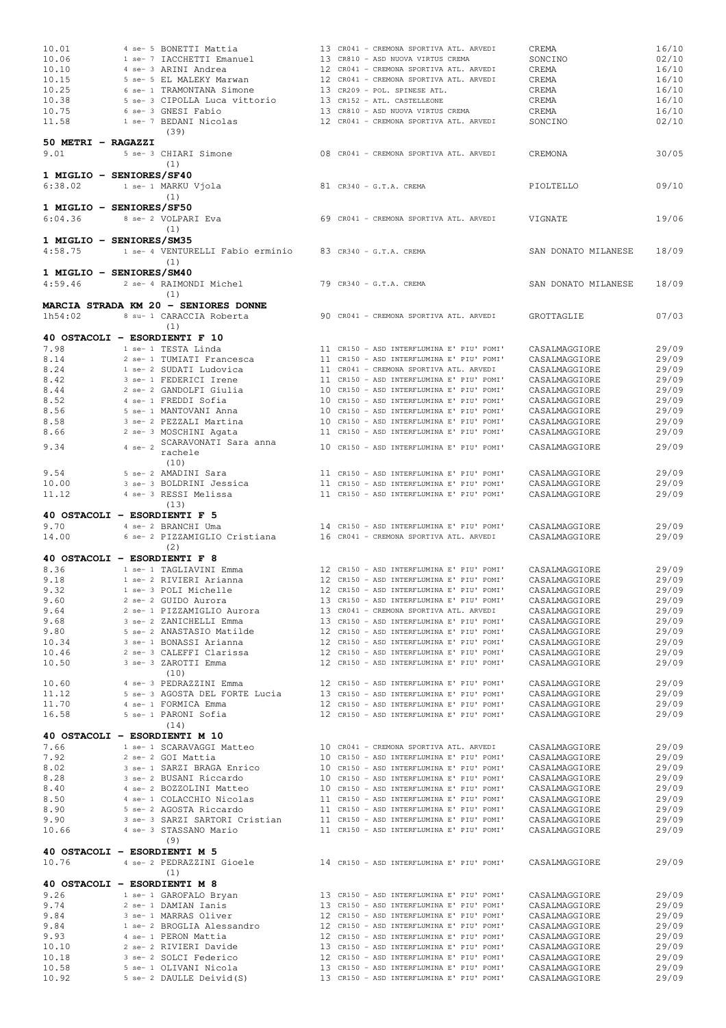| | | | | | |
|---|---|---|---|---|---|
| 10.01 | 4 se- 5 BONETTI Mattia | 13 | CR041 - CREMONA SPORTIVA ATL. ARVEDI | CREMA | 16/10 |
| 10.06 | 1 se- 7 IACCHETTI Emanuel | 13 | CR810 - ASD NUOVA VIRTUS CREMA | SONCINO | 02/10 |
| 10.10 | 4 se- 3 ARINI Andrea | 12 | CR041 - CREMONA SPORTIVA ATL. ARVEDI | CREMA | 16/10 |
| 10.15 | 5 se- 5 EL MALEKY Marwan | 12 | CR041 - CREMONA SPORTIVA ATL. ARVEDI | CREMA | 16/10 |
| 10.25 | 6 se- 1 TRAMONTANA Simone | 13 | CR209 - POL. SPINESE ATL. | CREMA | 16/10 |
| 10.38 | 5 se- 3 CIPOLLA Luca vittorio | 13 | CR152 - ATL. CASTELLEONE | CREMA | 16/10 |
| 10.75 | 6 se- 3 GNESI Fabio | 13 | CR810 - ASD NUOVA VIRTUS CREMA | CREMA | 16/10 |
| 11.58 | 1 se- 7 BEDANI Nicolas | 12 | CR041 - CREMONA SPORTIVA ATL. ARVEDI | SONCINO | 02/10 |
| | (39) | | | | |

**50 METRI - RAGAZZI**

| | | | | | |
|---|---|---|---|---|---|
| 9.01 | 5 se- 3 CHIARI Simone | 08 | CR041 - CREMONA SPORTIVA ATL. ARVEDI | CREMONA | 30/05 |
| | (1) | | | | |

**1 MIGLIO - SENIORES/SF40**

| | | | | | |
|---|---|---|---|---|---|
| 6:38.02 | 1 se- 1 MARKU Vjola | 81 | CR340 - G.T.A. CREMA | PIOLTELLO | 09/10 |
| | (1) | | | | |

**1 MIGLIO - SENIORES/SF50**

| | | | | | |
|---|---|---|---|---|---|
| 6:04.36 | 8 se- 2 VOLPARI Eva | 69 | CR041 - CREMONA SPORTIVA ATL. ARVEDI | VIGNATE | 19/06 |
| | (1) | | | | |

**1 MIGLIO - SENIORES/SM35**

| | | | | | |
|---|---|---|---|---|---|
| 4:58.75 | 1 se- 4 VENTURELLI Fabio erminio | 83 | CR340 - G.T.A. CREMA | SAN DONATO MILANESE | 18/09 |
| | (1) | | | | |

**1 MIGLIO - SENIORES/SM40**

| | | | | | |
|---|---|---|---|---|---|
| 4:59.46 | 2 se- 4 RAIMONDI Michel | 79 | CR340 - G.T.A. CREMA | SAN DONATO MILANESE | 18/09 |
| | (1) | | | | |

**MARCIA STRADA KM 20 - SENIORES DONNE**

| | | | | | |
|---|---|---|---|---|---|
| 1h54:02 | 8 su- 1 CARACCIA Roberta | 90 | CR041 - CREMONA SPORTIVA ATL. ARVEDI | GROTTAGLIE | 07/03 |
| | (1) | | | | |

**40 OSTACOLI - ESORDIENTI F 10**

| | | | | | |
|---|---|---|---|---|---|
| 7.98 | 1 se- 1 TESTA Linda | 11 | CR150 - ASD INTERFLUMINA E' PIU' POMI' | CASALMAGGIORE | 29/09 |
| 8.14 | 2 se- 1 TUMIATI Francesca | 11 | CR150 - ASD INTERFLUMINA E' PIU' POMI' | CASALMAGGIORE | 29/09 |
| 8.24 | 1 se- 2 SUDATI Ludovica | 11 | CR041 - CREMONA SPORTIVA ATL. ARVEDI | CASALMAGGIORE | 29/09 |
| 8.42 | 3 se- 1 FEDERICI Irene | 11 | CR150 - ASD INTERFLUMINA E' PIU' POMI' | CASALMAGGIORE | 29/09 |
| 8.44 | 2 se- 2 GANDOLFI Giulia | 10 | CR150 - ASD INTERFLUMINA E' PIU' POMI' | CASALMAGGIORE | 29/09 |
| 8.52 | 4 se- 1 FREDDI Sofia | 10 | CR150 - ASD INTERFLUMINA E' PIU' POMI' | CASALMAGGIORE | 29/09 |
| 8.56 | 5 se- 1 MANTOVANI Anna | 10 | CR150 - ASD INTERFLUMINA E' PIU' POMI' | CASALMAGGIORE | 29/09 |
| 8.58 | 3 se- 2 PEZZALI Martina | 10 | CR150 - ASD INTERFLUMINA E' PIU' POMI' | CASALMAGGIORE | 29/09 |
| 8.66 | 2 se- 3 MOSCHINI Agata | 11 | CR150 - ASD INTERFLUMINA E' PIU' POMI' | CASALMAGGIORE | 29/09 |
| 9.34 | 4 se- 2 SCARAVONATI Sara anna rachele | 10 | CR150 - ASD INTERFLUMINA E' PIU' POMI' | CASALMAGGIORE | 29/09 |
| | (10) | | | | |
| 9.54 | 5 se- 2 AMADINI Sara | 11 | CR150 - ASD INTERFLUMINA E' PIU' POMI' | CASALMAGGIORE | 29/09 |
| 10.00 | 3 se- 3 BOLDRINI Jessica | 11 | CR150 - ASD INTERFLUMINA E' PIU' POMI' | CASALMAGGIORE | 29/09 |
| 11.12 | 4 se- 3 RESSI Melissa | 11 | CR150 - ASD INTERFLUMINA E' PIU' POMI' | CASALMAGGIORE | 29/09 |
| | (13) | | | | |

**40 OSTACOLI - ESORDIENTI F 5**

| | | | | | |
|---|---|---|---|---|---|
| 9.70 | 4 se- 2 BRANCHI Uma | 14 | CR150 - ASD INTERFLUMINA E' PIU' POMI' | CASALMAGGIORE | 29/09 |
| 14.00 | 6 se- 2 PIZZAMIGLIO Cristiana | 16 | CR041 - CREMONA SPORTIVA ATL. ARVEDI | CASALMAGGIORE | 29/09 |
| | (2) | | | | |

**40 OSTACOLI - ESORDIENTI F 8**

| | | | | | |
|---|---|---|---|---|---|
| 8.36 | 1 se- 1 TAGLIAVINI Emma | 12 | CR150 - ASD INTERFLUMINA E' PIU' POMI' | CASALMAGGIORE | 29/09 |
| 9.18 | 1 se- 2 RIVIERI Arianna | 12 | CR150 - ASD INTERFLUMINA E' PIU' POMI' | CASALMAGGIORE | 29/09 |
| 9.32 | 1 se- 3 POLI Michelle | 12 | CR150 - ASD INTERFLUMINA E' PIU' POMI' | CASALMAGGIORE | 29/09 |
| 9.60 | 2 se- 2 GUIDO Aurora | 13 | CR150 - ASD INTERFLUMINA E' PIU' POMI' | CASALMAGGIORE | 29/09 |
| 9.64 | 2 se- 1 PIZZAMIGLIO Aurora | 13 | CR041 - CREMONA SPORTIVA ATL. ARVEDI | CASALMAGGIORE | 29/09 |
| 9.68 | 3 se- 2 ZANICHELLI Emma | 13 | CR150 - ASD INTERFLUMINA E' PIU' POMI' | CASALMAGGIORE | 29/09 |
| 9.80 | 5 se- 2 ANASTASIO Matilde | 12 | CR150 - ASD INTERFLUMINA E' PIU' POMI' | CASALMAGGIORE | 29/09 |
| 10.34 | 3 se- 1 BONASSI Arianna | 12 | CR150 - ASD INTERFLUMINA E' PIU' POMI' | CASALMAGGIORE | 29/09 |
| 10.46 | 2 se- 3 CALEFFI Clarissa | 12 | CR150 - ASD INTERFLUMINA E' PIU' POMI' | CASALMAGGIORE | 29/09 |
| 10.50 | 3 se- 3 ZAROTTI Emma | 12 | CR150 - ASD INTERFLUMINA E' PIU' POMI' | CASALMAGGIORE | 29/09 |
| | (10) | | | | |
| 10.60 | 4 se- 3 PEDRAZZINI Emma | 12 | CR150 - ASD INTERFLUMINA E' PIU' POMI' | CASALMAGGIORE | 29/09 |
| 11.12 | 5 se- 3 AGOSTA DEL FORTE Lucia | 13 | CR150 - ASD INTERFLUMINA E' PIU' POMI' | CASALMAGGIORE | 29/09 |
| 11.70 | 4 se- 1 FORMICA Emma | 12 | CR150 - ASD INTERFLUMINA E' PIU' POMI' | CASALMAGGIORE | 29/09 |
| 16.58 | 5 se- 1 PARONI Sofia | 12 | CR150 - ASD INTERFLUMINA E' PIU' POMI' | CASALMAGGIORE | 29/09 |
| | (14) | | | | |

**40 OSTACOLI - ESORDIENTI M 10**

| | | | | | |
|---|---|---|---|---|---|
| 7.66 | 1 se- 1 SCARAVAGGI Matteo | 10 | CR041 - CREMONA SPORTIVA ATL. ARVEDI | CASALMAGGIORE | 29/09 |
| 7.92 | 2 se- 2 GOI Mattia | 10 | CR150 - ASD INTERFLUMINA E' PIU' POMI' | CASALMAGGIORE | 29/09 |
| 8.02 | 3 se- 1 SARZI BRAGA Enrico | 10 | CR150 - ASD INTERFLUMINA E' PIU' POMI' | CASALMAGGIORE | 29/09 |
| 8.28 | 3 se- 2 BUSANI Riccardo | 10 | CR150 - ASD INTERFLUMINA E' PIU' POMI' | CASALMAGGIORE | 29/09 |
| 8.40 | 4 se- 2 BOZZOLINI Matteo | 10 | CR150 - ASD INTERFLUMINA E' PIU' POMI' | CASALMAGGIORE | 29/09 |
| 8.50 | 4 se- 1 COLACCHIO Nicolas | 11 | CR150 - ASD INTERFLUMINA E' PIU' POMI' | CASALMAGGIORE | 29/09 |
| 8.90 | 5 se- 2 AGOSTA Riccardo | 11 | CR150 - ASD INTERFLUMINA E' PIU' POMI' | CASALMAGGIORE | 29/09 |
| 9.90 | 3 se- 3 SARZI SARTORI Cristian | 11 | CR150 - ASD INTERFLUMINA E' PIU' POMI' | CASALMAGGIORE | 29/09 |
| 10.66 | 4 se- 3 STASSANO Mario | 11 | CR150 - ASD INTERFLUMINA E' PIU' POMI' | CASALMAGGIORE | 29/09 |
| | (9) | | | | |

**40 OSTACOLI - ESORDIENTI M 5**

| | | | | | |
|---|---|---|---|---|---|
| 10.76 | 4 se- 2 PEDRAZZINI Gioele | 14 | CR150 - ASD INTERFLUMINA E' PIU' POMI' | CASALMAGGIORE | 29/09 |
| | (1) | | | | |

**40 OSTACOLI - ESORDIENTI M 8**

| | | | | | |
|---|---|---|---|---|---|
| 9.26 | 1 se- 1 GAROFALO Bryan | 13 | CR150 - ASD INTERFLUMINA E' PIU' POMI' | CASALMAGGIORE | 29/09 |
| 9.74 | 2 se- 1 DAMIAN Ianis | 13 | CR150 - ASD INTERFLUMINA E' PIU' POMI' | CASALMAGGIORE | 29/09 |
| 9.84 | 3 se- 1 MARRAS Oliver | 12 | CR150 - ASD INTERFLUMINA E' PIU' POMI' | CASALMAGGIORE | 29/09 |
| 9.84 | 1 se- 2 BROGLIA Alessandro | 12 | CR150 - ASD INTERFLUMINA E' PIU' POMI' | CASALMAGGIORE | 29/09 |
| 9.93 | 4 se- 1 PERON Mattia | 12 | CR150 - ASD INTERFLUMINA E' PIU' POMI' | CASALMAGGIORE | 29/09 |
| 10.10 | 2 se- 2 RIVIERI Davide | 13 | CR150 - ASD INTERFLUMINA E' PIU' POMI' | CASALMAGGIORE | 29/09 |
| 10.18 | 3 se- 2 SOLCI Federico | 12 | CR150 - ASD INTERFLUMINA E' PIU' POMI' | CASALMAGGIORE | 29/09 |
| 10.58 | 5 se- 1 OLIVANI Nicola | 13 | CR150 - ASD INTERFLUMINA E' PIU' POMI' | CASALMAGGIORE | 29/09 |
| 10.92 | 5 se- 2 DAULLE Deivid(S) | 13 | CR150 - ASD INTERFLUMINA E' PIU' POMI' | CASALMAGGIORE | 29/09 |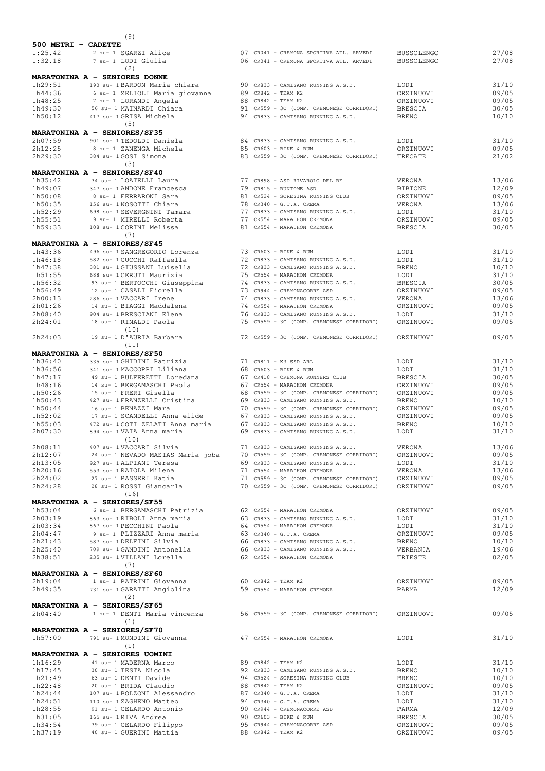(9)

### 500 METRI - CADETTE

| Tempo | Posizione | Atleta | Anno | Società | Località | Data |
|---|---|---|---|---|---|---|
| 1:25.42 | 2 su- 1 | SGARZI Alice | 07 | CR041 - CREMONA SPORTIVA ATL. ARVEDI | BUSSOLENGO | 27/08 |
| 1:32.18 | 7 su- 1 | LODI Giulia | 06 | CR041 - CREMONA SPORTIVA ATL. ARVEDI | BUSSOLENGO | 27/08 |

(2)

### MARATONINA A - SENIORES DONNE

| Tempo | Posizione | Atleta | Anno | Società | Località | Data |
|---|---|---|---|---|---|---|
| 1h29:51 | 190 su- 1 | BARDON Maria chiara | 90 | CR833 - CAMISANO RUNNING A.S.D. | LODI | 31/10 |
| 1h44:36 | 6 su- 1 | ZELIOLI Maria giovanna | 89 | CR842 - TEAM K2 | ORZINUOVI | 09/05 |
| 1h48:25 | 7 su- 1 | LORANDI Angela | 88 | CR842 - TEAM K2 | ORZINUOVI | 09/05 |
| 1h49:30 | 56 su- 1 | MAINARDI Chiara | 91 | CR559 - 3C (COMP. CREMONESE CORRIDORI) | BRESCIA | 30/05 |
| 1h50:12 | 417 su- 1 | GRISA Michela | 94 | CR833 - CAMISANO RUNNING A.S.D. | BRENO | 10/10 |

(5)

### MARATONINA A - SENIORES/SF35

| Tempo | Posizione | Atleta | Anno | Società | Località | Data |
|---|---|---|---|---|---|---|
| 2h07:59 | 901 su- 1 | TEDOLDI Daniela | 84 | CR833 - CAMISANO RUNNING A.S.D. | LODI | 31/10 |
| 2h12:25 | 8 su- 1 | ZANENGA Michela | 85 | CR603 - BIKE & RUN | ORZINUOVI | 09/05 |
| 2h29:30 | 384 su- 1 | GOSI Simona | 83 | CR559 - 3C (COMP. CREMONESE CORRIDORI) | TRECATE | 21/02 |

(3)

### MARATONINA A - SENIORES/SF40

| Tempo | Posizione | Atleta | Anno | Società | Località | Data |
|---|---|---|---|---|---|---|
| 1h35:42 | 34 su- 1 | LOATELLI Laura | 77 | CR898 - ASD RIVAROLO DEL RE | VERONA | 13/06 |
| 1h49:07 | 347 su- 1 | ANDONE Francesca | 79 | CR815 - RUNTOME ASD | BIBIONE | 12/09 |
| 1h50:08 | 8 su- 1 | FERRARONI Sara | 81 | CR524 - SORESINA RUNNING CLUB | ORZINUOVI | 09/05 |
| 1h50:35 | 156 su- 1 | NOSOTTI Chiara | 78 | CR340 - G.T.A. CREMA | VERONA | 13/06 |
| 1h52:29 | 698 su- 1 | SEVERGNINI Tamara | 77 | CR833 - CAMISANO RUNNING A.S.D. | LODI | 31/10 |
| 1h55:51 | 9 su- 1 | MIRELLI Roberta | 77 | CR554 - MARATHON CREMONA | ORZINUOVI | 09/05 |
| 1h59:33 | 108 su- 1 | CORINI Melissa | 81 | CR554 - MARATHON CREMONA | BRESCIA | 30/05 |

(7)

### MARATONINA A - SENIORES/SF45

| Tempo | Posizione | Atleta | Anno | Società | Località | Data |
|---|---|---|---|---|---|---|
| 1h43:36 | 496 su- 1 | SANGREGORIO Lorenza | 73 | CR603 - BIKE & RUN | LODI | 31/10 |
| 1h46:18 | 582 su- 1 | CUCCHI Raffaella | 72 | CR833 - CAMISANO RUNNING A.S.D. | LODI | 31/10 |
| 1h47:38 | 381 su- 1 | GIUSSANI Luisella | 72 | CR833 - CAMISANO RUNNING A.S.D. | BRENO | 10/10 |
| 1h51:55 | 688 su- 1 | CERUTI Maurizia | 75 | CR554 - MARATHON CREMONA | LODI | 31/10 |
| 1h56:32 | 93 su- 1 | BERTOCCHI Giuseppina | 74 | CR833 - CAMISANO RUNNING A.S.D. | BRESCIA | 30/05 |
| 1h56:49 | 12 su- 1 | CASALI Fiorella | 73 | CR944 - CREMONACORRE ASD | ORZINUOVI | 09/05 |
| 2h00:13 | 286 su- 1 | VACCARI Irene | 74 | CR833 - CAMISANO RUNNING A.S.D. | VERONA | 13/06 |
| 2h01:26 | 14 su- 1 | BIAGGI Maddalena | 74 | CR554 - MARATHON CREMONA | ORZINUOVI | 09/05 |
| 2h08:40 | 904 su- 1 | BRESCIANI Elena | 76 | CR833 - CAMISANO RUNNING A.S.D. | LODI | 31/10 |
| 2h24:01 | 18 su- 1 | RINALDI Paola | 75 | CR559 - 3C (COMP. CREMONESE CORRIDORI) | ORZINUOVI | 09/05 |
| | (10) | | | | | |
| 2h24:03 | 19 su- 1 | D'AURIA Barbara | 72 | CR559 - 3C (COMP. CREMONESE CORRIDORI) | ORZINUOVI | 09/05 |

(11)

### MARATONINA A - SENIORES/SF50

| Tempo | Posizione | Atleta | Anno | Società | Località | Data |
|---|---|---|---|---|---|---|
| 1h36:40 | 335 su- 1 | GHIDINI Patrizia | 71 | CR811 - K3 SSD ARL | LODI | 31/10 |
| 1h36:56 | 341 su- 1 | MACCOPPI Liliana | 68 | CR603 - BIKE & RUN | LODI | 31/10 |
| 1h47:17 | 49 su- 1 | BULFERETTI Loredana | 67 | CR418 - CREMONA RUNNERS CLUB | BRESCIA | 30/05 |
| 1h48:16 | 14 su- 1 | BERGAMASCHI Paola | 67 | CR554 - MARATHON CREMONA | ORZINUOVI | 09/05 |
| 1h50:26 | 15 su- 1 | FRERI Gisella | 68 | CR559 - 3C (COMP. CREMONESE CORRIDORI) | ORZINUOVI | 09/05 |
| 1h50:43 | 427 su- 1 | FRANZELLI Cristina | 69 | CR833 - CAMISANO RUNNING A.S.D. | BRENO | 10/10 |
| 1h50:44 | 16 su- 1 | BENAZZI Mara | 70 | CR559 - 3C (COMP. CREMONESE CORRIDORI) | ORZINUOVI | 09/05 |
| 1h52:02 | 17 su- 1 | SCANDELLI Anna elide | 67 | CR833 - CAMISANO RUNNING A.S.D. | ORZINUOVI | 09/05 |
| 1h55:03 | 472 su- 1 | COTI ZELATI Anna maria | 67 | CR833 - CAMISANO RUNNING A.S.D. | BRENO | 10/10 |
| 2h07:30 | 894 su- 1 | VAIA Anna maria | 69 | CR833 - CAMISANO RUNNING A.S.D. | LODI | 31/10 |
| | (10) | | | | | |
| 2h08:11 | 407 su- 1 | VACCARI Silvia | 71 | CR833 - CAMISANO RUNNING A.S.D. | VERONA | 13/06 |
| 2h12:07 | 24 su- 1 | NEVADO MASIAS Maria joba | 70 | CR559 - 3C (COMP. CREMONESE CORRIDORI) | ORZINUOVI | 09/05 |
| 2h13:05 | 927 su- 1 | ALPIANI Teresa | 69 | CR833 - CAMISANO RUNNING A.S.D. | LODI | 31/10 |
| 2h20:16 | 553 su- 1 | RAIOLA Milena | 71 | CR554 - MARATHON CREMONA | VERONA | 13/06 |
| 2h24:02 | 27 su- 1 | PASSERI Katia | 71 | CR559 - 3C (COMP. CREMONESE CORRIDORI) | ORZINUOVI | 09/05 |
| 2h24:28 | 28 su- 1 | ROSSI Giancarla | 70 | CR559 - 3C (COMP. CREMONESE CORRIDORI) | ORZINUOVI | 09/05 |

(16)

### MARATONINA A - SENIORES/SF55

| Tempo | Posizione | Atleta | Anno | Società | Località | Data |
|---|---|---|---|---|---|---|
| 1h53:04 | 6 su- 1 | BERGAMASCHI Patrizia | 62 | CR554 - MARATHON CREMONA | ORZINUOVI | 09/05 |
| 2h03:19 | 863 su- 1 | RIBOLI Anna maria | 63 | CR833 - CAMISANO RUNNING A.S.D. | LODI | 31/10 |
| 2h03:34 | 867 su- 1 | PECCHINI Paola | 64 | CR554 - MARATHON CREMONA | LODI | 31/10 |
| 2h04:47 | 9 su- 1 | PLIZZARI Anna maria | 63 | CR340 - G.T.A. CREMA | ORZINUOVI | 09/05 |
| 2h21:43 | 587 su- 1 | DELFINI Silvia | 66 | CR833 - CAMISANO RUNNING A.S.D. | BRENO | 10/10 |
| 2h25:40 | 709 su- 1 | GANDINI Antonella | 66 | CR833 - CAMISANO RUNNING A.S.D. | VERBANIA | 19/06 |
| 2h38:51 | 235 su- 1 | VILLANI Lorella | 62 | CR554 - MARATHON CREMONA | TRIESTE | 02/05 |

(7)

### MARATONINA A - SENIORES/SF60

| Tempo | Posizione | Atleta | Anno | Società | Località | Data |
|---|---|---|---|---|---|---|
| 2h19:04 | 1 su- 1 | PATRINI Giovanna | 60 | CR842 - TEAM K2 | ORZINUOVI | 09/05 |
| 2h49:35 | 731 su- 1 | GARATTI Angiolina | 59 | CR554 - MARATHON CREMONA | PARMA | 12/09 |

(2)

### MARATONINA A - SENIORES/SF65

| Tempo | Posizione | Atleta | Anno | Società | Località | Data |
|---|---|---|---|---|---|---|
| 2h04:40 | 1 su- 1 | DENTI Maria vincenza | 56 | CR559 - 3C (COMP. CREMONESE CORRIDORI) | ORZINUOVI | 09/05 |

(1)

### MARATONINA A - SENIORES/SF70

| Tempo | Posizione | Atleta | Anno | Società | Località | Data |
|---|---|---|---|---|---|---|
| 1h57:00 | 791 su- 1 | MONDINI Giovanna | 47 | CR554 - MARATHON CREMONA | LODI | 31/10 |

(1)

### MARATONINA A - SENIORES UOMINI

| Tempo | Posizione | Atleta | Anno | Società | Località | Data |
|---|---|---|---|---|---|---|
| 1h16:29 | 41 su- 1 | MADERNA Marco | 89 | CR842 - TEAM K2 | LODI | 31/10 |
| 1h17:45 | 30 su- 1 | TESTA Nicola | 92 | CR833 - CAMISANO RUNNING A.S.D. | BRENO | 10/10 |
| 1h21:49 | 63 su- 1 | DENTI Davide | 94 | CR524 - SORESINA RUNNING CLUB | BRENO | 10/10 |
| 1h22:48 | 20 su- 1 | BRIDA Claudio | 88 | CR842 - TEAM K2 | ORZINUOVI | 09/05 |
| 1h24:44 | 107 su- 1 | BOLZONI Alessandro | 87 | CR340 - G.T.A. CREMA | LODI | 31/10 |
| 1h24:51 | 110 su- 1 | ZAGHENO Matteo | 94 | CR340 - G.T.A. CREMA | LODI | 31/10 |
| 1h28:55 | 91 su- 1 | CELARDO Antonio | 90 | CR944 - CREMONACORRE ASD | PARMA | 12/09 |
| 1h31:05 | 165 su- 1 | RIVA Andrea | 90 | CR603 - BIKE & RUN | BRESCIA | 30/05 |
| 1h34:54 | 39 su- 1 | CELARDO Filippo | 95 | CR944 - CREMONACORRE ASD | ORZINUOVI | 09/05 |
| 1h37:19 | 40 su- 1 | GUERINI Mattia | 88 | CR842 - TEAM K2 | ORZINUOVI | 09/05 |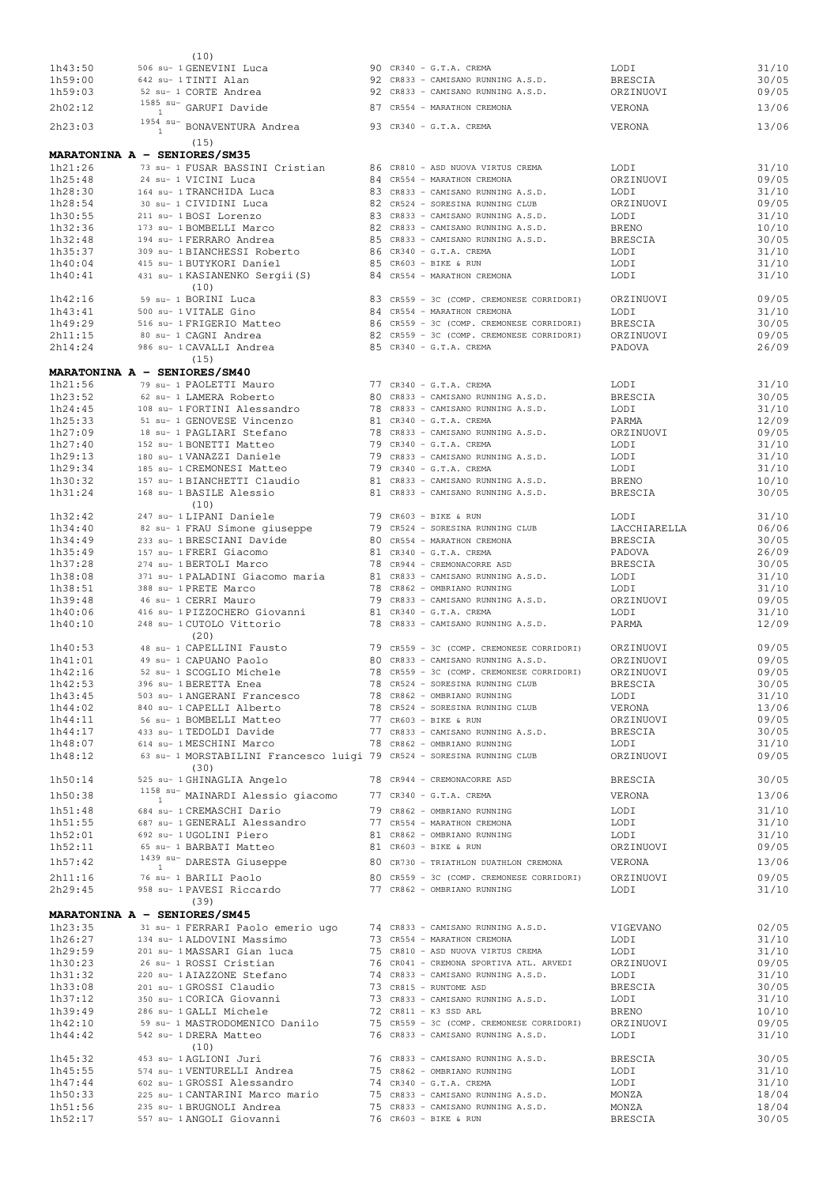(10)

| | | | | | |
|---|---|---|---|---|---|
| 1h43:50 | 506 su- 1 GENEVINI Luca | 90 CR340 - G.T.A. CREMA | LODI | 31/10 |
| 1h59:00 | 642 su- 1 TINTI Alan | 92 CR833 - CAMISANO RUNNING A.S.D. | BRESCIA | 30/05 |
| 1h59:03 | 52 su- 1 CORTE Andrea | 92 CR833 - CAMISANO RUNNING A.S.D. | ORZINUOVI | 09/05 |
| 2h02:12 | 1585 su- 1 GARUFI Davide | 87 CR554 - MARATHON CREMONA | VERONA | 13/06 |
| 2h23:03 | 1954 su- 1 BONAVENTURA Andrea | 93 CR340 - G.T.A. CREMA | VERONA | 13/06 |

(15)

**MARATONINA A - SENIORES/SM35**

| | | | | |
|---|---|---|---|---|
| 1h21:26 | 73 su- 1 FUSAR BASSINI Cristian | 86 CR810 - ASD NUOVA VIRTUS CREMA | LODI | 31/10 |
| 1h25:48 | 24 su- 1 VICINI Luca | 84 CR554 - MARATHON CREMONA | ORZINUOVI | 09/05 |
| 1h28:30 | 164 su- 1 TRANCHIDA Luca | 83 CR833 - CAMISANO RUNNING A.S.D. | LODI | 31/10 |
| 1h28:54 | 30 su- 1 CIVIDINI Luca | 82 CR524 - SORESINA RUNNING CLUB | ORZINUOVI | 09/05 |
| 1h30:55 | 211 su- 1 BOSI Lorenzo | 83 CR833 - CAMISANO RUNNING A.S.D. | LODI | 31/10 |
| 1h32:36 | 173 su- 1 BOMBELLI Marco | 82 CR833 - CAMISANO RUNNING A.S.D. | BRENO | 10/10 |
| 1h32:48 | 194 su- 1 FERRARO Andrea | 85 CR833 - CAMISANO RUNNING A.S.D. | BRESCIA | 30/05 |
| 1h35:37 | 309 su- 1 BIANCHESSI Roberto | 86 CR340 - G.T.A. CREMA | LODI | 31/10 |
| 1h40:04 | 415 su- 1 BUTYKORI Daniel | 85 CR603 - BIKE & RUN | LODI | 31/10 |
| 1h40:41 | 431 su- 1 KASIANENKO Sergii(S) | 84 CR554 - MARATHON CREMONA | LODI | 31/10 |

(10)

| | | | | |
|---|---|---|---|---|
| 1h42:16 | 59 su- 1 BORINI Luca | 83 CR559 - 3C (COMP. CREMONESE CORRIDORI) | ORZINUOVI | 09/05 |
| 1h43:41 | 500 su- 1 VITALE Gino | 84 CR554 - MARATHON CREMONA | LODI | 31/10 |
| 1h49:29 | 516 su- 1 FRIGERIO Matteo | 86 CR559 - 3C (COMP. CREMONESE CORRIDORI) | BRESCIA | 30/05 |
| 2h11:15 | 80 su- 1 CAGNI Andrea | 82 CR559 - 3C (COMP. CREMONESE CORRIDORI) | ORZINUOVI | 09/05 |
| 2h14:24 | 986 su- 1 CAVALLI Andrea | 85 CR340 - G.T.A. CREMA | PADOVA | 26/09 |

(15)

**MARATONINA A - SENIORES/SM40**

| | | | | |
|---|---|---|---|---|
| 1h21:56 | 79 su- 1 PAOLETTI Mauro | 77 CR340 - G.T.A. CREMA | LODI | 31/10 |
| 1h23:52 | 62 su- 1 LAMERA Roberto | 80 CR833 - CAMISANO RUNNING A.S.D. | BRESCIA | 30/05 |
| 1h24:45 | 108 su- 1 FORTINI Alessandro | 78 CR833 - CAMISANO RUNNING A.S.D. | LODI | 31/10 |
| 1h25:33 | 51 su- 1 GENOVESE Vincenzo | 81 CR340 - G.T.A. CREMA | PARMA | 12/09 |
| 1h27:09 | 18 su- 1 PAGLIARI Stefano | 78 CR833 - CAMISANO RUNNING A.S.D. | ORZINUOVI | 09/05 |
| 1h27:40 | 152 su- 1 BONETTI Matteo | 79 CR340 - G.T.A. CREMA | LODI | 31/10 |
| 1h29:13 | 180 su- 1 VANAZZI Daniele | 79 CR833 - CAMISANO RUNNING A.S.D. | LODI | 31/10 |
| 1h29:34 | 185 su- 1 CREMONESI Matteo | 79 CR340 - G.T.A. CREMA | LODI | 31/10 |
| 1h30:32 | 157 su- 1 BIANCHETTI Claudio | 81 CR833 - CAMISANO RUNNING A.S.D. | BRENO | 10/10 |
| 1h31:24 | 168 su- 1 BASILE Alessio | 81 CR833 - CAMISANO RUNNING A.S.D. | BRESCIA | 30/05 |

(10)

| | | | | |
|---|---|---|---|---|
| 1h32:42 | 247 su- 1 LIPANI Daniele | 79 CR603 - BIKE & RUN | LODI | 31/10 |
| 1h34:40 | 82 su- 1 FRAU Simone giuseppe | 79 CR524 - SORESINA RUNNING CLUB | LACCHIARELLA | 06/06 |
| 1h34:49 | 233 su- 1 BRESCIANI Davide | 80 CR554 - MARATHON CREMONA | BRESCIA | 30/05 |
| 1h35:49 | 157 su- 1 FRERI Giacomo | 81 CR340 - G.T.A. CREMA | PADOVA | 26/09 |
| 1h37:28 | 274 su- 1 BERTOLI Marco | 78 CR944 - CREMONACORRE ASD | BRESCIA | 30/05 |
| 1h38:08 | 371 su- 1 PALADINI Giacomo maria | 81 CR833 - CAMISANO RUNNING A.S.D. | LODI | 31/10 |
| 1h38:51 | 388 su- 1 PRETE Marco | 78 CR862 - OMBRIANO RUNNING | LODI | 31/10 |
| 1h39:48 | 46 su- 1 CERRI Mauro | 79 CR833 - CAMISANO RUNNING A.S.D. | ORZINUOVI | 09/05 |
| 1h40:06 | 416 su- 1 PIZZOCHERO Giovanni | 81 CR340 - G.T.A. CREMA | LODI | 31/10 |
| 1h40:10 | 248 su- 1 CUTOLO Vittorio | 78 CR833 - CAMISANO RUNNING A.S.D. | PARMA | 12/09 |

(20)

| | | | | |
|---|---|---|---|---|
| 1h40:53 | 48 su- 1 CAPELLINI Fausto | 79 CR559 - 3C (COMP. CREMONESE CORRIDORI) | ORZINUOVI | 09/05 |
| 1h41:01 | 49 su- 1 CAPUANO Paolo | 80 CR833 - CAMISANO RUNNING A.S.D. | ORZINUOVI | 09/05 |
| 1h42:16 | 52 su- 1 SCOGLIO Michele | 78 CR559 - 3C (COMP. CREMONESE CORRIDORI) | ORZINUOVI | 09/05 |
| 1h42:53 | 396 su- 1 BERETTA Enea | 78 CR524 - SORESINA RUNNING CLUB | BRESCIA | 30/05 |
| 1h43:45 | 503 su- 1 ANGERANI Francesco | 78 CR862 - OMBRIANO RUNNING | LODI | 31/10 |
| 1h44:02 | 840 su- 1 CAPELLI Alberto | 78 CR524 - SORESINA RUNNING CLUB | VERONA | 13/06 |
| 1h44:11 | 56 su- 1 BOMBELLI Matteo | 77 CR603 - BIKE & RUN | ORZINUOVI | 09/05 |
| 1h44:17 | 433 su- 1 TEDOLDI Davide | 77 CR833 - CAMISANO RUNNING A.S.D. | BRESCIA | 30/05 |
| 1h48:07 | 614 su- 1 MESCHINI Marco | 78 CR862 - OMBRIANO RUNNING | LODI | 31/10 |
| 1h48:12 | 63 su- 1 MORSTABILINI Francesco luigi | 79 CR524 - SORESINA RUNNING CLUB | ORZINUOVI | 09/05 |

(30)

| | | | | |
|---|---|---|---|---|
| 1h50:14 | 525 su- 1 GHINAGLIA Angelo | 78 CR944 - CREMONACORRE ASD | BRESCIA | 30/05 |
| 1h50:38 | 1158 su- 1 MAINARDI Alessio giacomo | 77 CR340 - G.T.A. CREMA | VERONA | 13/06 |
| 1h51:48 | 684 su- 1 CREMASCHI Dario | 79 CR862 - OMBRIANO RUNNING | LODI | 31/10 |
| 1h51:55 | 687 su- 1 GENERALI Alessandro | 77 CR554 - MARATHON CREMONA | LODI | 31/10 |
| 1h52:01 | 692 su- 1 UGOLINI Piero | 81 CR862 - OMBRIANO RUNNING | LODI | 31/10 |
| 1h52:11 | 65 su- 1 BARBATI Matteo | 81 CR603 - BIKE & RUN | ORZINUOVI | 09/05 |
| 1h57:42 | 1439 su- 1 DARESTA Giuseppe | 80 CR730 - TRIATHLON DUATHLON CREMONA | VERONA | 13/06 |
| 2h11:16 | 76 su- 1 BARILI Paolo | 80 CR559 - 3C (COMP. CREMONESE CORRIDORI) | ORZINUOVI | 09/05 |
| 2h29:45 | 958 su- 1 PAVESI Riccardo | 77 CR862 - OMBRIANO RUNNING | LODI | 31/10 |

(39)

**MARATONINA A - SENIORES/SM45**

| | | | | |
|---|---|---|---|---|
| 1h23:35 | 31 su- 1 FERRARI Paolo emerio ugo | 74 CR833 - CAMISANO RUNNING A.S.D. | VIGEVANO | 02/05 |
| 1h26:27 | 134 su- 1 ALDOVINI Massimo | 73 CR554 - MARATHON CREMONA | LODI | 31/10 |
| 1h29:59 | 201 su- 1 MASSARI Gian luca | 75 CR810 - ASD NUOVA VIRTUS CREMA | LODI | 31/10 |
| 1h30:23 | 26 su- 1 ROSSI Cristian | 76 CR041 - CREMONA SPORTIVA ATL. ARVEDI | ORZINUOVI | 09/05 |
| 1h31:32 | 220 su- 1 AIAZZONE Stefano | 74 CR833 - CAMISANO RUNNING A.S.D. | LODI | 31/10 |
| 1h33:08 | 201 su- 1 GROSSI Claudio | 73 CR815 - RUNTOME ASD | BRESCIA | 30/05 |
| 1h37:12 | 350 su- 1 CORICA Giovanni | 73 CR833 - CAMISANO RUNNING A.S.D. | LODI | 31/10 |
| 1h39:49 | 286 su- 1 GALLI Michele | 72 CR811 - K3 SSD ARL | BRENO | 10/10 |
| 1h42:10 | 59 su- 1 MASTRODOMENICO Danilo | 75 CR559 - 3C (COMP. CREMONESE CORRIDORI) | ORZINUOVI | 09/05 |
| 1h44:42 | 542 su- 1 DRERA Matteo | 76 CR833 - CAMISANO RUNNING A.S.D. | LODI | 31/10 |

(10)

| | | | | |
|---|---|---|---|---|
| 1h45:32 | 453 su- 1 AGLIONI Juri | 76 CR833 - CAMISANO RUNNING A.S.D. | BRESCIA | 30/05 |
| 1h45:55 | 574 su- 1 VENTURELLI Andrea | 75 CR862 - OMBRIANO RUNNING | LODI | 31/10 |
| 1h47:44 | 602 su- 1 GROSSI Alessandro | 74 CR340 - G.T.A. CREMA | LODI | 31/10 |
| 1h50:33 | 225 su- 1 CANTARINI Marco mario | 75 CR833 - CAMISANO RUNNING A.S.D. | MONZA | 18/04 |
| 1h51:56 | 235 su- 1 BRUGNOLI Andrea | 75 CR833 - CAMISANO RUNNING A.S.D. | MONZA | 18/04 |
| 1h52:17 | 557 su- 1 ANGOLI Giovanni | 76 CR603 - BIKE & RUN | BRESCIA | 30/05 |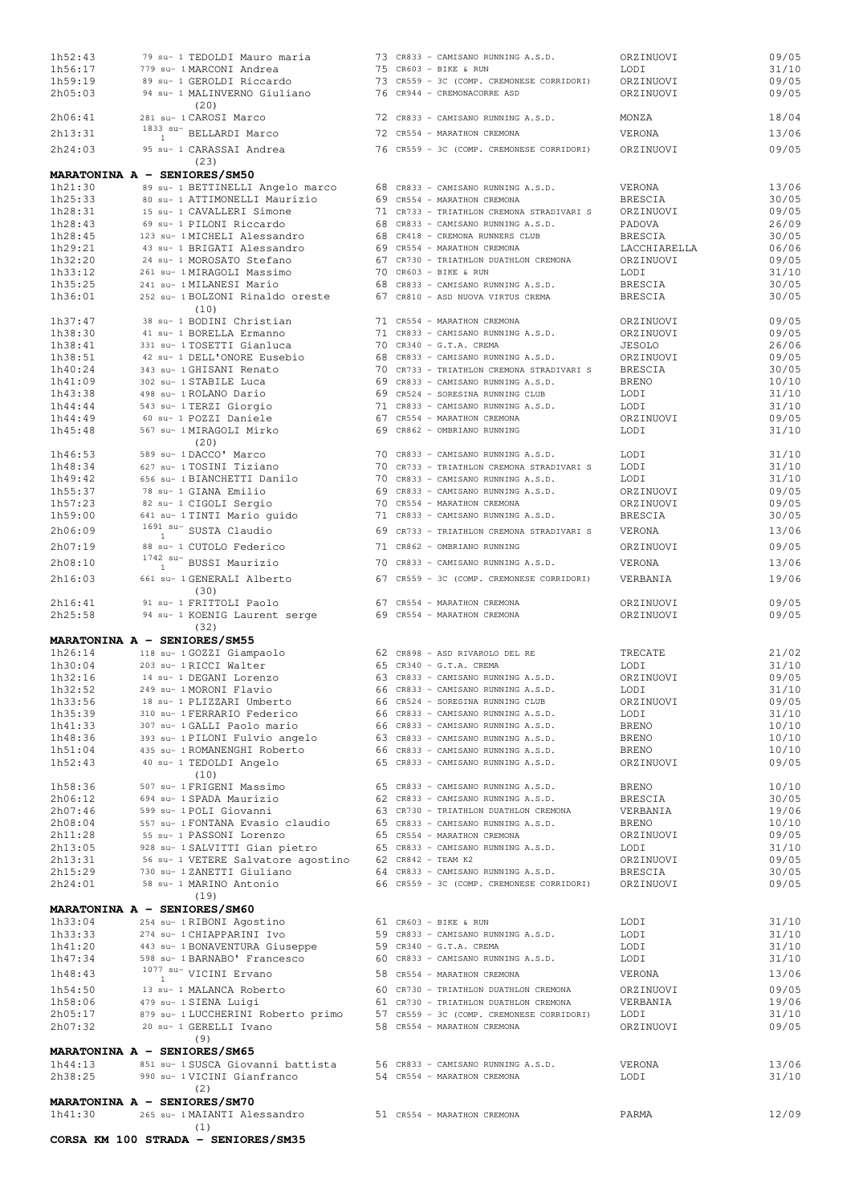| | | | | | |
|---|---|---|---|---|---|
| 1h52:43 | 79 su- 1 TEDOLDI Mauro maria | 73 CR833 - CAMISANO RUNNING A.S.D. | ORZINUOVI | 09/05 |
| 1h56:17 | 779 su- 1 MARCONI Andrea | 75 CR603 - BIKE & RUN | LODI | 31/10 |
| 1h59:19 | 89 su- 1 GEROLDI Riccardo | 73 CR559 - 3C (COMP. CREMONESE CORRIDORI) | ORZINUOVI | 09/05 |
| 2h05:03 | 94 su- 1 MALINVERNO Giuliano | 76 CR944 - CREMONACORRE ASD | ORZINUOVI | 09/05 |
| | (20) | | | |
| 2h06:41 | 281 su- 1 CAROSI Marco | 72 CR833 - CAMISANO RUNNING A.S.D. | MONZA | 18/04 |
| 2h13:31 | 1833 su- 1 BELLARDI Marco | 72 CR554 - MARATHON CREMONA | VERONA | 13/06 |
| 2h24:03 | 95 su- 1 CARASSAI Andrea | 76 CR559 - 3C (COMP. CREMONESE CORRIDORI) | ORZINUOVI | 09/05 |
| | (23) | | | |

**MARATONINA A - SENIORES/SM50**

| | | | | |
|---|---|---|---|---|
| 1h21:30 | 89 su- 1 BETTINELLI Angelo marco | 68 CR833 - CAMISANO RUNNING A.S.D. | VERONA | 13/06 |
| 1h25:33 | 80 su- 1 ATTIMONELLI Maurizio | 69 CR554 - MARATHON CREMONA | BRESCIA | 30/05 |
| 1h28:31 | 15 su- 1 CAVALLERI Simone | 71 CR733 - TRIATHLON CREMONA STRADIVARI S | ORZINUOVI | 09/05 |
| 1h28:43 | 69 su- 1 PILONI Riccardo | 68 CR833 - CAMISANO RUNNING A.S.D. | PADOVA | 26/09 |
| 1h28:45 | 123 su- 1 MICHELI Alessandro | 68 CR418 - CREMONA RUNNERS CLUB | BRESCIA | 30/05 |
| 1h29:21 | 43 su- 1 BRIGATI Alessandro | 69 CR554 - MARATHON CREMONA | LACCHIARELLA | 06/06 |
| 1h32:20 | 24 su- 1 MOROSATO Stefano | 67 CR730 - TRIATHLON DUATHLON CREMONA | ORZINUOVI | 09/05 |
| 1h33:12 | 261 su- 1 MIRAGOLI Massimo | 70 CR603 - BIKE & RUN | LODI | 31/10 |
| 1h35:25 | 241 su- 1 MILANESI Mario | 68 CR833 - CAMISANO RUNNING A.S.D. | BRESCIA | 30/05 |
| 1h36:01 | 252 su- 1 BOLZONI Rinaldo oreste | 67 CR810 - ASD NUOVA VIRTUS CREMA | BRESCIA | 30/05 |
| | (10) | | | |
| 1h37:47 | 38 su- 1 BODINI Christian | 71 CR554 - MARATHON CREMONA | ORZINUOVI | 09/05 |
| 1h38:30 | 41 su- 1 BORELLA Ermanno | 71 CR833 - CAMISANO RUNNING A.S.D. | ORZINUOVI | 09/05 |
| 1h38:41 | 331 su- 1 TOSETTI Gianluca | 70 CR340 - G.T.A. CREMA | JESOLO | 26/06 |
| 1h38:51 | 42 su- 1 DELL'ONORE Eusebio | 68 CR833 - CAMISANO RUNNING A.S.D. | ORZINUOVI | 09/05 |
| 1h40:24 | 343 su- 1 GHISANI Renato | 70 CR733 - TRIATHLON CREMONA STRADIVARI S | BRESCIA | 30/05 |
| 1h41:09 | 302 su- 1 STABILE Luca | 69 CR833 - CAMISANO RUNNING A.S.D. | BRENO | 10/10 |
| 1h43:38 | 498 su- 1 ROLANO Dario | 69 CR524 - SORESINA RUNNING CLUB | LODI | 31/10 |
| 1h44:44 | 543 su- 1 TERZI Giorgio | 71 CR833 - CAMISANO RUNNING A.S.D. | LODI | 31/10 |
| 1h44:49 | 60 su- 1 POZZI Daniele | 67 CR554 - MARATHON CREMONA | ORZINUOVI | 09/05 |
| 1h45:48 | 567 su- 1 MIRAGOLI Mirko | 69 CR862 - OMBRIANO RUNNING | LODI | 31/10 |
| | (20) | | | |
| 1h46:53 | 589 su- 1 DACCO' Marco | 70 CR833 - CAMISANO RUNNING A.S.D. | LODI | 31/10 |
| 1h48:34 | 627 su- 1 TOSINI Tiziano | 70 CR733 - TRIATHLON CREMONA STRADIVARI S | LODI | 31/10 |
| 1h49:42 | 656 su- 1 BIANCHETTI Danilo | 70 CR833 - CAMISANO RUNNING A.S.D. | LODI | 31/10 |
| 1h55:37 | 78 su- 1 GIANA Emilio | 69 CR833 - CAMISANO RUNNING A.S.D. | ORZINUOVI | 09/05 |
| 1h57:23 | 82 su- 1 CIGOLI Sergio | 70 CR554 - MARATHON CREMONA | ORZINUOVI | 09/05 |
| 1h59:00 | 641 su- 1 TINTI Mario guido | 71 CR833 - CAMISANO RUNNING A.S.D. | BRESCIA | 30/05 |
| 2h06:09 | 1691 su- 1 SUSTA Claudio | 69 CR733 - TRIATHLON CREMONA STRADIVARI S | VERONA | 13/06 |
| 2h07:19 | 88 su- 1 CUTOLO Federico | 71 CR862 - OMBRIANO RUNNING | ORZINUOVI | 09/05 |
| 2h08:10 | 1742 su- 1 BUSSI Maurizio | 70 CR833 - CAMISANO RUNNING A.S.D. | VERONA | 13/06 |
| 2h16:03 | 661 su- 1 GENERALI Alberto | 67 CR559 - 3C (COMP. CREMONESE CORRIDORI) | VERBANIA | 19/06 |
| | (30) | | | |
| 2h16:41 | 91 su- 1 FRITTOLI Paolo | 67 CR554 - MARATHON CREMONA | ORZINUOVI | 09/05 |
| 2h25:58 | 94 su- 1 KOENIG Laurent serge | 69 CR554 - MARATHON CREMONA | ORZINUOVI | 09/05 |
| | (32) | | | |

**MARATONINA A - SENIORES/SM55**

| | | | | |
|---|---|---|---|---|
| 1h26:14 | 118 su- 1 GOZZI Giampaolo | 62 CR898 - ASD RIVAROLO DEL RE | TRECATE | 21/02 |
| 1h30:04 | 203 su- 1 RICCI Walter | 65 CR340 - G.T.A. CREMA | LODI | 31/10 |
| 1h32:16 | 14 su- 1 DEGANI Lorenzo | 63 CR833 - CAMISANO RUNNING A.S.D. | ORZINUOVI | 09/05 |
| 1h32:52 | 249 su- 1 MORONI Flavio | 66 CR833 - CAMISANO RUNNING A.S.D. | LODI | 31/10 |
| 1h33:56 | 18 su- 1 PLIZZARI Umberto | 66 CR524 - SORESINA RUNNING CLUB | ORZINUOVI | 09/05 |
| 1h35:39 | 310 su- 1 FERRARIO Federico | 66 CR833 - CAMISANO RUNNING A.S.D. | LODI | 31/10 |
| 1h41:33 | 307 su- 1 GALLI Paolo mario | 66 CR833 - CAMISANO RUNNING A.S.D. | BRENO | 10/10 |
| 1h48:36 | 393 su- 1 PILONI Fulvio angelo | 63 CR833 - CAMISANO RUNNING A.S.D. | BRENO | 10/10 |
| 1h51:04 | 435 su- 1 ROMANENGHI Roberto | 66 CR833 - CAMISANO RUNNING A.S.D. | BRENO | 10/10 |
| 1h52:43 | 40 su- 1 TEDOLDI Angelo | 65 CR833 - CAMISANO RUNNING A.S.D. | ORZINUOVI | 09/05 |
| | (10) | | | |
| 1h58:36 | 507 su- 1 FRIGENI Massimo | 65 CR833 - CAMISANO RUNNING A.S.D. | BRENO | 10/10 |
| 2h06:12 | 694 su- 1 SPADA Maurizio | 62 CR833 - CAMISANO RUNNING A.S.D. | BRESCIA | 30/05 |
| 2h07:46 | 599 su- 1 POLI Giovanni | 63 CR730 - TRIATHLON DUATHLON CREMONA | VERBANIA | 19/06 |
| 2h08:04 | 557 su- 1 FONTANA Evasio claudio | 65 CR833 - CAMISANO RUNNING A.S.D. | BRENO | 10/10 |
| 2h11:28 | 55 su- 1 PASSONI Lorenzo | 65 CR554 - MARATHON CREMONA | ORZINUOVI | 09/05 |
| 2h13:05 | 928 su- 1 SALVITTI Gian pietro | 65 CR833 - CAMISANO RUNNING A.S.D. | LODI | 31/10 |
| 2h13:31 | 56 su- 1 VETERE Salvatore agostino | 62 CR842 - TEAM K2 | ORZINUOVI | 09/05 |
| 2h15:29 | 730 su- 1 ZANETTI Giuliano | 64 CR833 - CAMISANO RUNNING A.S.D. | BRESCIA | 30/05 |
| 2h24:01 | 58 su- 1 MARINO Antonio | 66 CR559 - 3C (COMP. CREMONESE CORRIDORI) | ORZINUOVI | 09/05 |
| | (19) | | | |

**MARATONINA A - SENIORES/SM60**

| | | | | |
|---|---|---|---|---|
| 1h33:04 | 254 su- 1 RIBONI Agostino | 61 CR603 - BIKE & RUN | LODI | 31/10 |
| 1h33:33 | 274 su- 1 CHIAPPARINI Ivo | 59 CR833 - CAMISANO RUNNING A.S.D. | LODI | 31/10 |
| 1h41:20 | 443 su- 1 BONAVENTURA Giuseppe | 59 CR340 - G.T.A. CREMA | LODI | 31/10 |
| 1h47:34 | 598 su- 1 BARNABO' Francesco | 60 CR833 - CAMISANO RUNNING A.S.D. | LODI | 31/10 |
| 1h48:43 | 1077 su- 1 VICINI Ervano | 58 CR554 - MARATHON CREMONA | VERONA | 13/06 |
| 1h54:50 | 13 su- 1 MALANCA Roberto | 60 CR730 - TRIATHLON DUATHLON CREMONA | ORZINUOVI | 09/05 |
| 1h58:06 | 479 su- 1 SIENA Luigi | 61 CR730 - TRIATHLON DUATHLON CREMONA | VERBANIA | 19/06 |
| 2h05:17 | 879 su- 1 LUCCHERINI Roberto primo | 57 CR559 - 3C (COMP. CREMONESE CORRIDORI) | LODI | 31/10 |
| 2h07:32 | 20 su- 1 GERELLI Ivano | 58 CR554 - MARATHON CREMONA | ORZINUOVI | 09/05 |
| | (9) | | | |

**MARATONINA A - SENIORES/SM65**

| | | | | |
|---|---|---|---|---|
| 1h44:13 | 851 su- 1 SUSCA Giovanni battista | 56 CR833 - CAMISANO RUNNING A.S.D. | VERONA | 13/06 |
| 2h38:25 | 990 su- 1 VICINI Gianfranco | 54 CR554 - MARATHON CREMONA | LODI | 31/10 |
| | (2) | | | |

**MARATONINA A - SENIORES/SM70**

| | | | | |
|---|---|---|---|---|
| 1h41:30 | 265 su- 1 MAIANTI Alessandro | 51 CR554 - MARATHON CREMONA | PARMA | 12/09 |
| | (1) | | | |

**CORSA KM 100 STRADA - SENIORES/SM35**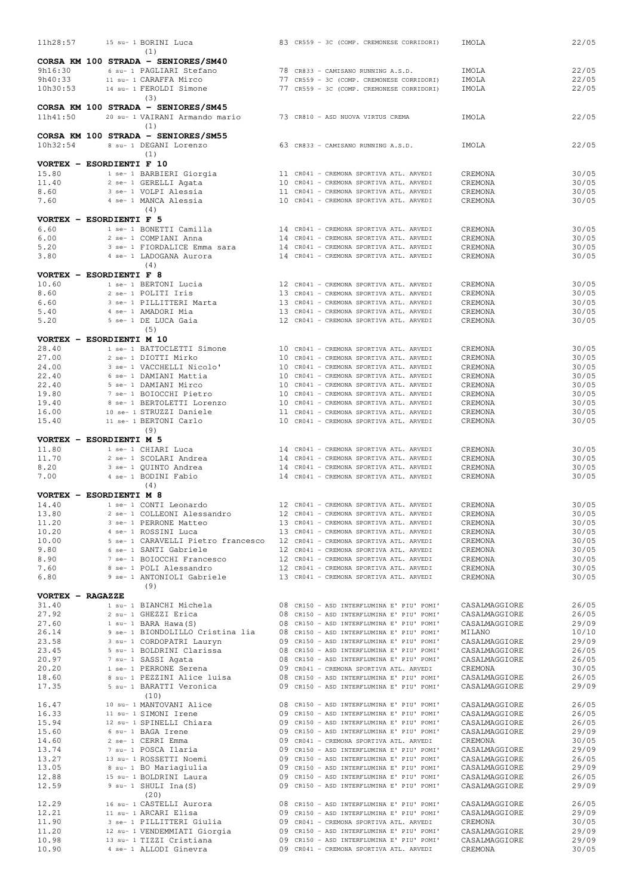| | | | | |
|---|---|---|---|---|
| 11h28:57 | 15 su- 1 BORINI Luca | 83 CR559 - 3C (COMP. CREMONESE CORRIDORI) | IMOLA | 22/05 |
| | (1) | | | |

**CORSA KM 100 STRADA - SENIORES/SM40**

| | | | | |
|---|---|---|---|---|
| 9h16:30 | 6 su- 1 PAGLIARI Stefano | 78 CR833 - CAMISANO RUNNING A.S.D. | IMOLA | 22/05 |
| 9h40:33 | 11 su- 1 CARAFFA Mirco | 77 CR559 - 3C (COMP. CREMONESE CORRIDORI) | IMOLA | 22/05 |
| 10h30:53 | 14 su- 1 FEROLDI Simone | 77 CR559 - 3C (COMP. CREMONESE CORRIDORI) | IMOLA | 22/05 |
| | (3) | | | |

**CORSA KM 100 STRADA - SENIORES/SM45**

| | | | | |
|---|---|---|---|---|
| 11h41:50 | 20 su- 1 VAIRANI Armando mario | 73 CR810 - ASD NUOVA VIRTUS CREMA | IMOLA | 22/05 |
| | (1) | | | |

**CORSA KM 100 STRADA - SENIORES/SM55**

| | | | | |
|---|---|---|---|---|
| 10h32:54 | 8 su- 1 DEGANI Lorenzo | 63 CR833 - CAMISANO RUNNING A.S.D. | IMOLA | 22/05 |
| | (1) | | | |

**VORTEX - ESORDIENTI F 10**

| | | | | |
|---|---|---|---|---|
| 15.80 | 1 se- 1 BARBIERI Giorgia | 11 CR041 - CREMONA SPORTIVA ATL. ARVEDI | CREMONA | 30/05 |
| 11.40 | 2 se- 1 GERELLI Agata | 10 CR041 - CREMONA SPORTIVA ATL. ARVEDI | CREMONA | 30/05 |
| 8.60 | 3 se- 1 VOLPI Alessia | 11 CR041 - CREMONA SPORTIVA ATL. ARVEDI | CREMONA | 30/05 |
| 7.60 | 4 se- 1 MANCA Alessia | 10 CR041 - CREMONA SPORTIVA ATL. ARVEDI | CREMONA | 30/05 |
| | (4) | | | |

**VORTEX - ESORDIENTI F 5**

| | | | | |
|---|---|---|---|---|
| 6.60 | 1 se- 1 BONETTI Camilla | 14 CR041 - CREMONA SPORTIVA ATL. ARVEDI | CREMONA | 30/05 |
| 6.00 | 2 se- 1 COMPIANI Anna | 14 CR041 - CREMONA SPORTIVA ATL. ARVEDI | CREMONA | 30/05 |
| 5.20 | 3 se- 1 FIORDALICE Emma sara | 14 CR041 - CREMONA SPORTIVA ATL. ARVEDI | CREMONA | 30/05 |
| 3.80 | 4 se- 1 LADOGANA Aurora | 14 CR041 - CREMONA SPORTIVA ATL. ARVEDI | CREMONA | 30/05 |
| | (4) | | | |

**VORTEX - ESORDIENTI F 8**

| | | | | |
|---|---|---|---|---|
| 10.60 | 1 se- 1 BERTONI Lucia | 12 CR041 - CREMONA SPORTIVA ATL. ARVEDI | CREMONA | 30/05 |
| 8.60 | 2 se- 1 POLITI Iris | 13 CR041 - CREMONA SPORTIVA ATL. ARVEDI | CREMONA | 30/05 |
| 6.60 | 3 se- 1 PILLITTERI Marta | 13 CR041 - CREMONA SPORTIVA ATL. ARVEDI | CREMONA | 30/05 |
| 5.40 | 4 se- 1 AMADORI Mia | 13 CR041 - CREMONA SPORTIVA ATL. ARVEDI | CREMONA | 30/05 |
| 5.20 | 5 se- 1 DE LUCA Gaia | 12 CR041 - CREMONA SPORTIVA ATL. ARVEDI | CREMONA | 30/05 |
| | (5) | | | |

**VORTEX - ESORDIENTI M 10**

| | | | | |
|---|---|---|---|---|
| 28.40 | 1 se- 1 BATTOCLETTI Simone | 10 CR041 - CREMONA SPORTIVA ATL. ARVEDI | CREMONA | 30/05 |
| 27.00 | 2 se- 1 DIOTTI Mirko | 10 CR041 - CREMONA SPORTIVA ATL. ARVEDI | CREMONA | 30/05 |
| 24.00 | 3 se- 1 VACCHELLI Nicolo' | 10 CR041 - CREMONA SPORTIVA ATL. ARVEDI | CREMONA | 30/05 |
| 22.40 | 6 se- 1 DAMIANI Mattia | 10 CR041 - CREMONA SPORTIVA ATL. ARVEDI | CREMONA | 30/05 |
| 22.40 | 5 se- 1 DAMIANI Mirco | 10 CR041 - CREMONA SPORTIVA ATL. ARVEDI | CREMONA | 30/05 |
| 19.80 | 7 se- 1 BOIOCCHI Pietro | 10 CR041 - CREMONA SPORTIVA ATL. ARVEDI | CREMONA | 30/05 |
| 19.40 | 8 se- 1 BERTOLETTI Lorenzo | 10 CR041 - CREMONA SPORTIVA ATL. ARVEDI | CREMONA | 30/05 |
| 16.00 | 10 se- 1 STRUZZI Daniele | 11 CR041 - CREMONA SPORTIVA ATL. ARVEDI | CREMONA | 30/05 |
| 15.40 | 11 se- 1 BERTONI Carlo | 10 CR041 - CREMONA SPORTIVA ATL. ARVEDI | CREMONA | 30/05 |
| | (9) | | | |

**VORTEX - ESORDIENTI M 5**

| | | | | |
|---|---|---|---|---|
| 11.80 | 1 se- 1 CHIARI Luca | 14 CR041 - CREMONA SPORTIVA ATL. ARVEDI | CREMONA | 30/05 |
| 11.70 | 2 se- 1 SCOLARI Andrea | 14 CR041 - CREMONA SPORTIVA ATL. ARVEDI | CREMONA | 30/05 |
| 8.20 | 3 se- 1 QUINTO Andrea | 14 CR041 - CREMONA SPORTIVA ATL. ARVEDI | CREMONA | 30/05 |
| 7.00 | 4 se- 1 BODINI Fabio | 14 CR041 - CREMONA SPORTIVA ATL. ARVEDI | CREMONA | 30/05 |
| | (4) | | | |

**VORTEX - ESORDIENTI M 8**

| | | | | |
|---|---|---|---|---|
| 14.40 | 1 se- 1 CONTI Leonardo | 12 CR041 - CREMONA SPORTIVA ATL. ARVEDI | CREMONA | 30/05 |
| 13.80 | 2 se- 1 COLLEONI Alessandro | 12 CR041 - CREMONA SPORTIVA ATL. ARVEDI | CREMONA | 30/05 |
| 11.20 | 3 se- 1 PERRONE Matteo | 13 CR041 - CREMONA SPORTIVA ATL. ARVEDI | CREMONA | 30/05 |
| 10.20 | 4 se- 1 ROSSINI Luca | 13 CR041 - CREMONA SPORTIVA ATL. ARVEDI | CREMONA | 30/05 |
| 10.00 | 5 se- 1 CARAVELLI Pietro francesco | 12 CR041 - CREMONA SPORTIVA ATL. ARVEDI | CREMONA | 30/05 |
| 9.80 | 6 se- 1 SANTI Gabriele | 12 CR041 - CREMONA SPORTIVA ATL. ARVEDI | CREMONA | 30/05 |
| 8.90 | 7 se- 1 BOIOCCHI Francesco | 12 CR041 - CREMONA SPORTIVA ATL. ARVEDI | CREMONA | 30/05 |
| 7.60 | 8 se- 1 POLI Alessandro | 12 CR041 - CREMONA SPORTIVA ATL. ARVEDI | CREMONA | 30/05 |
| 6.80 | 9 se- 1 ANTONIOLI Gabriele | 13 CR041 - CREMONA SPORTIVA ATL. ARVEDI | CREMONA | 30/05 |
| | (9) | | | |

**VORTEX - RAGAZZE**

| | | | | |
|---|---|---|---|---|
| 31.40 | 1 su- 1 BIANCHI Michela | 08 CR150 - ASD INTERFLUMINA E' PIU' POMI' | CASALMAGGIORE | 26/05 |
| 27.92 | 2 su- 1 GHEZZI Erica | 08 CR150 - ASD INTERFLUMINA E' PIU' POMI' | CASALMAGGIORE | 26/05 |
| 27.60 | 1 su- 1 BARA Hawa(S) | 08 CR150 - ASD INTERFLUMINA E' PIU' POMI' | CASALMAGGIORE | 29/09 |
| 26.14 | 9 se- 1 BIONDOLILLO Cristina lia | 08 CR150 - ASD INTERFLUMINA E' PIU' POMI' | MILANO | 10/10 |
| 23.58 | 3 su- 1 CORDOPATRI Lauryn | 09 CR150 - ASD INTERFLUMINA E' PIU' POMI' | CASALMAGGIORE | 29/09 |
| 23.45 | 5 su- 1 BOLDRINI Clarissa | 08 CR150 - ASD INTERFLUMINA E' PIU' POMI' | CASALMAGGIORE | 26/05 |
| 20.97 | 7 su- 1 SASSI Agata | 08 CR150 - ASD INTERFLUMINA E' PIU' POMI' | CASALMAGGIORE | 26/05 |
| 20.20 | 1 se- 1 PERRONE Serena | 09 CR041 - CREMONA SPORTIVA ATL. ARVEDI | CREMONA | 30/05 |
| 18.60 | 8 su- 1 PEZZINI Alice luisa | 08 CR150 - ASD INTERFLUMINA E' PIU' POMI' | CASALMAGGIORE | 26/05 |
| 17.35 | 5 su- 1 BARATTI Veronica | 09 CR150 - ASD INTERFLUMINA E' PIU' POMI' | CASALMAGGIORE | 29/09 |
| | (10) | | | |
| 16.47 | 10 su- 1 MANTOVANI Alice | 08 CR150 - ASD INTERFLUMINA E' PIU' POMI' | CASALMAGGIORE | 26/05 |
| 16.33 | 11 su- 1 SIMONI Irene | 09 CR150 - ASD INTERFLUMINA E' PIU' POMI' | CASALMAGGIORE | 26/05 |
| 15.94 | 12 su- 1 SPINELLI Chiara | 09 CR150 - ASD INTERFLUMINA E' PIU' POMI' | CASALMAGGIORE | 26/05 |
| 15.60 | 6 su- 1 BAGA Irene | 09 CR150 - ASD INTERFLUMINA E' PIU' POMI' | CASALMAGGIORE | 29/09 |
| 14.60 | 2 se- 1 CERRI Emma | 09 CR041 - CREMONA SPORTIVA ATL. ARVEDI | CREMONA | 30/05 |
| 13.74 | 7 su- 1 POSCA Ilaria | 09 CR150 - ASD INTERFLUMINA E' PIU' POMI' | CASALMAGGIORE | 29/09 |
| 13.27 | 13 su- 1 ROSSETTI Noemi | 09 CR150 - ASD INTERFLUMINA E' PIU' POMI' | CASALMAGGIORE | 26/05 |
| 13.05 | 8 su- 1 BO Mariagiulia | 09 CR150 - ASD INTERFLUMINA E' PIU' POMI' | CASALMAGGIORE | 29/09 |
| 12.88 | 15 su- 1 BOLDRINI Laura | 09 CR150 - ASD INTERFLUMINA E' PIU' POMI' | CASALMAGGIORE | 26/05 |
| 12.59 | 9 su- 1 SHULI Ina(S) | 09 CR150 - ASD INTERFLUMINA E' PIU' POMI' | CASALMAGGIORE | 29/09 |
| | (20) | | | |
| 12.29 | 16 su- 1 CASTELLI Aurora | 08 CR150 - ASD INTERFLUMINA E' PIU' POMI' | CASALMAGGIORE | 26/05 |
| 12.21 | 11 su- 1 ARCARI Elisa | 09 CR150 - ASD INTERFLUMINA E' PIU' POMI' | CASALMAGGIORE | 29/09 |
| 11.90 | 3 se- 1 PILLITTERI Giulia | 09 CR041 - CREMONA SPORTIVA ATL. ARVEDI | CREMONA | 30/05 |
| 11.20 | 12 su- 1 VENDEMMIATI Giorgia | 09 CR150 - ASD INTERFLUMINA E' PIU' POMI' | CASALMAGGIORE | 29/09 |
| 10.98 | 13 su- 1 TIZZI Cristiana | 09 CR150 - ASD INTERFLUMINA E' PIU' POMI' | CASALMAGGIORE | 29/09 |
| 10.90 | 4 se- 1 ALLODI Ginevra | 09 CR041 - CREMONA SPORTIVA ATL. ARVEDI | CREMONA | 30/05 |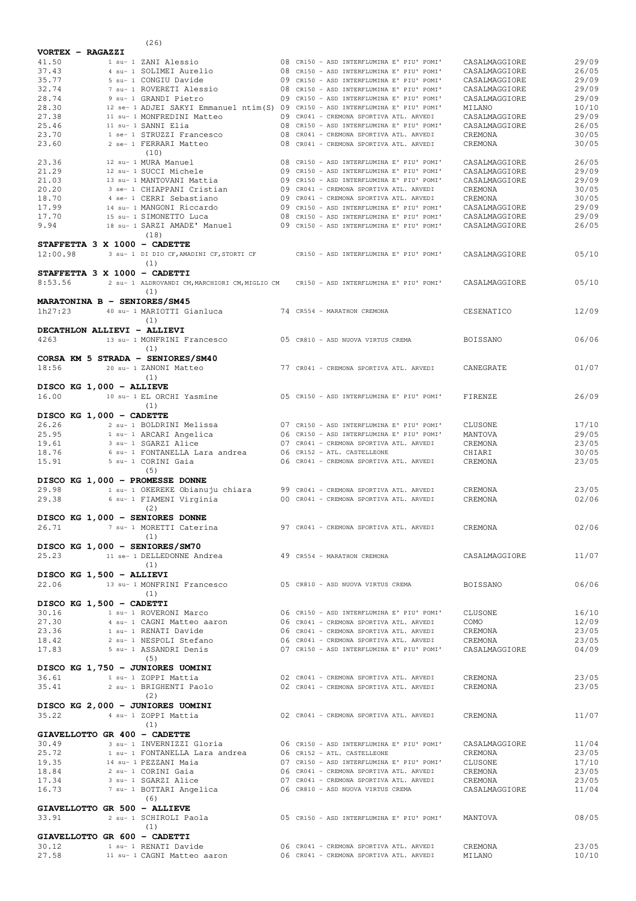(26)

**VORTEX - RAGAZZI**

| | | | | | |
|---|---|---|---|---|---|
| 41.50 | 1 su- 1 ZANI Alessio | 08 | CR150 - ASD INTERFLUMINA E' PIU' POMI' | CASALMAGGIORE | 29/09 |
| 37.43 | 4 su- 1 SOLIMEI Aurelio | 08 | CR150 - ASD INTERFLUMINA E' PIU' POMI' | CASALMAGGIORE | 26/05 |
| 35.77 | 5 su- 1 CONGIU Davide | 09 | CR150 - ASD INTERFLUMINA E' PIU' POMI' | CASALMAGGIORE | 29/09 |
| 32.74 | 7 su- 1 ROVERETI Alessio | 08 | CR150 - ASD INTERFLUMINA E' PIU' POMI' | CASALMAGGIORE | 29/09 |
| 28.74 | 9 su- 1 GRANDI Pietro | 09 | CR150 - ASD INTERFLUMINA E' PIU' POMI' | CASALMAGGIORE | 29/09 |
| 28.30 | 12 se- 1 ADJEI SAKYI Emmanuel ntim(S) | 09 | CR150 - ASD INTERFLUMINA E' PIU' POMI' | MILANO | 10/10 |
| 27.38 | 11 su- 1 MONFREDINI Matteo | 09 | CR041 - CREMONA SPORTIVA ATL. ARVEDI | CASALMAGGIORE | 29/09 |
| 25.46 | 11 su- 1 SANNI Elia | 08 | CR150 - ASD INTERFLUMINA E' PIU' POMI' | CASALMAGGIORE | 26/05 |
| 23.70 | 1 se- 1 STRUZZI Francesco | 08 | CR041 - CREMONA SPORTIVA ATL. ARVEDI | CREMONA | 30/05 |
| 23.60 | 2 se- 1 FERRARI Matteo | 08 | CR041 - CREMONA SPORTIVA ATL. ARVEDI | CREMONA | 30/05 |
| | (10) | | | | |
| 23.36 | 12 su- 1 MURA Manuel | 08 | CR150 - ASD INTERFLUMINA E' PIU' POMI' | CASALMAGGIORE | 26/05 |
| 21.29 | 12 su- 1 SUCCI Michele | 09 | CR150 - ASD INTERFLUMINA E' PIU' POMI' | CASALMAGGIORE | 29/09 |
| 21.03 | 13 su- 1 MANTOVANI Mattia | 09 | CR150 - ASD INTERFLUMINA E' PIU' POMI' | CASALMAGGIORE | 29/09 |
| 20.20 | 3 se- 1 CHIAPPANI Cristian | 09 | CR041 - CREMONA SPORTIVA ATL. ARVEDI | CREMONA | 30/05 |
| 18.70 | 4 se- 1 CERRI Sebastiano | 09 | CR041 - CREMONA SPORTIVA ATL. ARVEDI | CREMONA | 30/05 |
| 17.99 | 14 su- 1 MANGONI Riccardo | 09 | CR150 - ASD INTERFLUMINA E' PIU' POMI' | CASALMAGGIORE | 29/09 |
| 17.70 | 15 su- 1 SIMONETTO Luca | 08 | CR150 - ASD INTERFLUMINA E' PIU' POMI' | CASALMAGGIORE | 29/09 |
| 9.94 | 18 su- 1 SARZI AMADE' Manuel | 09 | CR150 - ASD INTERFLUMINA E' PIU' POMI' | CASALMAGGIORE | 26/05 |
| | (18) | | | | |

**STAFFETTA 3 X 1000 - CADETTE**

| | | | | | |
|---|---|---|---|---|---|
| 12:00.98 | 3 su- 1 DI DIO CF,AMADINI CF,STORTI CF | | CR150 - ASD INTERFLUMINA E' PIU' POMI' | CASALMAGGIORE | 05/10 |
| | (1) | | | | |

**STAFFETTA 3 X 1000 - CADETTI**

| | | | | | |
|---|---|---|---|---|---|
| 8:53.56 | 2 su- 1 ALDROVANDI CM,MARCHIORI CM,MIGLIO CM | | CR150 - ASD INTERFLUMINA E' PIU' POMI' | CASALMAGGIORE | 05/10 |
| | (1) | | | | |

**MARATONINA B - SENIORES/SM45**

| | | | | | |
|---|---|---|---|---|---|
| 1h27:23 | 40 su- 1 MARIOTTI Gianluca | 74 | CR554 - MARATHON CREMONA | CESENATICO | 12/09 |
| | (1) | | | | |

**DECATHLON ALLIEVI - ALLIEVI**

| | | | | | |
|---|---|---|---|---|---|
| 4263 | 13 su- 1 MONFRINI Francesco | 05 | CR810 - ASD NUOVA VIRTUS CREMA | BOISSANO | 06/06 |
| | (1) | | | | |

**CORSA KM 5 STRADA - SENIORES/SM40**

| | | | | | |
|---|---|---|---|---|---|
| 18:56 | 20 su- 1 ZANONI Matteo | 77 | CR041 - CREMONA SPORTIVA ATL. ARVEDI | CANEGRATE | 01/07 |
| | (1) | | | | |

**DISCO KG 1,000 - ALLIEVE**

| | | | | | |
|---|---|---|---|---|---|
| 16.00 | 10 su- 1 EL ORCHI Yasmine | 05 | CR150 - ASD INTERFLUMINA E' PIU' POMI' | FIRENZE | 26/09 |
| | (1) | | | | |

**DISCO KG 1,000 - CADETTE**

| | | | | | |
|---|---|---|---|---|---|
| 26.26 | 2 su- 1 BOLDRINI Melissa | 07 | CR150 - ASD INTERFLUMINA E' PIU' POMI' | CLUSONE | 17/10 |
| 25.95 | 1 su- 1 ARCARI Angelica | 06 | CR150 - ASD INTERFLUMINA E' PIU' POMI' | MANTOVA | 29/05 |
| 19.61 | 3 su- 1 SGARZI Alice | 07 | CR041 - CREMONA SPORTIVA ATL. ARVEDI | CREMONA | 23/05 |
| 18.76 | 6 su- 1 FONTANELLA Lara andrea | 06 | CR152 - ATL. CASTELLEONE | CHIARI | 30/05 |
| 15.91 | 5 su- 1 CORINI Gaia | 06 | CR041 - CREMONA SPORTIVA ATL. ARVEDI | CREMONA | 23/05 |
| | (5) | | | | |

**DISCO KG 1,000 - PROMESSE DONNE**

| | | | | | |
|---|---|---|---|---|---|
| 29.98 | 1 su- 1 OKEREKE Obianuju chiara | 99 | CR041 - CREMONA SPORTIVA ATL. ARVEDI | CREMONA | 23/05 |
| 29.38 | 6 su- 1 FIAMENI Virginia | 00 | CR041 - CREMONA SPORTIVA ATL. ARVEDI | CREMONA | 02/06 |
| | (2) | | | | |

**DISCO KG 1,000 - SENIORES DONNE**

| | | | | | |
|---|---|---|---|---|---|
| 26.71 | 7 su- 1 MORETTI Caterina | 97 | CR041 - CREMONA SPORTIVA ATL. ARVEDI | CREMONA | 02/06 |
| | (1) | | | | |

**DISCO KG 1,000 - SENIORES/SM70**

| | | | | | |
|---|---|---|---|---|---|
| 25.23 | 11 se- 1 DELLEDONNE Andrea | 49 | CR554 - MARATHON CREMONA | CASALMAGGIORE | 11/07 |
| | (1) | | | | |

**DISCO KG 1,500 - ALLIEVI**

| | | | | | |
|---|---|---|---|---|---|
| 22.06 | 13 su- 1 MONFRINI Francesco | 05 | CR810 - ASD NUOVA VIRTUS CREMA | BOISSANO | 06/06 |
| | (1) | | | | |

**DISCO KG 1,500 - CADETTI**

| | | | | | |
|---|---|---|---|---|---|
| 30.16 | 1 su- 1 ROVERONI Marco | 06 | CR150 - ASD INTERFLUMINA E' PIU' POMI' | CLUSONE | 16/10 |
| 27.30 | 4 su- 1 CAGNI Matteo aaron | 06 | CR041 - CREMONA SPORTIVA ATL. ARVEDI | COMO | 12/09 |
| 23.36 | 1 su- 1 RENATI Davide | 06 | CR041 - CREMONA SPORTIVA ATL. ARVEDI | CREMONA | 23/05 |
| 18.42 | 2 su- 1 NESPOLI Stefano | 06 | CR041 - CREMONA SPORTIVA ATL. ARVEDI | CREMONA | 23/05 |
| 17.83 | 5 su- 1 ASSANDRI Denis | 07 | CR150 - ASD INTERFLUMINA E' PIU' POMI' | CASALMAGGIORE | 04/09 |
| | (5) | | | | |

**DISCO KG 1,750 - JUNIORES UOMINI**

| | | | | | |
|---|---|---|---|---|---|
| 36.61 | 1 su- 1 ZOPPI Mattia | 02 | CR041 - CREMONA SPORTIVA ATL. ARVEDI | CREMONA | 23/05 |
| 35.41 | 2 su- 1 BRIGHENTI Paolo | 02 | CR041 - CREMONA SPORTIVA ATL. ARVEDI | CREMONA | 23/05 |
| | (2) | | | | |

**DISCO KG 2,000 - JUNIORES UOMINI**

| | | | | | |
|---|---|---|---|---|---|
| 35.22 | 4 su- 1 ZOPPI Mattia | 02 | CR041 - CREMONA SPORTIVA ATL. ARVEDI | CREMONA | 11/07 |
| | (1) | | | | |

**GIAVELLOTTO GR 400 - CADETTE**

| | | | | | |
|---|---|---|---|---|---|
| 30.49 | 3 su- 1 INVERNIZZI Gloria | 06 | CR150 - ASD INTERFLUMINA E' PIU' POMI' | CASALMAGGIORE | 11/04 |
| 25.72 | 1 su- 1 FONTANELLA Lara andrea | 06 | CR152 - ATL. CASTELLEONE | CREMONA | 23/05 |
| 19.35 | 14 su- 1 PEZZANI Maia | 07 | CR150 - ASD INTERFLUMINA E' PIU' POMI' | CLUSONE | 17/10 |
| 18.84 | 2 su- 1 CORINI Gaia | 06 | CR041 - CREMONA SPORTIVA ATL. ARVEDI | CREMONA | 23/05 |
| 17.34 | 3 su- 1 SGARZI Alice | 07 | CR041 - CREMONA SPORTIVA ATL. ARVEDI | CREMONA | 23/05 |
| 16.73 | 7 su- 1 BOTTARI Angelica | 06 | CR810 - ASD NUOVA VIRTUS CREMA | CASALMAGGIORE | 11/04 |
| | (6) | | | | |

**GIAVELLOTTO GR 500 - ALLIEVE**

| | | | | | |
|---|---|---|---|---|---|
| 33.91 | 2 su- 1 SCHIROLI Paola | 05 | CR150 - ASD INTERFLUMINA E' PIU' POMI' | MANTOVA | 08/05 |
| | (1) | | | | |

**GIAVELLOTTO GR 600 - CADETTI**

| | | | | | |
|---|---|---|---|---|---|
| 30.12 | 1 su- 1 RENATI Davide | 06 | CR041 - CREMONA SPORTIVA ATL. ARVEDI | CREMONA | 23/05 |
| 27.58 | 11 su- 1 CAGNI Matteo aaron | 06 | CR041 - CREMONA SPORTIVA ATL. ARVEDI | MILANO | 10/10 |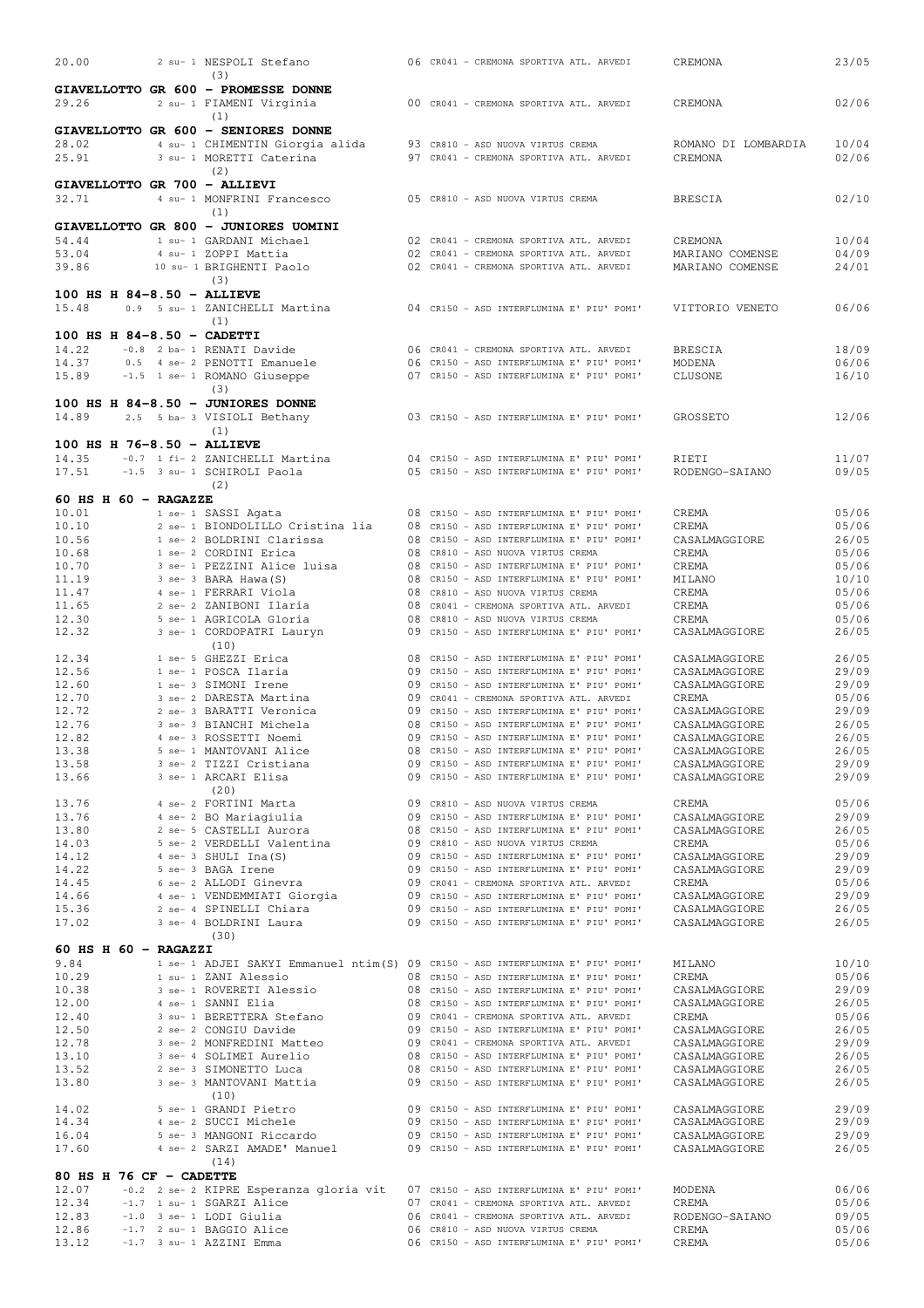20.00 2 su- 1 NESPOLI Stefano 06 CR041 - CREMONA SPORTIVA ATL. ARVEDI CREMONA 23/05
(3)

**GIAVELLOTTO GR 600 - PROMESSE DONNE**

| | | | | | |
|---|---|---|---|---|---|
| 29.26 | 2 su- 1 FIAMENI Virginia | 00 | CR041 - CREMONA SPORTIVA ATL. ARVEDI | CREMONA | 02/06 |
| | (1) | | | | |

**GIAVELLOTTO GR 600 - SENIORES DONNE**

| | | | | | |
|---|---|---|---|---|---|
| 28.02 | 4 su- 1 CHIMENTIN Giorgia alida | 93 | CR810 - ASD NUOVA VIRTUS CREMA | ROMANO DI LOMBARDIA | 10/04 |
| 25.91 | 3 su- 1 MORETTI Caterina | 97 | CR041 - CREMONA SPORTIVA ATL. ARVEDI | CREMONA | 02/06 |
| | (2) | | | | |

**GIAVELLOTTO GR 700 - ALLIEVI**

| | | | | | |
|---|---|---|---|---|---|
| 32.71 | 4 su- 1 MONFRINI Francesco | 05 | CR810 - ASD NUOVA VIRTUS CREMA | BRESCIA | 02/10 |
| | (1) | | | | |

**GIAVELLOTTO GR 800 - JUNIORES UOMINI**

| | | | | | |
|---|---|---|---|---|---|
| 54.44 | 1 su- 1 GARDANI Michael | 02 | CR041 - CREMONA SPORTIVA ATL. ARVEDI | CREMONA | 10/04 |
| 53.04 | 4 su- 1 ZOPPI Mattia | 02 | CR041 - CREMONA SPORTIVA ATL. ARVEDI | MARIANO COMENSE | 04/09 |
| 39.86 | 10 su- 1 BRIGHENTI Paolo | 02 | CR041 - CREMONA SPORTIVA ATL. ARVEDI | MARIANO COMENSE | 24/01 |
| | (3) | | | | |

**100 HS H 84-8.50 - ALLIEVE**

| | | | | | | |
|---|---|---|---|---|---|---|
| 15.48 | 0.9 | 5 su- 1 ZANICHELLI Martina | 04 | CR150 - ASD INTERFLUMINA E' PIU' POMI' | VITTORIO VENETO | 06/06 |
| | | (1) | | | | |

**100 HS H 84-8.50 - CADETTI**

| | | | | | | |
|---|---|---|---|---|---|---|
| 14.22 | -0.8 | 2 ba- 1 RENATI Davide | 06 | CR041 - CREMONA SPORTIVA ATL. ARVEDI | BRESCIA | 18/09 |
| 14.37 | 0.5 | 4 se- 2 PENOTTI Emanuele | 06 | CR150 - ASD INTERFLUMINA E' PIU' POMI' | MODENA | 06/06 |
| 15.89 | -1.5 | 1 se- 1 ROMANO Giuseppe | 07 | CR150 - ASD INTERFLUMINA E' PIU' POMI' | CLUSONE | 16/10 |
| | | (3) | | | | |

**100 HS H 84-8.50 - JUNIORES DONNE**

| | | | | | | |
|---|---|---|---|---|---|---|
| 14.89 | 2.5 | 5 ba- 3 VISIOLI Bethany | 03 | CR150 - ASD INTERFLUMINA E' PIU' POMI' | GROSSETO | 12/06 |
| | | (1) | | | | |

**100 HS H 76-8.50 - ALLIEVE**

| | | | | | | |
|---|---|---|---|---|---|---|
| 14.35 | -0.7 | 1 fi- 2 ZANICHELLI Martina | 04 | CR150 - ASD INTERFLUMINA E' PIU' POMI' | RIETI | 11/07 |
| 17.51 | -1.5 | 3 su- 1 SCHIROLI Paola | 05 | CR150 - ASD INTERFLUMINA E' PIU' POMI' | RODENGO-SAIANO | 09/05 |
| | | (2) | | | | |

**60 HS H 60 - RAGAZZE**

| | | | | | |
|---|---|---|---|---|---|
| 10.01 | 1 se- 1 SASSI Agata | 08 | CR150 - ASD INTERFLUMINA E' PIU' POMI' | CREMA | 05/06 |
| 10.10 | 2 se- 1 BIONDOLILLO Cristina lia | 08 | CR150 - ASD INTERFLUMINA E' PIU' POMI' | CREMA | 05/06 |
| 10.56 | 1 se- 2 BOLDRINI Clarissa | 08 | CR150 - ASD INTERFLUMINA E' PIU' POMI' | CASALMAGGIORE | 26/05 |
| 10.68 | 1 se- 2 CORDINI Erica | 08 | CR810 - ASD NUOVA VIRTUS CREMA | CREMA | 05/06 |
| 10.70 | 3 se- 1 PEZZINI Alice luisa | 08 | CR150 - ASD INTERFLUMINA E' PIU' POMI' | CREMA | 05/06 |
| 11.19 | 3 se- 3 BARA Hawa(S) | 08 | CR150 - ASD INTERFLUMINA E' PIU' POMI' | MILANO | 10/10 |
| 11.47 | 4 se- 1 FERRARI Viola | 08 | CR810 - ASD NUOVA VIRTUS CREMA | CREMA | 05/06 |
| 11.65 | 2 se- 2 ZANIBONI Ilaria | 08 | CR041 - CREMONA SPORTIVA ATL. ARVEDI | CREMA | 05/06 |
| 12.30 | 5 se- 1 AGRICOLA Gloria | 08 | CR810 - ASD NUOVA VIRTUS CREMA | CREMA | 05/06 |
| 12.32 | 3 se- 1 CORDOPATRI Lauryn | 09 | CR150 - ASD INTERFLUMINA E' PIU' POMI' | CASALMAGGIORE | 26/05 |
| | (10) | | | | |
| 12.34 | 1 se- 5 GHEZZI Erica | 08 | CR150 - ASD INTERFLUMINA E' PIU' POMI' | CASALMAGGIORE | 26/05 |
| 12.56 | 1 se- 1 POSCA Ilaria | 09 | CR150 - ASD INTERFLUMINA E' PIU' POMI' | CASALMAGGIORE | 29/09 |
| 12.60 | 1 se- 3 SIMONI Irene | 09 | CR150 - ASD INTERFLUMINA E' PIU' POMI' | CASALMAGGIORE | 29/09 |
| 12.70 | 3 se- 2 DARESTA Martina | 09 | CR041 - CREMONA SPORTIVA ATL. ARVEDI | CREMA | 05/06 |
| 12.72 | 2 se- 3 BARATTI Veronica | 09 | CR150 - ASD INTERFLUMINA E' PIU' POMI' | CASALMAGGIORE | 29/09 |
| 12.76 | 3 se- 3 BIANCHI Michela | 08 | CR150 - ASD INTERFLUMINA E' PIU' POMI' | CASALMAGGIORE | 26/05 |
| 12.82 | 4 se- 3 ROSSETTI Noemi | 09 | CR150 - ASD INTERFLUMINA E' PIU' POMI' | CASALMAGGIORE | 26/05 |
| 13.38 | 5 se- 1 MANTOVANI Alice | 08 | CR150 - ASD INTERFLUMINA E' PIU' POMI' | CASALMAGGIORE | 26/05 |
| 13.58 | 3 se- 2 TIZZI Cristiana | 09 | CR150 - ASD INTERFLUMINA E' PIU' POMI' | CASALMAGGIORE | 29/09 |
| 13.66 | 3 se- 1 ARCARI Elisa | 09 | CR150 - ASD INTERFLUMINA E' PIU' POMI' | CASALMAGGIORE | 29/09 |
| | (20) | | | | |
| 13.76 | 4 se- 2 FORTINI Marta | 09 | CR810 - ASD NUOVA VIRTUS CREMA | CREMA | 05/06 |
| 13.76 | 4 se- 2 BO Mariagiulia | 09 | CR150 - ASD INTERFLUMINA E' PIU' POMI' | CASALMAGGIORE | 29/09 |
| 13.80 | 2 se- 5 CASTELLI Aurora | 08 | CR150 - ASD INTERFLUMINA E' PIU' POMI' | CASALMAGGIORE | 26/05 |
| 14.03 | 5 se- 2 VERDELLI Valentina | 09 | CR810 - ASD NUOVA VIRTUS CREMA | CREMA | 05/06 |
| 14.12 | 4 se- 3 SHULI Ina(S) | 09 | CR150 - ASD INTERFLUMINA E' PIU' POMI' | CASALMAGGIORE | 29/09 |
| 14.22 | 5 se- 3 BAGA Irene | 09 | CR150 - ASD INTERFLUMINA E' PIU' POMI' | CASALMAGGIORE | 29/09 |
| 14.45 | 6 se- 2 ALLODI Ginevra | 09 | CR041 - CREMONA SPORTIVA ATL. ARVEDI | CREMA | 05/06 |
| 14.66 | 4 se- 1 VENDEMMIATI Giorgia | 09 | CR150 - ASD INTERFLUMINA E' PIU' POMI' | CASALMAGGIORE | 29/09 |
| 15.36 | 2 se- 4 SPINELLI Chiara | 09 | CR150 - ASD INTERFLUMINA E' PIU' POMI' | CASALMAGGIORE | 26/05 |
| 17.02 | 3 se- 4 BOLDRINI Laura | 09 | CR150 - ASD INTERFLUMINA E' PIU' POMI' | CASALMAGGIORE | 26/05 |
| | (30) | | | | |

**60 HS H 60 - RAGAZZI**

| | | | | | |
|---|---|---|---|---|---|
| 9.84 | 1 se- 1 ADJEI SAKYI Emmanuel ntim(S) | 09 | CR150 - ASD INTERFLUMINA E' PIU' POMI' | MILANO | 10/10 |
| 10.29 | 1 su- 1 ZANI Alessio | 08 | CR150 - ASD INTERFLUMINA E' PIU' POMI' | CREMA | 05/06 |
| 10.38 | 3 se- 1 ROVERETI Alessio | 08 | CR150 - ASD INTERFLUMINA E' PIU' POMI' | CASALMAGGIORE | 29/09 |
| 12.00 | 4 se- 1 SANNI Elia | 08 | CR150 - ASD INTERFLUMINA E' PIU' POMI' | CASALMAGGIORE | 26/05 |
| 12.40 | 3 su- 1 BERETTERA Stefano | 09 | CR041 - CREMONA SPORTIVA ATL. ARVEDI | CREMA | 05/06 |
| 12.50 | 2 se- 2 CONGIU Davide | 09 | CR150 - ASD INTERFLUMINA E' PIU' POMI' | CASALMAGGIORE | 26/05 |
| 12.78 | 3 se- 2 MONFREDINI Matteo | 09 | CR041 - CREMONA SPORTIVA ATL. ARVEDI | CASALMAGGIORE | 29/09 |
| 13.10 | 3 se- 4 SOLIMEI Aurelio | 08 | CR150 - ASD INTERFLUMINA E' PIU' POMI' | CASALMAGGIORE | 26/05 |
| 13.52 | 2 se- 3 SIMONETTO Luca | 08 | CR150 - ASD INTERFLUMINA E' PIU' POMI' | CASALMAGGIORE | 26/05 |
| 13.80 | 3 se- 3 MANTOVANI Mattia | 09 | CR150 - ASD INTERFLUMINA E' PIU' POMI' | CASALMAGGIORE | 26/05 |
| | (10) | | | | |
| 14.02 | 5 se- 1 GRANDI Pietro | 09 | CR150 - ASD INTERFLUMINA E' PIU' POMI' | CASALMAGGIORE | 29/09 |
| 14.34 | 4 se- 2 SUCCI Michele | 09 | CR150 - ASD INTERFLUMINA E' PIU' POMI' | CASALMAGGIORE | 29/09 |
| 16.04 | 5 se- 3 MANGONI Riccardo | 09 | CR150 - ASD INTERFLUMINA E' PIU' POMI' | CASALMAGGIORE | 29/09 |
| 17.60 | 4 se- 2 SARZI AMADE' Manuel | 09 | CR150 - ASD INTERFLUMINA E' PIU' POMI' | CASALMAGGIORE | 26/05 |
| | (14) | | | | |

**80 HS H 76 CF - CADETTE**

| | | | | | | |
|---|---|---|---|---|---|---|
| 12.07 | -0.2 | 2 se- 2 KIPRE Esperanza gloria vit | 07 | CR150 - ASD INTERFLUMINA E' PIU' POMI' | MODENA | 06/06 |
| 12.34 | -1.7 | 1 su- 1 SGARZI Alice | 07 | CR041 - CREMONA SPORTIVA ATL. ARVEDI | CREMA | 05/06 |
| 12.83 | -1.0 | 3 se- 1 LODI Giulia | 06 | CR041 - CREMONA SPORTIVA ATL. ARVEDI | RODENGO-SAIANO | 09/05 |
| 12.86 | -1.7 | 2 su- 1 BAGGIO Alice | 06 | CR810 - ASD NUOVA VIRTUS CREMA | CREMA | 05/06 |
| 13.12 | -1.7 | 3 su- 1 AZZINI Emma | 06 | CR150 - ASD INTERFLUMINA E' PIU' POMI' | CREMA | 05/06 |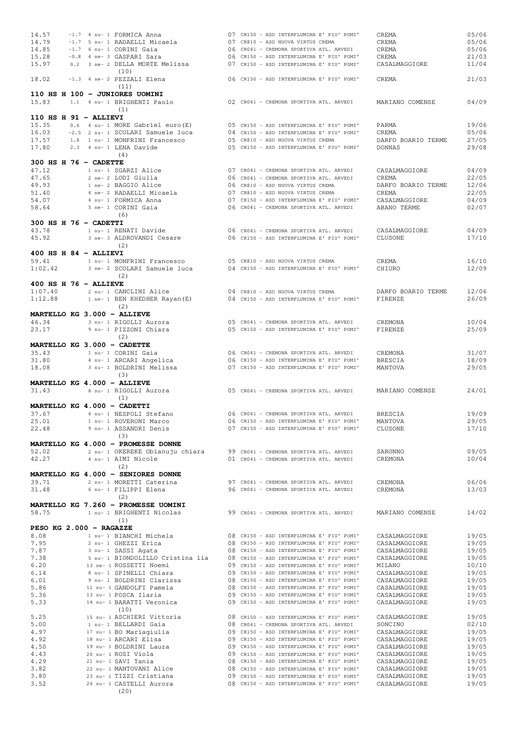```
14.57     -1.7  4 su- 1 FORMICA Anna                07 CR150 - ASD INTERFLUMINA E' PIU' POMI'   CREMA               05/06
14.79     -1.7  5 su- 1 RADAELLI Micaela            07 CR810 - ASD NUOVA VIRTUS CREMA           CREMA               05/06
14.85     -1.7  6 su- 1 CORINI Gaia                 06 CR041 - CREMONA SPORTIVA ATL. ARVEDI     CREMA               05/06
15.28     -0.8  4 se- 3 GASPARI Sara                06 CR150 - ASD INTERFLUMINA E' PIU' POMI'   CREMA               21/03
15.97      0.2  3 se- 2 DELLA MORTE Melissa         07 CR150 - ASD INTERFLUMINA E' PIU' POMI'   CASALMAGGIORE       11/04
                (10)
18.02     -1.3  4 se- 2 PEZZALI Elena               06 CR150 - ASD INTERFLUMINA E' PIU' POMI'   CREMA               21/03
                (11)
```

**110 HS H 100 - JUNIORES UOMINI**

```
15.83      1.1  4 su- 1 BRIGHENTI Paolo             02 CR041 - CREMONA SPORTIVA ATL. ARVEDI     MARIANO COMENSE     04/09
                (1)
```

**110 HS H 91 - ALLIEVI**

```
15.35      0.6  4 su- 1 MORE Gabriel euro(E)        05 CR150 - ASD INTERFLUMINA E' PIU' POMI'   PARMA               19/06
16.03     -2.5  2 su- 1 SCOLARI Samuele luca        04 CR150 - ASD INTERFLUMINA E' PIU' POMI'   CREMA               05/06
17.57      1.8  1 su- 1 MONFRINI Francesco          05 CR810 - ASD NUOVA VIRTUS CREMA           DARFO BOARIO TERME  27/05
17.80      2.3  4 su- 1 LENA Davide                 05 CR150 - ASD INTERFLUMINA E' PIU' POMI'   DONNAS              29/08
                (4)
```

**300 HS H 76 - CADETTE**

```
47.12           1 su- 1 SGARZI Alice                07 CR041 - CREMONA SPORTIVA ATL. ARVEDI     CASALMAGGIORE       04/09
47.65           2 se- 2 LODI Giulia                 06 CR041 - CREMONA SPORTIVA ATL. ARVEDI     CREMA               22/05
49.93           1 se- 2 BAGGIO Alice                06 CR810 - ASD NUOVA VIRTUS CREMA           DARFO BOARIO TERME  12/06
51.40           4 se- 2 RADAELLI Micaela            07 CR810 - ASD NUOVA VIRTUS CREMA           CREMA               22/05
54.07           4 su- 1 FORMICA Anna                07 CR150 - ASD INTERFLUMINA E' PIU' POMI'   CASALMAGGIORE       04/09
58.64           5 se- 1 CORINI Gaia                 06 CR041 - CREMONA SPORTIVA ATL. ARVEDI     ABANO TERME         02/07
                (6)
```

**300 HS H 76 - CADETTI**

```
43.78           1 su- 1 RENATI Davide               06 CR041 - CREMONA SPORTIVA ATL. ARVEDI     CASALMAGGIORE       04/09
45.92           3 se- 3 ALDROVANDI Cesare           06 CR150 - ASD INTERFLUMINA E' PIU' POMI'   CLUSONE             17/10
                (2)
```

**400 HS H 84 - ALLIEVI**

```
59.41           1 su- 1 MONFRINI Francesco          05 CR810 - ASD NUOVA VIRTUS CREMA           CREMA               16/10
1:02.42         3 se- 2 SCOLARI Samuele luca        04 CR150 - ASD INTERFLUMINA E' PIU' POMI'   CHIURO              12/09
                (2)
```

**400 HS H 76 - ALLIEVE**

```
1:07.40         2 su- 1 CANCLINI Alice              04 CR810 - ASD NUOVA VIRTUS CREMA           DARFO BOARIO TERME  12/06
1:12.88         1 se- 1 BEN KHEDHER Rayan(E)        04 CR150 - ASD INTERFLUMINA E' PIU' POMI'   FIRENZE             26/09
                (2)
```

**MARTELLO KG 3.000 - ALLIEVE**

```
46.34           3 su- 1 RIGOLLI Aurora              05 CR041 - CREMONA SPORTIVA ATL. ARVEDI     CREMONA             10/04
23.17           9 su- 1 PIZZONI Chiara              05 CR150 - ASD INTERFLUMINA E' PIU' POMI'   FIRENZE             25/09
                (2)
```

**MARTELLO KG 3.000 - CADETTE**

```
35.43           1 su- 1 CORINI Gaia                 06 CR041 - CREMONA SPORTIVA ATL. ARVEDI     CREMONA             31/07
31.80           4 su- 1 ARCARI Angelica             06 CR150 - ASD INTERFLUMINA E' PIU' POMI'   BRESCIA             18/09
18.08           3 su- 1 BOLDRINI Melissa            07 CR150 - ASD INTERFLUMINA E' PIU' POMI'   MANTOVA             29/05
                (3)
```

**MARTELLO KG 4.000 - ALLIEVE**

```
31.43           8 su- 1 RIGOLLI Aurora              05 CR041 - CREMONA SPORTIVA ATL. ARVEDI     MARIANO COMENSE     24/01
                (1)
```

**MARTELLO KG 4.000 - CADETTI**

```
37.67           4 su- 1 NESPOLI Stefano             06 CR041 - CREMONA SPORTIVA ATL. ARVEDI     BRESCIA             19/09
25.01           1 su- 1 ROVERONI Marco              06 CR150 - ASD INTERFLUMINA E' PIU' POMI'   MANTOVA             29/05
22.48           9 su- 1 ASSANDRI Denis              07 CR150 - ASD INTERFLUMINA E' PIU' POMI'   CLUSONE             17/10
                (3)
```

**MARTELLO KG 4.000 - PROMESSE DONNE**

```
52.02           2 su- 1 OKEREKE Obianuju chiara     99 CR041 - CREMONA SPORTIVA ATL. ARVEDI     SARONNO             09/05
42.27           4 su- 1 AIMI Nicole                 01 CR041 - CREMONA SPORTIVA ATL. ARVEDI     CREMONA             10/04
                (2)
```

**MARTELLO KG 4.000 - SENIORES DONNE**

```
39.71           2 su- 1 MORETTI Caterina            97 CR041 - CREMONA SPORTIVA ATL. ARVEDI     CREMONA             06/06
31.48           6 su- 1 FILIPPI Elena               96 CR041 - CREMONA SPORTIVA ATL. ARVEDI     CREMONA             13/03
                (2)
```

**MARTELLO KG 7.260 - PROMESSE UOMINI**

```
58.75           1 su- 1 BRIGHENTI Nicolas           99 CR041 - CREMONA SPORTIVA ATL. ARVEDI     MARIANO COMENSE     14/02
                (1)
```

**PESO KG 2.000 - RAGAZZE**

```
8.08            1 su- 1 BIANCHI Michela             08 CR150 - ASD INTERFLUMINA E' PIU' POMI'   CASALMAGGIORE       19/05
7.95            2 su- 1 GHEZZI Erica                08 CR150 - ASD INTERFLUMINA E' PIU' POMI'   CASALMAGGIORE       19/05
7.87            3 su- 1 SASSI Agata                 08 CR150 - ASD INTERFLUMINA E' PIU' POMI'   CASALMAGGIORE       19/05
7.38            5 su- 1 BIONDOLILLO Cristina lia    08 CR150 - ASD INTERFLUMINA E' PIU' POMI'   CASALMAGGIORE       19/05
6.20           13 se- 1 ROSSETTI Noemi              09 CR150 - ASD INTERFLUMINA E' PIU' POMI'   MILANO              10/10
6.14            8 su- 1 SPINELLI Chiara             09 CR150 - ASD INTERFLUMINA E' PIU' POMI'   CASALMAGGIORE       19/05
6.01            9 su- 1 BOLDRINI Clarissa           08 CR150 - ASD INTERFLUMINA E' PIU' POMI'   CASALMAGGIORE       19/05
5.86           11 su- 1 GANDOLFI Pamela             08 CR150 - ASD INTERFLUMINA E' PIU' POMI'   CASALMAGGIORE       19/05
5.36           13 su- 1 POSCA Ilaria                09 CR150 - ASD INTERFLUMINA E' PIU' POMI'   CASALMAGGIORE       19/05
5.33           14 su- 1 BARATTI Veronica            09 CR150 - ASD INTERFLUMINA E' PIU' POMI'   CASALMAGGIORE       19/05
                (10)
5.25           15 su- 1 ASCHIERI Vittoria           08 CR150 - ASD INTERFLUMINA E' PIU' POMI'   CASALMAGGIORE       19/05
5.00            1 su- 1 BELLARDI Gaia               08 CR041 - CREMONA SPORTIVA ATL. ARVEDI     SONCINO             02/10
4.97           17 su- 1 BO Mariagiulia              09 CR150 - ASD INTERFLUMINA E' PIU' POMI'   CASALMAGGIORE       19/05
4.92           18 su- 1 ARCARI Elisa                09 CR150 - ASD INTERFLUMINA E' PIU' POMI'   CASALMAGGIORE       19/05
4.50           19 su- 1 BOLDRINI Laura              09 CR150 - ASD INTERFLUMINA E' PIU' POMI'   CASALMAGGIORE       19/05
4.43           20 su- 1 ROSI Viola                  09 CR150 - ASD INTERFLUMINA E' PIU' POMI'   CASALMAGGIORE       19/05
4.29           21 su- 1 SAVI Tania                  08 CR150 - ASD INTERFLUMINA E' PIU' POMI'   CASALMAGGIORE       19/05
3.82           22 su- 1 MANTOVANI Alice             08 CR150 - ASD INTERFLUMINA E' PIU' POMI'   CASALMAGGIORE       19/05
3.80           23 su- 1 TIZZI Cristiana             09 CR150 - ASD INTERFLUMINA E' PIU' POMI'   CASALMAGGIORE       19/05
3.52           24 su- 1 CASTELLI Aurora             08 CR150 - ASD INTERFLUMINA E' PIU' POMI'   CASALMAGGIORE       19/05
                (20)
```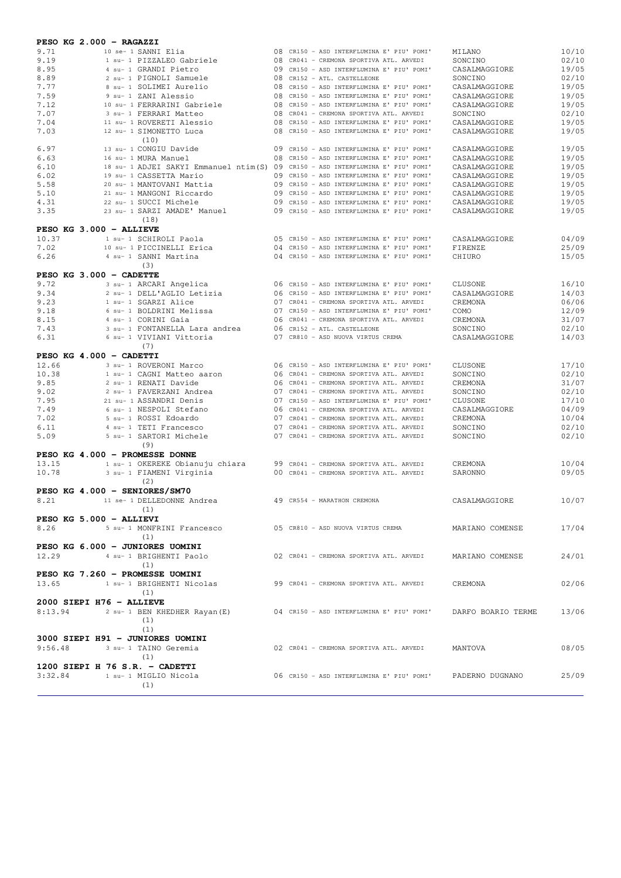**PESO KG 2.000 - RAGAZZI**

| | | | | | |
|---|---|---|---|---|---|
| 9.71 | 10 se- 1 SANNI Elia | 08 | CR150 - ASD INTERFLUMINA E' PIU' POMI' | MILANO | 10/10 |
| 9.19 | 1 su- 1 PIZZALEO Gabriele | 08 | CR041 - CREMONA SPORTIVA ATL. ARVEDI | SONCINO | 02/10 |
| 8.95 | 4 su- 1 GRANDI Pietro | 09 | CR150 - ASD INTERFLUMINA E' PIU' POMI' | CASALMAGGIORE | 19/05 |
| 8.89 | 2 su- 1 PIGNOLI Samuele | 08 | CR152 - ATL. CASTELLEONE | SONCINO | 02/10 |
| 7.77 | 8 su- 1 SOLIMEI Aurelio | 08 | CR150 - ASD INTERFLUMINA E' PIU' POMI' | CASALMAGGIORE | 19/05 |
| 7.59 | 9 su- 1 ZANI Alessio | 08 | CR150 - ASD INTERFLUMINA E' PIU' POMI' | CASALMAGGIORE | 19/05 |
| 7.12 | 10 su- 1 FERRARINI Gabriele | 08 | CR150 - ASD INTERFLUMINA E' PIU' POMI' | CASALMAGGIORE | 19/05 |
| 7.07 | 3 su- 1 FERRARI Matteo | 08 | CR041 - CREMONA SPORTIVA ATL. ARVEDI | SONCINO | 02/10 |
| 7.04 | 11 su- 1 ROVERETI Alessio | 08 | CR150 - ASD INTERFLUMINA E' PIU' POMI' | CASALMAGGIORE | 19/05 |
| 7.03 | 12 su- 1 SIMONETTO Luca | 08 | CR150 - ASD INTERFLUMINA E' PIU' POMI' | CASALMAGGIORE | 19/05 |
| | (10) | | | | |
| 6.97 | 13 su- 1 CONGIU Davide | 09 | CR150 - ASD INTERFLUMINA E' PIU' POMI' | CASALMAGGIORE | 19/05 |
| 6.63 | 16 su- 1 MURA Manuel | 08 | CR150 - ASD INTERFLUMINA E' PIU' POMI' | CASALMAGGIORE | 19/05 |
| 6.10 | 18 su- 1 ADJEI SAKYI Emmanuel ntim(S) | 09 | CR150 - ASD INTERFLUMINA E' PIU' POMI' | CASALMAGGIORE | 19/05 |
| 6.02 | 19 su- 1 CASSETTA Mario | 09 | CR150 - ASD INTERFLUMINA E' PIU' POMI' | CASALMAGGIORE | 19/05 |
| 5.58 | 20 su- 1 MANTOVANI Mattia | 09 | CR150 - ASD INTERFLUMINA E' PIU' POMI' | CASALMAGGIORE | 19/05 |
| 5.10 | 21 su- 1 MANGONI Riccardo | 09 | CR150 - ASD INTERFLUMINA E' PIU' POMI' | CASALMAGGIORE | 19/05 |
| 4.31 | 22 su- 1 SUCCI Michele | 09 | CR150 - ASD INTERFLUMINA E' PIU' POMI' | CASALMAGGIORE | 19/05 |
| 3.35 | 23 su- 1 SARZI AMADE' Manuel | 09 | CR150 - ASD INTERFLUMINA E' PIU' POMI' | CASALMAGGIORE | 19/05 |
| | (18) | | | | |

**PESO KG 3.000 - ALLIEVE**

| | | | | | |
|---|---|---|---|---|---|
| 10.37 | 1 su- 1 SCHIROLI Paola | 05 | CR150 - ASD INTERFLUMINA E' PIU' POMI' | CASALMAGGIORE | 04/09 |
| 7.02 | 10 su- 1 PICCINELLI Erica | 04 | CR150 - ASD INTERFLUMINA E' PIU' POMI' | FIRENZE | 25/09 |
| 6.26 | 4 su- 1 SANNI Martina | 04 | CR150 - ASD INTERFLUMINA E' PIU' POMI' | CHIURO | 15/05 |
| | (3) | | | | |

**PESO KG 3.000 - CADETTE**

| | | | | | |
|---|---|---|---|---|---|
| 9.72 | 3 su- 1 ARCARI Angelica | 06 | CR150 - ASD INTERFLUMINA E' PIU' POMI' | CLUSONE | 16/10 |
| 9.34 | 2 su- 1 DELL'AGLIO Letizia | 06 | CR150 - ASD INTERFLUMINA E' PIU' POMI' | CASALMAGGIORE | 14/03 |
| 9.23 | 1 su- 1 SGARZI Alice | 07 | CR041 - CREMONA SPORTIVA ATL. ARVEDI | CREMONA | 06/06 |
| 9.18 | 6 su- 1 BOLDRINI Melissa | 07 | CR150 - ASD INTERFLUMINA E' PIU' POMI' | COMO | 12/09 |
| 8.15 | 4 su- 1 CORINI Gaia | 06 | CR041 - CREMONA SPORTIVA ATL. ARVEDI | CREMONA | 31/07 |
| 7.43 | 3 su- 1 FONTANELLA Lara andrea | 06 | CR152 - ATL. CASTELLEONE | SONCINO | 02/10 |
| 6.31 | 6 su- 1 VIVIANI Vittoria | 07 | CR810 - ASD NUOVA VIRTUS CREMA | CASALMAGGIORE | 14/03 |
| | (7) | | | | |

**PESO KG 4.000 - CADETTI**

| | | | | | |
|---|---|---|---|---|---|
| 12.66 | 3 su- 1 ROVERONI Marco | 06 | CR150 - ASD INTERFLUMINA E' PIU' POMI' | CLUSONE | 17/10 |
| 10.38 | 1 su- 1 CAGNI Matteo aaron | 06 | CR041 - CREMONA SPORTIVA ATL. ARVEDI | SONCINO | 02/10 |
| 9.85 | 2 su- 1 RENATI Davide | 06 | CR041 - CREMONA SPORTIVA ATL. ARVEDI | CREMONA | 31/07 |
| 9.02 | 2 su- 1 FAVERZANI Andrea | 07 | CR041 - CREMONA SPORTIVA ATL. ARVEDI | SONCINO | 02/10 |
| 7.95 | 21 su- 1 ASSANDRI Denis | 07 | CR150 - ASD INTERFLUMINA E' PIU' POMI' | CLUSONE | 17/10 |
| 7.49 | 6 su- 1 NESPOLI Stefano | 06 | CR041 - CREMONA SPORTIVA ATL. ARVEDI | CASALMAGGIORE | 04/09 |
| 7.02 | 5 su- 1 ROSSI Edoardo | 07 | CR041 - CREMONA SPORTIVA ATL. ARVEDI | CREMONA | 10/04 |
| 6.11 | 4 su- 1 TETI Francesco | 07 | CR041 - CREMONA SPORTIVA ATL. ARVEDI | SONCINO | 02/10 |
| 5.09 | 5 su- 1 SARTORI Michele | 07 | CR041 - CREMONA SPORTIVA ATL. ARVEDI | SONCINO | 02/10 |
| | (9) | | | | |

**PESO KG 4.000 - PROMESSE DONNE**

| | | | | | |
|---|---|---|---|---|---|
| 13.15 | 1 su- 1 OKEREKE Obianuju chiara | 99 | CR041 - CREMONA SPORTIVA ATL. ARVEDI | CREMONA | 10/04 |
| 10.78 | 3 su- 1 FIAMENI Virginia | 00 | CR041 - CREMONA SPORTIVA ATL. ARVEDI | SARONNO | 09/05 |
| | (2) | | | | |

**PESO KG 4.000 - SENIORES/SM70**

| | | | | | |
|---|---|---|---|---|---|
| 8.21 | 11 se- 1 DELLEDONNE Andrea | 49 | CR554 - MARATHON CREMONA | CASALMAGGIORE | 10/07 |
| | (1) | | | | |

**PESO KG 5.000 - ALLIEVI**

| | | | | | |
|---|---|---|---|---|---|
| 8.26 | 5 su- 1 MONFRINI Francesco | 05 | CR810 - ASD NUOVA VIRTUS CREMA | MARIANO COMENSE | 17/04 |
| | (1) | | | | |

**PESO KG 6.000 - JUNIORES UOMINI**

| | | | | | |
|---|---|---|---|---|---|
| 12.29 | 4 su- 1 BRIGHENTI Paolo | 02 | CR041 - CREMONA SPORTIVA ATL. ARVEDI | MARIANO COMENSE | 24/01 |
| | (1) | | | | |

**PESO KG 7.260 - PROMESSE UOMINI**

| | | | | | |
|---|---|---|---|---|---|
| 13.65 | 1 su- 1 BRIGHENTI Nicolas | 99 | CR041 - CREMONA SPORTIVA ATL. ARVEDI | CREMONA | 02/06 |
| | (1) | | | | |

**2000 SIEPI H76 - ALLIEVE**

| | | | | | |
|---|---|---|---|---|---|
| 8:13.94 | 2 su- 1 BEN KHEDHER Rayan(E) | 04 | CR150 - ASD INTERFLUMINA E' PIU' POMI' | DARFO BOARIO TERME | 13/06 |
| | (1) | | | | |
| | (1) | | | | |

**3000 SIEPI H91 - JUNIORES UOMINI**

| | | | | | |
|---|---|---|---|---|---|
| 9:56.48 | 3 su- 1 TAINO Geremia | 02 | CR041 - CREMONA SPORTIVA ATL. ARVEDI | MANTOVA | 08/05 |
| | (1) | | | | |

**1200 SIEPI H 76 S.R. - CADETTI**

| | | | | | |
|---|---|---|---|---|---|
| 3:32.84 | 1 su- 1 MIGLIO Nicola | 06 | CR150 - ASD INTERFLUMINA E' PIU' POMI' | PADERNO DUGNANO | 25/09 |
| | (1) | | | | |